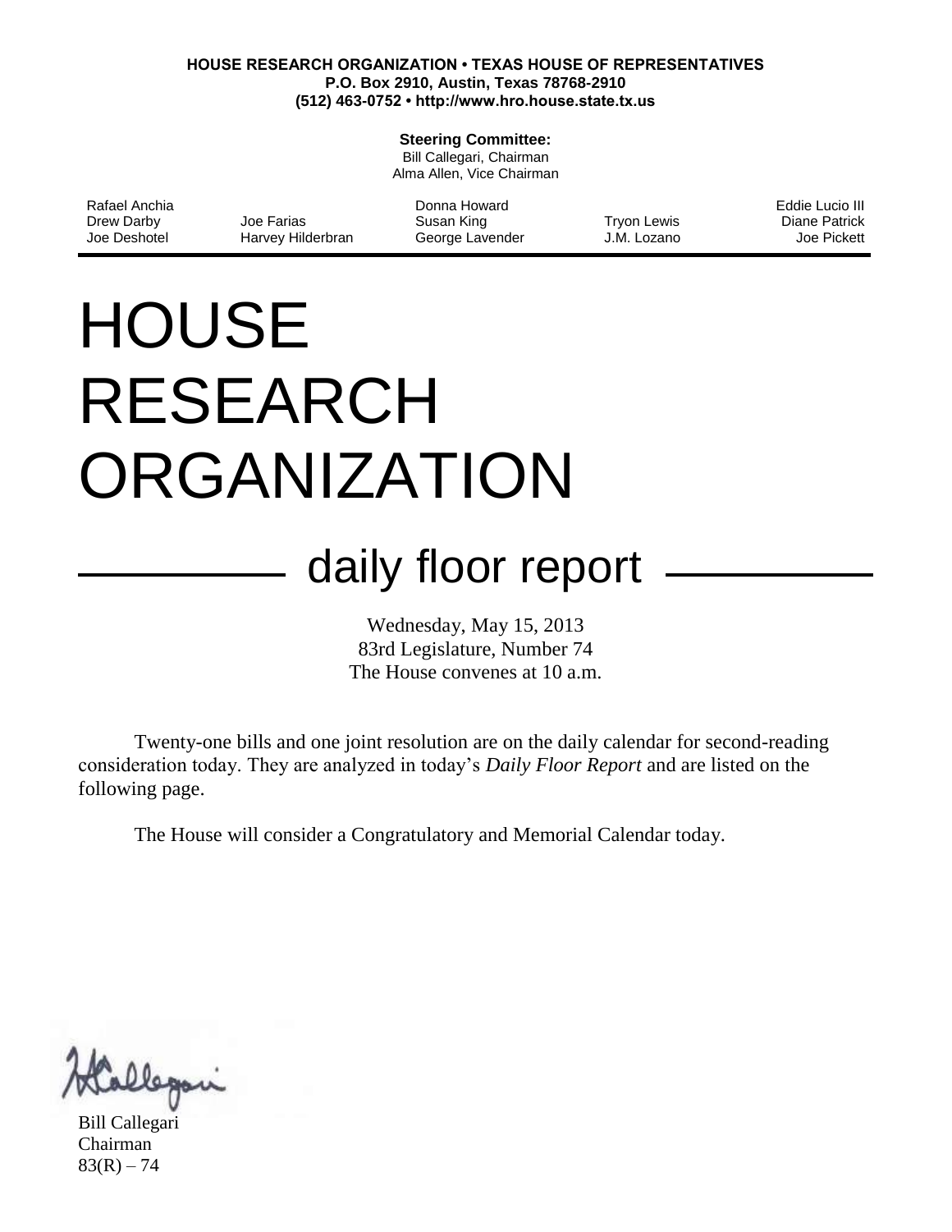**HOUSE RESEARCH ORGANIZATION • TEXAS HOUSE OF REPRESENTATIVES**
**P.O. Box 2910, Austin, Texas 78768-2910**
**(512) 463-0752 • http://www.hro.house.state.tx.us**

**Steering Committee:**
Bill Callegari, Chairman
Alma Allen, Vice Chairman

| | | | | |
|---|---|---|---|---|
| Rafael Anchia | | Donna Howard | | Eddie Lucio III |
| Drew Darby | Joe Farias | Susan King | Tryon Lewis | Diane Patrick |
| Joe Deshotel | Harvey Hilderbran | George Lavender | J.M. Lozano | Joe Pickett |

# HOUSE RESEARCH ORGANIZATION

## daily floor report

Wednesday, May 15, 2013
83rd Legislature, Number 74
The House convenes at 10 a.m.

Twenty-one bills and one joint resolution are on the daily calendar for second-reading consideration today. They are analyzed in today's *Daily Floor Report* and are listed on the following page.

The House will consider a Congratulatory and Memorial Calendar today.

Bill Callegari
Chairman
83(R) – 74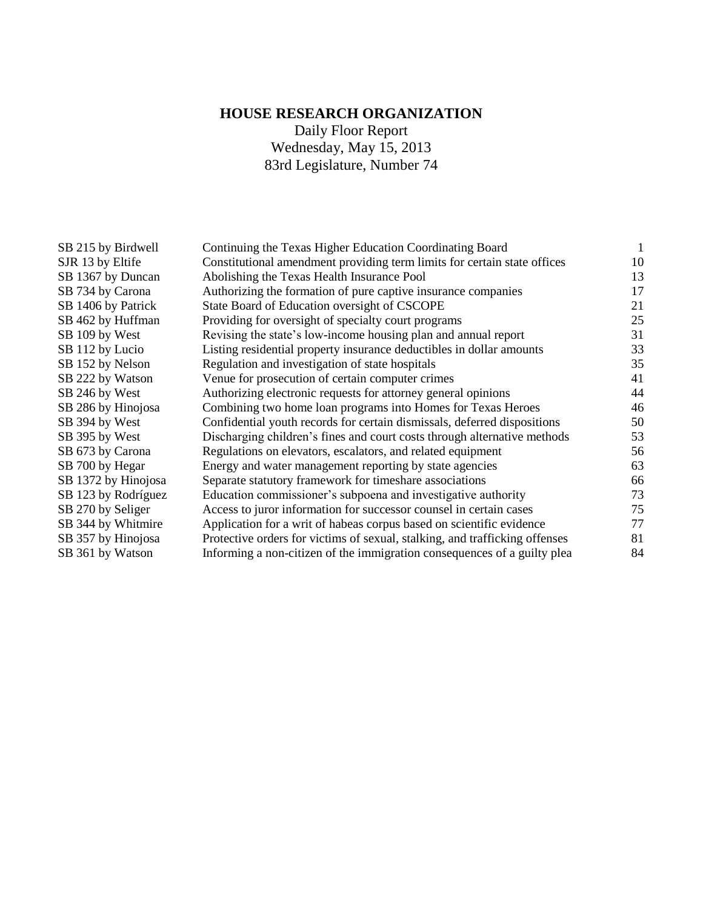# HOUSE RESEARCH ORGANIZATION

Daily Floor Report
Wednesday, May 15, 2013
83rd Legislature, Number 74

| | | |
|---|---|---|
| SB 215 by Birdwell | Continuing the Texas Higher Education Coordinating Board | 1 |
| SJR 13 by Eltife | Constitutional amendment providing term limits for certain state offices | 10 |
| SB 1367 by Duncan | Abolishing the Texas Health Insurance Pool | 13 |
| SB 734 by Carona | Authorizing the formation of pure captive insurance companies | 17 |
| SB 1406 by Patrick | State Board of Education oversight of CSCOPE | 21 |
| SB 462 by Huffman | Providing for oversight of specialty court programs | 25 |
| SB 109 by West | Revising the state's low-income housing plan and annual report | 31 |
| SB 112 by Lucio | Listing residential property insurance deductibles in dollar amounts | 33 |
| SB 152 by Nelson | Regulation and investigation of state hospitals | 35 |
| SB 222 by Watson | Venue for prosecution of certain computer crimes | 41 |
| SB 246 by West | Authorizing electronic requests for attorney general opinions | 44 |
| SB 286 by Hinojosa | Combining two home loan programs into Homes for Texas Heroes | 46 |
| SB 394 by West | Confidential youth records for certain dismissals, deferred dispositions | 50 |
| SB 395 by West | Discharging children's fines and court costs through alternative methods | 53 |
| SB 673 by Carona | Regulations on elevators, escalators, and related equipment | 56 |
| SB 700 by Hegar | Energy and water management reporting by state agencies | 63 |
| SB 1372 by Hinojosa | Separate statutory framework for timeshare associations | 66 |
| SB 123 by Rodríguez | Education commissioner's subpoena and investigative authority | 73 |
| SB 270 by Seliger | Access to juror information for successor counsel in certain cases | 75 |
| SB 344 by Whitmire | Application for a writ of habeas corpus based on scientific evidence | 77 |
| SB 357 by Hinojosa | Protective orders for victims of sexual, stalking, and trafficking offenses | 81 |
| SB 361 by Watson | Informing a non-citizen of the immigration consequences of a guilty plea | 84 |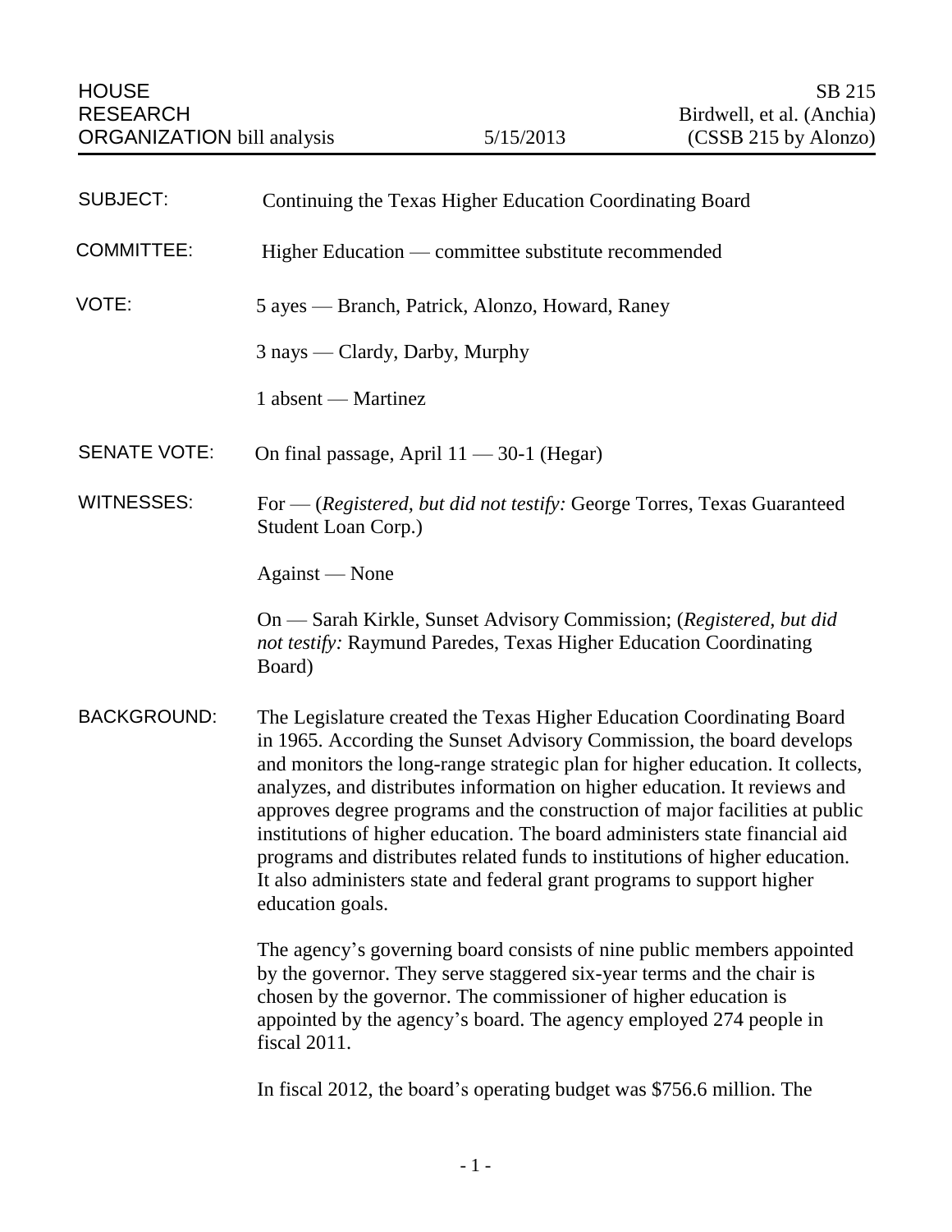HOUSE RESEARCH ORGANIZATION bill analysis — 5/15/2013 — SB 215 Birdwell, et al. (Anchia) (CSSB 215 by Alonzo)

**SUBJECT:** Continuing the Texas Higher Education Coordinating Board

**COMMITTEE:** Higher Education — committee substitute recommended

**VOTE:** 5 ayes — Branch, Patrick, Alonzo, Howard, Raney

3 nays — Clardy, Darby, Murphy

1 absent — Martinez

**SENATE VOTE:** On final passage, April 11 — 30-1 (Hegar)

**WITNESSES:** For — (*Registered, but did not testify:* George Torres, Texas Guaranteed Student Loan Corp.)

Against — None

On — Sarah Kirkle, Sunset Advisory Commission; (*Registered, but did not testify:* Raymund Paredes, Texas Higher Education Coordinating Board)

**BACKGROUND:** The Legislature created the Texas Higher Education Coordinating Board in 1965. According the Sunset Advisory Commission, the board develops and monitors the long-range strategic plan for higher education. It collects, analyzes, and distributes information on higher education. It reviews and approves degree programs and the construction of major facilities at public institutions of higher education. The board administers state financial aid programs and distributes related funds to institutions of higher education. It also administers state and federal grant programs to support higher education goals.

The agency's governing board consists of nine public members appointed by the governor. They serve staggered six-year terms and the chair is chosen by the governor. The commissioner of higher education is appointed by the agency's board. The agency employed 274 people in fiscal 2011.

In fiscal 2012, the board's operating budget was $756.6 million. The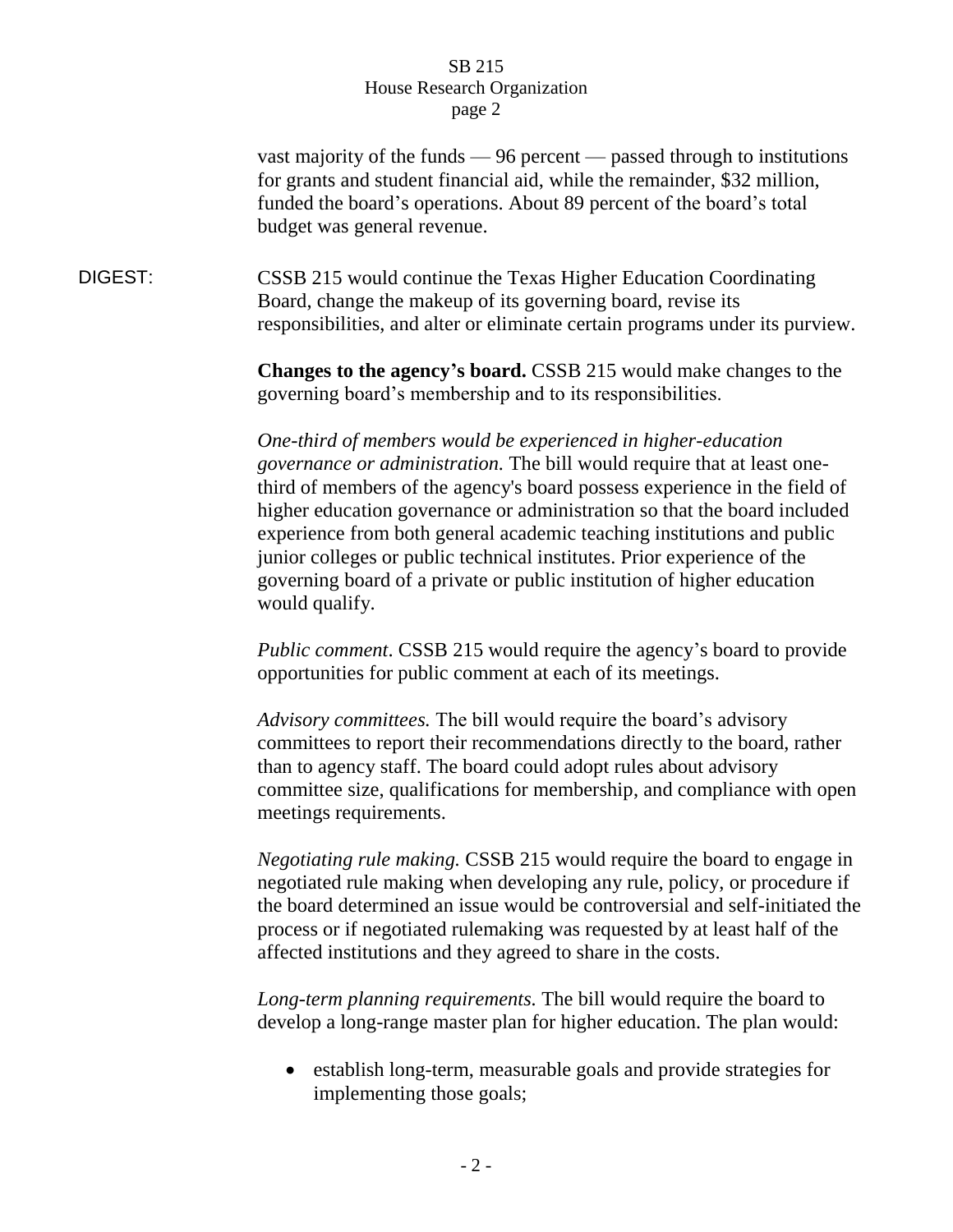vast majority of the funds — 96 percent — passed through to institutions for grants and student financial aid, while the remainder, $32 million, funded the board's operations. About 89 percent of the board's total budget was general revenue.

DIGEST: CSSB 215 would continue the Texas Higher Education Coordinating Board, change the makeup of its governing board, revise its responsibilities, and alter or eliminate certain programs under its purview.

**Changes to the agency's board.** CSSB 215 would make changes to the governing board's membership and to its responsibilities.

*One-third of members would be experienced in higher-education governance or administration.* The bill would require that at least one-third of members of the agency's board possess experience in the field of higher education governance or administration so that the board included experience from both general academic teaching institutions and public junior colleges or public technical institutes. Prior experience of the governing board of a private or public institution of higher education would qualify.

*Public comment*. CSSB 215 would require the agency's board to provide opportunities for public comment at each of its meetings.

*Advisory committees.* The bill would require the board's advisory committees to report their recommendations directly to the board, rather than to agency staff. The board could adopt rules about advisory committee size, qualifications for membership, and compliance with open meetings requirements.

*Negotiating rule making.* CSSB 215 would require the board to engage in negotiated rule making when developing any rule, policy, or procedure if the board determined an issue would be controversial and self-initiated the process or if negotiated rulemaking was requested by at least half of the affected institutions and they agreed to share in the costs.

*Long-term planning requirements.* The bill would require the board to develop a long-range master plan for higher education. The plan would:

- establish long-term, measurable goals and provide strategies for implementing those goals;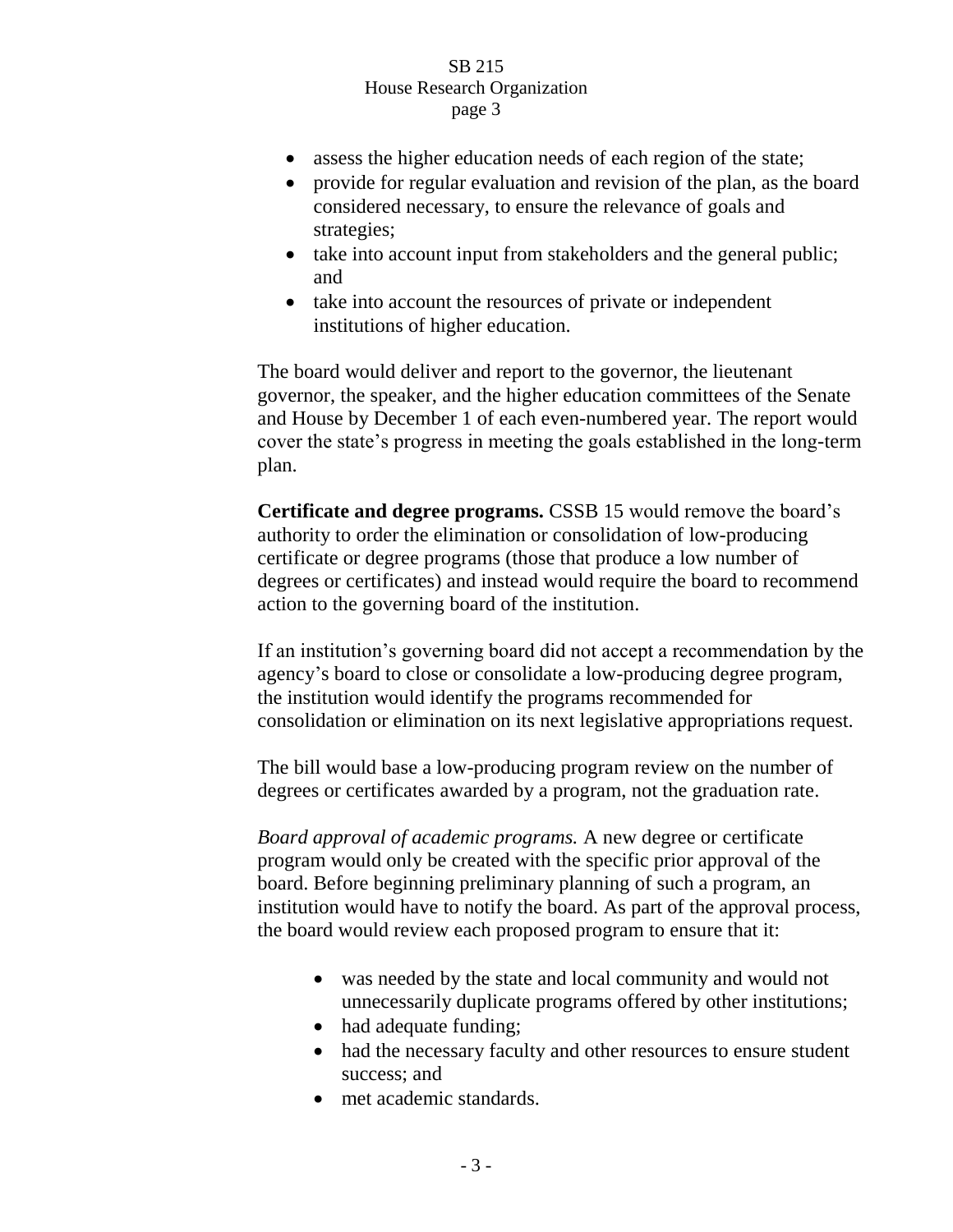- assess the higher education needs of each region of the state;
- provide for regular evaluation and revision of the plan, as the board considered necessary, to ensure the relevance of goals and strategies;
- take into account input from stakeholders and the general public; and
- take into account the resources of private or independent institutions of higher education.

The board would deliver and report to the governor, the lieutenant governor, the speaker, and the higher education committees of the Senate and House by December 1 of each even-numbered year. The report would cover the state's progress in meeting the goals established in the long-term plan.

**Certificate and degree programs.** CSSB 15 would remove the board's authority to order the elimination or consolidation of low-producing certificate or degree programs (those that produce a low number of degrees or certificates) and instead would require the board to recommend action to the governing board of the institution.

If an institution's governing board did not accept a recommendation by the agency's board to close or consolidate a low-producing degree program, the institution would identify the programs recommended for consolidation or elimination on its next legislative appropriations request.

The bill would base a low-producing program review on the number of degrees or certificates awarded by a program, not the graduation rate.

*Board approval of academic programs.* A new degree or certificate program would only be created with the specific prior approval of the board. Before beginning preliminary planning of such a program, an institution would have to notify the board. As part of the approval process, the board would review each proposed program to ensure that it:

- was needed by the state and local community and would not unnecessarily duplicate programs offered by other institutions;
- had adequate funding;
- had the necessary faculty and other resources to ensure student success; and
- met academic standards.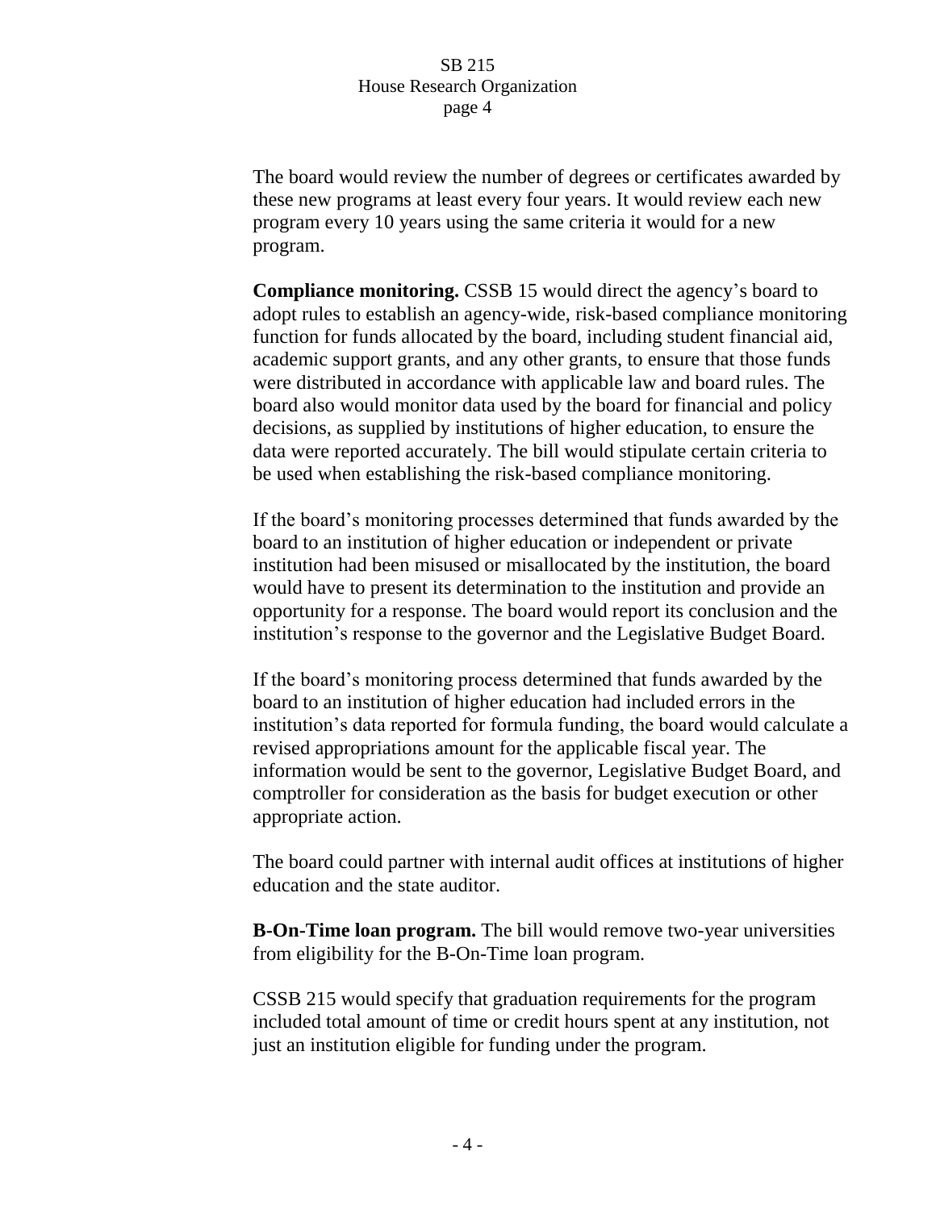The board would review the number of degrees or certificates awarded by these new programs at least every four years. It would review each new program every 10 years using the same criteria it would for a new program.

**Compliance monitoring.** CSSB 15 would direct the agency's board to adopt rules to establish an agency-wide, risk-based compliance monitoring function for funds allocated by the board, including student financial aid, academic support grants, and any other grants, to ensure that those funds were distributed in accordance with applicable law and board rules. The board also would monitor data used by the board for financial and policy decisions, as supplied by institutions of higher education, to ensure the data were reported accurately. The bill would stipulate certain criteria to be used when establishing the risk-based compliance monitoring.

If the board's monitoring processes determined that funds awarded by the board to an institution of higher education or independent or private institution had been misused or misallocated by the institution, the board would have to present its determination to the institution and provide an opportunity for a response. The board would report its conclusion and the institution's response to the governor and the Legislative Budget Board.

If the board's monitoring process determined that funds awarded by the board to an institution of higher education had included errors in the institution's data reported for formula funding, the board would calculate a revised appropriations amount for the applicable fiscal year. The information would be sent to the governor, Legislative Budget Board, and comptroller for consideration as the basis for budget execution or other appropriate action.

The board could partner with internal audit offices at institutions of higher education and the state auditor.

**B-On-Time loan program.** The bill would remove two-year universities from eligibility for the B-On-Time loan program.

CSSB 215 would specify that graduation requirements for the program included total amount of time or credit hours spent at any institution, not just an institution eligible for funding under the program.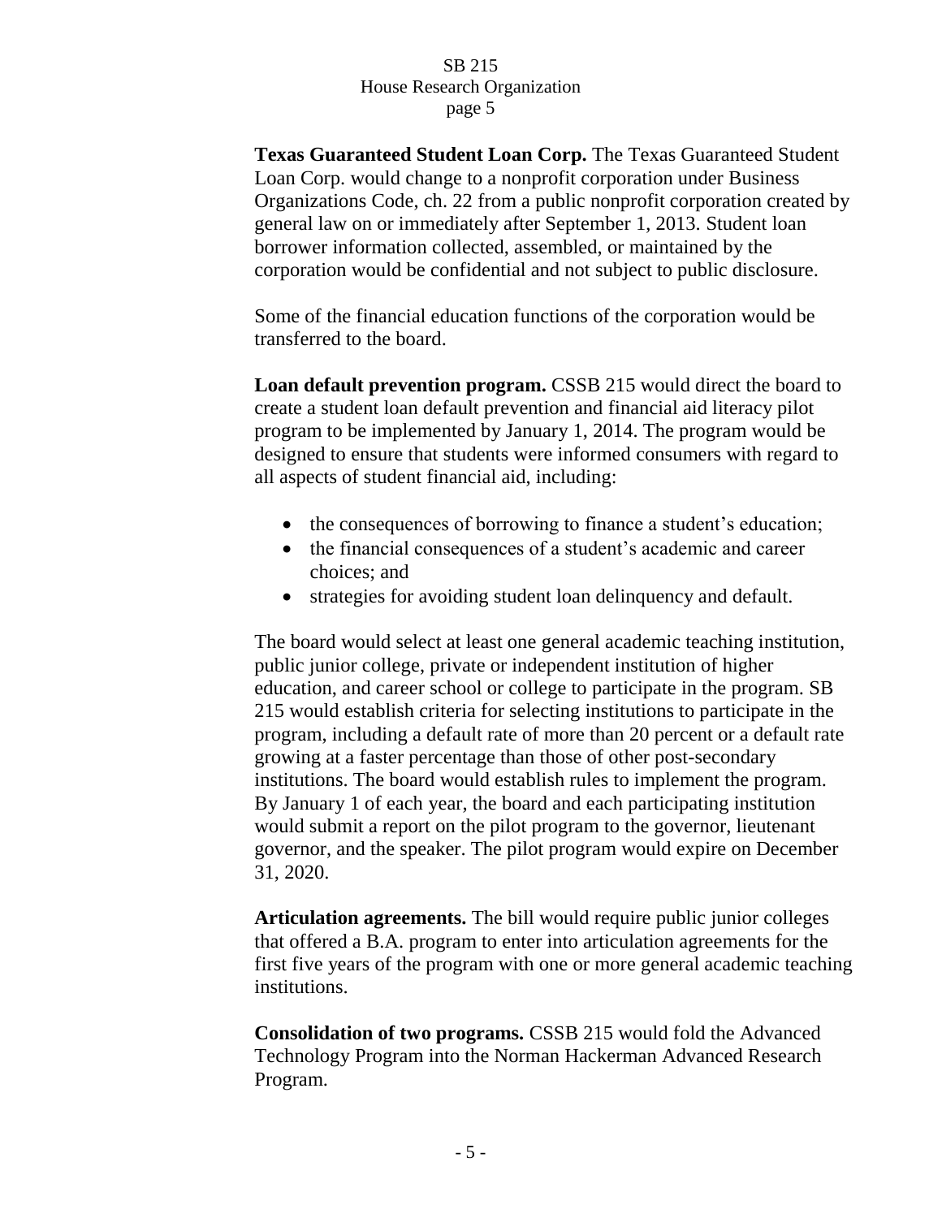**Texas Guaranteed Student Loan Corp.** The Texas Guaranteed Student Loan Corp. would change to a nonprofit corporation under Business Organizations Code, ch. 22 from a public nonprofit corporation created by general law on or immediately after September 1, 2013. Student loan borrower information collected, assembled, or maintained by the corporation would be confidential and not subject to public disclosure.

Some of the financial education functions of the corporation would be transferred to the board.

**Loan default prevention program.** CSSB 215 would direct the board to create a student loan default prevention and financial aid literacy pilot program to be implemented by January 1, 2014. The program would be designed to ensure that students were informed consumers with regard to all aspects of student financial aid, including:

- the consequences of borrowing to finance a student's education;
- the financial consequences of a student's academic and career choices; and
- strategies for avoiding student loan delinquency and default.

The board would select at least one general academic teaching institution, public junior college, private or independent institution of higher education, and career school or college to participate in the program. SB 215 would establish criteria for selecting institutions to participate in the program, including a default rate of more than 20 percent or a default rate growing at a faster percentage than those of other post-secondary institutions. The board would establish rules to implement the program. By January 1 of each year, the board and each participating institution would submit a report on the pilot program to the governor, lieutenant governor, and the speaker. The pilot program would expire on December 31, 2020.

**Articulation agreements.** The bill would require public junior colleges that offered a B.A. program to enter into articulation agreements for the first five years of the program with one or more general academic teaching institutions.

**Consolidation of two programs.** CSSB 215 would fold the Advanced Technology Program into the Norman Hackerman Advanced Research Program.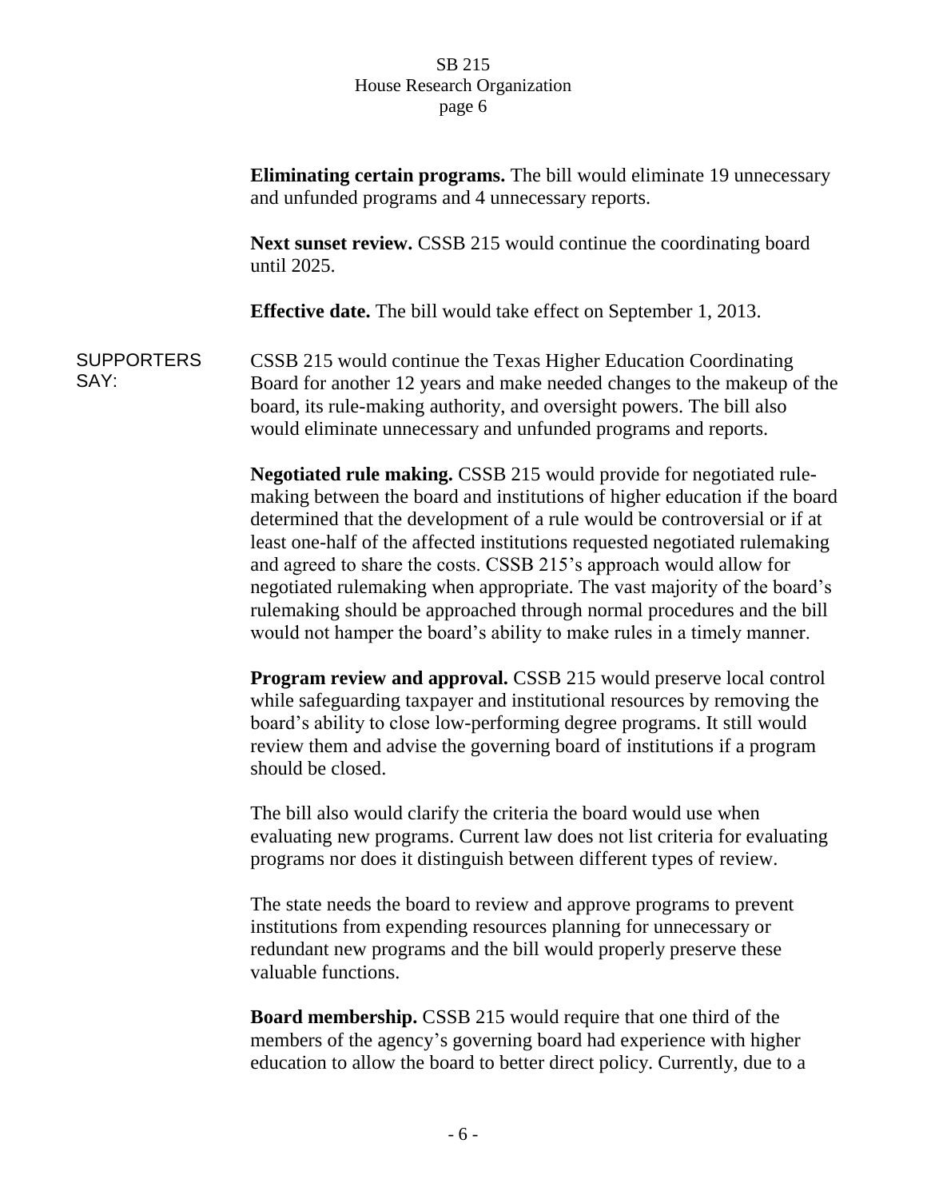**Eliminating certain programs.** The bill would eliminate 19 unnecessary and unfunded programs and 4 unnecessary reports.

**Next sunset review.** CSSB 215 would continue the coordinating board until 2025.

**Effective date.** The bill would take effect on September 1, 2013.

SUPPORTERS SAY:

CSSB 215 would continue the Texas Higher Education Coordinating Board for another 12 years and make needed changes to the makeup of the board, its rule-making authority, and oversight powers. The bill also would eliminate unnecessary and unfunded programs and reports.

**Negotiated rule making.** CSSB 215 would provide for negotiated rule-making between the board and institutions of higher education if the board determined that the development of a rule would be controversial or if at least one-half of the affected institutions requested negotiated rulemaking and agreed to share the costs. CSSB 215's approach would allow for negotiated rulemaking when appropriate. The vast majority of the board's rulemaking should be approached through normal procedures and the bill would not hamper the board's ability to make rules in a timely manner.

**Program review and approval.** CSSB 215 would preserve local control while safeguarding taxpayer and institutional resources by removing the board's ability to close low-performing degree programs. It still would review them and advise the governing board of institutions if a program should be closed.

The bill also would clarify the criteria the board would use when evaluating new programs. Current law does not list criteria for evaluating programs nor does it distinguish between different types of review.

The state needs the board to review and approve programs to prevent institutions from expending resources planning for unnecessary or redundant new programs and the bill would properly preserve these valuable functions.

**Board membership.** CSSB 215 would require that one third of the members of the agency's governing board had experience with higher education to allow the board to better direct policy. Currently, due to a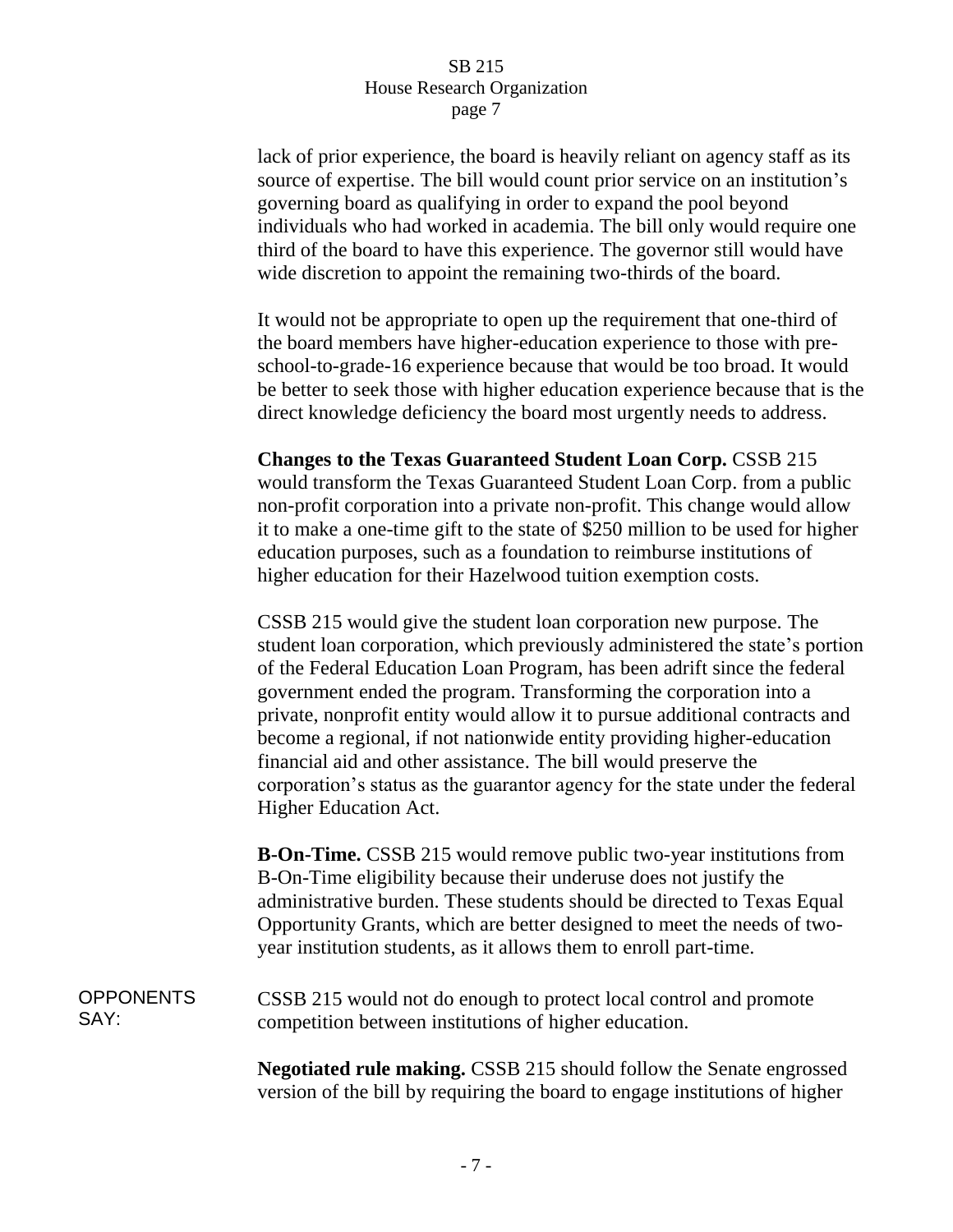lack of prior experience, the board is heavily reliant on agency staff as its source of expertise. The bill would count prior service on an institution's governing board as qualifying in order to expand the pool beyond individuals who had worked in academia. The bill only would require one third of the board to have this experience. The governor still would have wide discretion to appoint the remaining two-thirds of the board.

It would not be appropriate to open up the requirement that one-third of the board members have higher-education experience to those with pre-school-to-grade-16 experience because that would be too broad. It would be better to seek those with higher education experience because that is the direct knowledge deficiency the board most urgently needs to address.

**Changes to the Texas Guaranteed Student Loan Corp.** CSSB 215 would transform the Texas Guaranteed Student Loan Corp. from a public non-profit corporation into a private non-profit. This change would allow it to make a one-time gift to the state of $250 million to be used for higher education purposes, such as a foundation to reimburse institutions of higher education for their Hazelwood tuition exemption costs.

CSSB 215 would give the student loan corporation new purpose. The student loan corporation, which previously administered the state's portion of the Federal Education Loan Program, has been adrift since the federal government ended the program. Transforming the corporation into a private, nonprofit entity would allow it to pursue additional contracts and become a regional, if not nationwide entity providing higher-education financial aid and other assistance. The bill would preserve the corporation's status as the guarantor agency for the state under the federal Higher Education Act.

**B-On-Time.** CSSB 215 would remove public two-year institutions from B-On-Time eligibility because their underuse does not justify the administrative burden. These students should be directed to Texas Equal Opportunity Grants, which are better designed to meet the needs of two-year institution students, as it allows them to enroll part-time.

OPPONENTS SAY:

CSSB 215 would not do enough to protect local control and promote competition between institutions of higher education.

**Negotiated rule making.** CSSB 215 should follow the Senate engrossed version of the bill by requiring the board to engage institutions of higher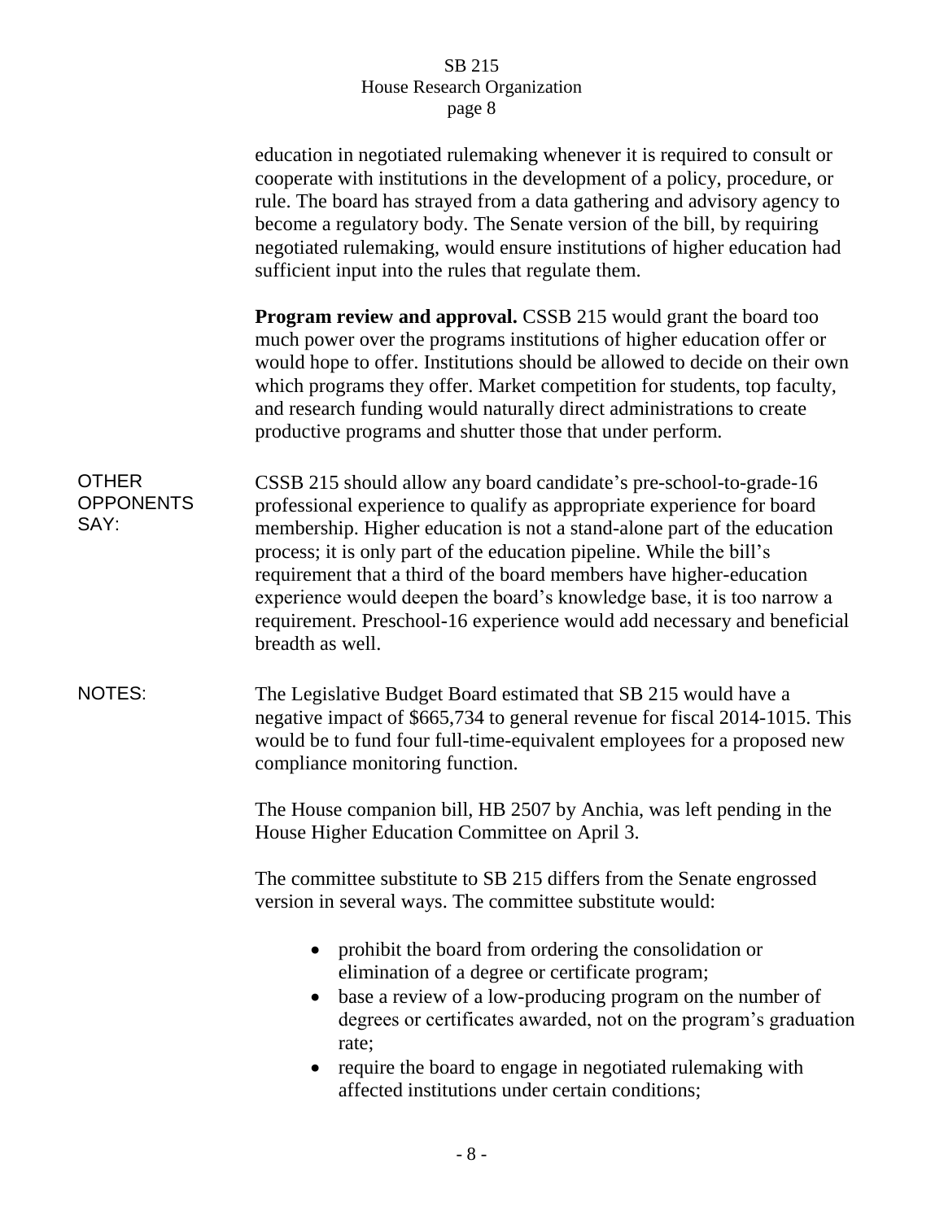education in negotiated rulemaking whenever it is required to consult or cooperate with institutions in the development of a policy, procedure, or rule. The board has strayed from a data gathering and advisory agency to become a regulatory body. The Senate version of the bill, by requiring negotiated rulemaking, would ensure institutions of higher education had sufficient input into the rules that regulate them.

**Program review and approval.** CSSB 215 would grant the board too much power over the programs institutions of higher education offer or would hope to offer. Institutions should be allowed to decide on their own which programs they offer. Market competition for students, top faculty, and research funding would naturally direct administrations to create productive programs and shutter those that under perform.

OTHER OPPONENTS SAY:

CSSB 215 should allow any board candidate's pre-school-to-grade-16 professional experience to qualify as appropriate experience for board membership. Higher education is not a stand-alone part of the education process; it is only part of the education pipeline. While the bill's requirement that a third of the board members have higher-education experience would deepen the board's knowledge base, it is too narrow a requirement. Preschool-16 experience would add necessary and beneficial breadth as well.

NOTES:

The Legislative Budget Board estimated that SB 215 would have a negative impact of $665,734 to general revenue for fiscal 2014-1015. This would be to fund four full-time-equivalent employees for a proposed new compliance monitoring function.

The House companion bill, HB 2507 by Anchia, was left pending in the House Higher Education Committee on April 3.

The committee substitute to SB 215 differs from the Senate engrossed version in several ways. The committee substitute would:

- prohibit the board from ordering the consolidation or elimination of a degree or certificate program;
- base a review of a low-producing program on the number of degrees or certificates awarded, not on the program's graduation rate;
- require the board to engage in negotiated rulemaking with affected institutions under certain conditions;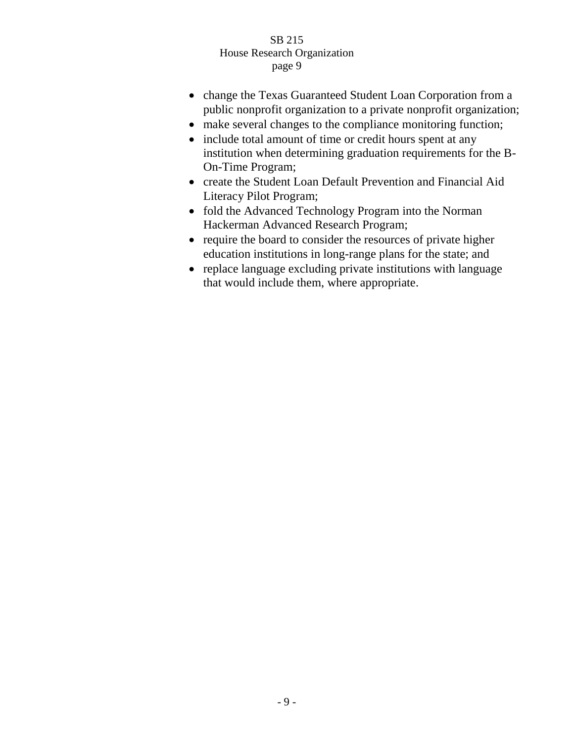- change the Texas Guaranteed Student Loan Corporation from a public nonprofit organization to a private nonprofit organization;
- make several changes to the compliance monitoring function;
- include total amount of time or credit hours spent at any institution when determining graduation requirements for the B-On-Time Program;
- create the Student Loan Default Prevention and Financial Aid Literacy Pilot Program;
- fold the Advanced Technology Program into the Norman Hackerman Advanced Research Program;
- require the board to consider the resources of private higher education institutions in long-range plans for the state; and
- replace language excluding private institutions with language that would include them, where appropriate.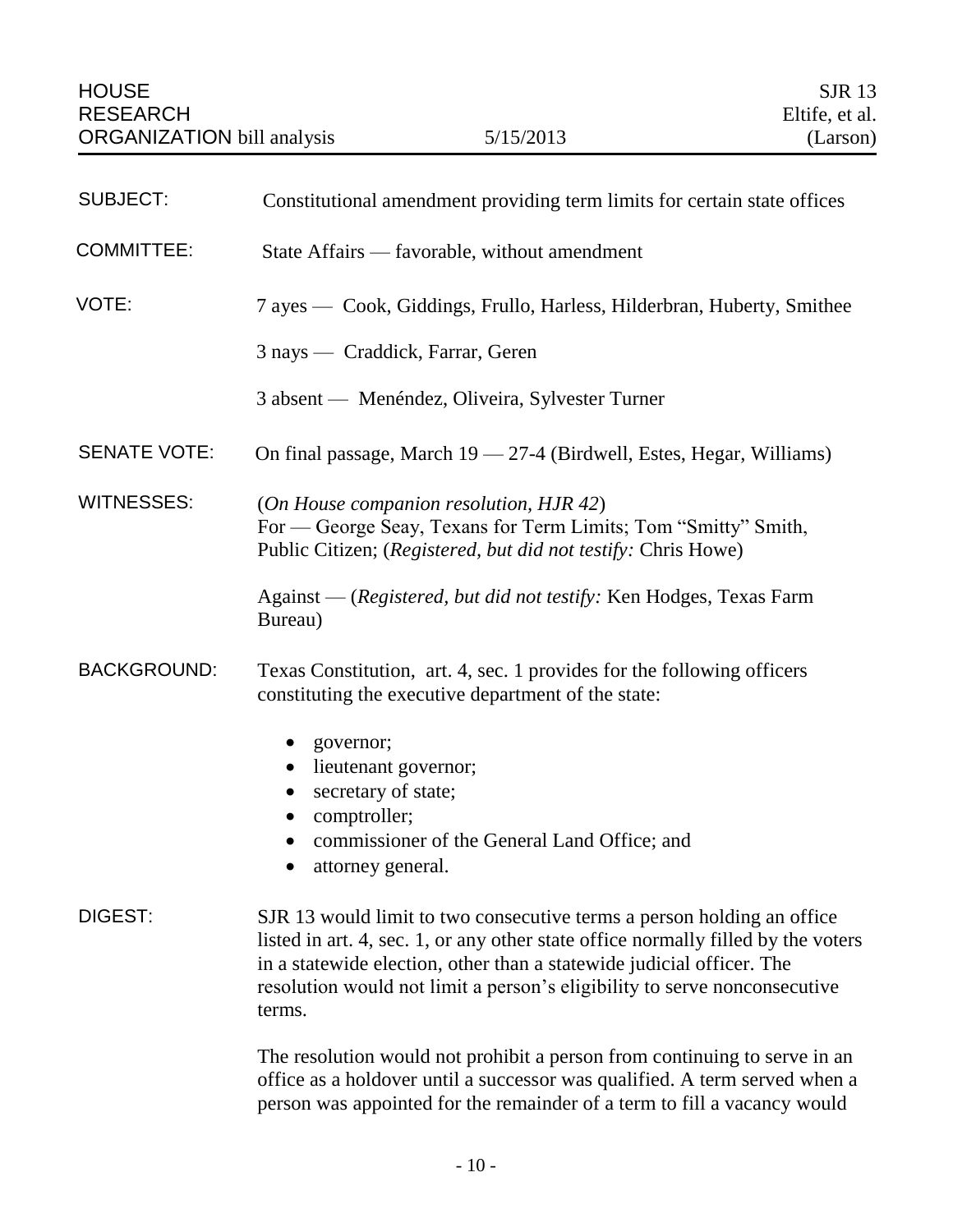HOUSE RESEARCH ORGANIZATION bill analysis — 5/15/2013 — SJR 13, Eltife, et al. (Larson)

**SUBJECT:** Constitutional amendment providing term limits for certain state offices

**COMMITTEE:** State Affairs — favorable, without amendment

**VOTE:** 7 ayes — Cook, Giddings, Frullo, Harless, Hilderbran, Huberty, Smithee

3 nays — Craddick, Farrar, Geren

3 absent — Menéndez, Oliveira, Sylvester Turner

**SENATE VOTE:** On final passage, March 19 — 27-4 (Birdwell, Estes, Hegar, Williams)

**WITNESSES:** (*On House companion resolution, HJR 42*)
For — George Seay, Texans for Term Limits; Tom "Smitty" Smith, Public Citizen; (*Registered, but did not testify:* Chris Howe)

Against — (*Registered, but did not testify:* Ken Hodges, Texas Farm Bureau)

**BACKGROUND:** Texas Constitution, art. 4, sec. 1 provides for the following officers constituting the executive department of the state:

- governor;
- lieutenant governor;
- secretary of state;
- comptroller;
- commissioner of the General Land Office; and
- attorney general.

**DIGEST:** SJR 13 would limit to two consecutive terms a person holding an office listed in art. 4, sec. 1, or any other state office normally filled by the voters in a statewide election, other than a statewide judicial officer. The resolution would not limit a person's eligibility to serve nonconsecutive terms.

The resolution would not prohibit a person from continuing to serve in an office as a holdover until a successor was qualified. A term served when a person was appointed for the remainder of a term to fill a vacancy would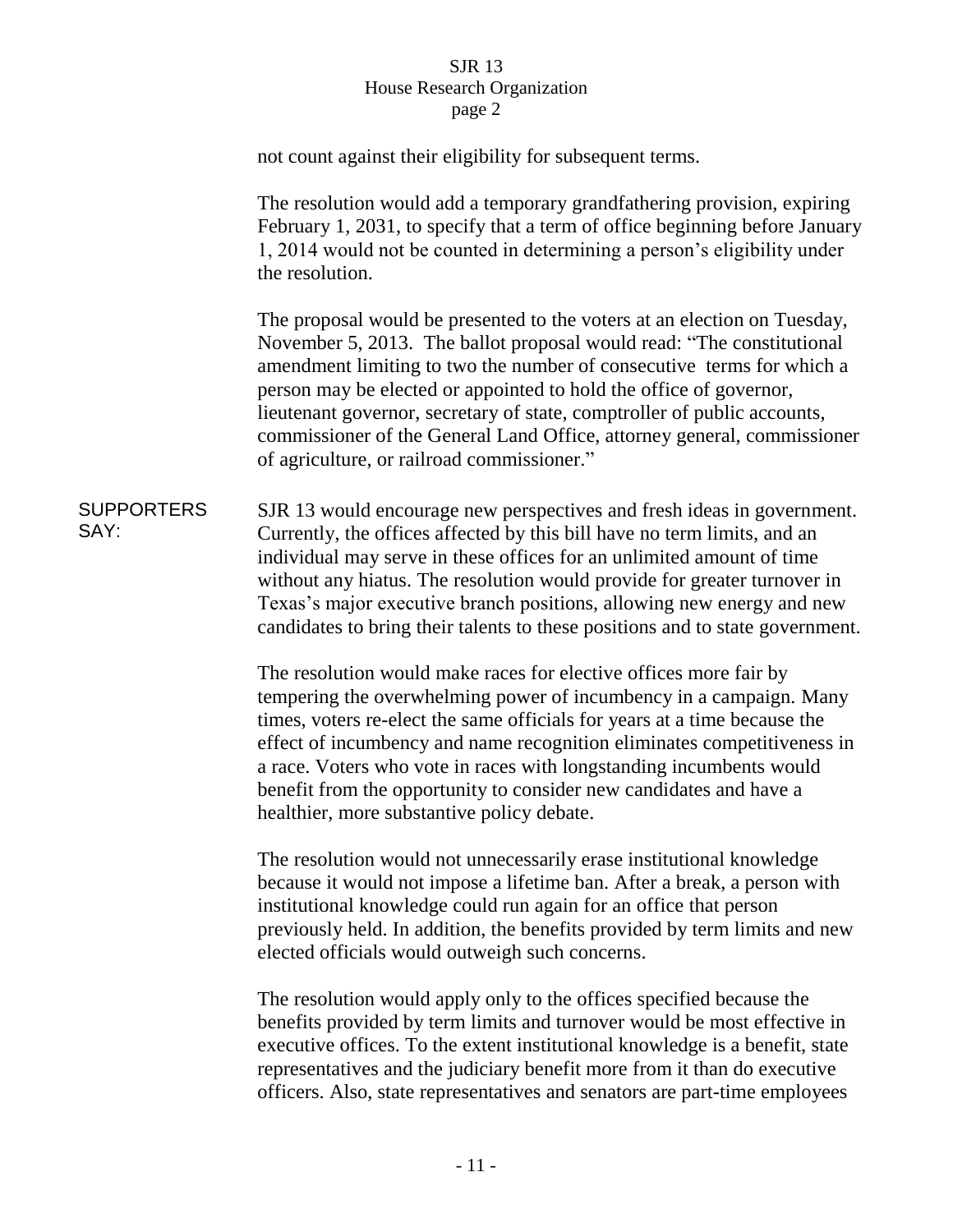not count against their eligibility for subsequent terms.

The resolution would add a temporary grandfathering provision, expiring February 1, 2031, to specify that a term of office beginning before January 1, 2014 would not be counted in determining a person's eligibility under the resolution.

The proposal would be presented to the voters at an election on Tuesday, November 5, 2013. The ballot proposal would read: "The constitutional amendment limiting to two the number of consecutive terms for which a person may be elected or appointed to hold the office of governor, lieutenant governor, secretary of state, comptroller of public accounts, commissioner of the General Land Office, attorney general, commissioner of agriculture, or railroad commissioner."

**SUPPORTERS SAY:**

SJR 13 would encourage new perspectives and fresh ideas in government. Currently, the offices affected by this bill have no term limits, and an individual may serve in these offices for an unlimited amount of time without any hiatus. The resolution would provide for greater turnover in Texas's major executive branch positions, allowing new energy and new candidates to bring their talents to these positions and to state government.

The resolution would make races for elective offices more fair by tempering the overwhelming power of incumbency in a campaign. Many times, voters re-elect the same officials for years at a time because the effect of incumbency and name recognition eliminates competitiveness in a race. Voters who vote in races with longstanding incumbents would benefit from the opportunity to consider new candidates and have a healthier, more substantive policy debate.

The resolution would not unnecessarily erase institutional knowledge because it would not impose a lifetime ban. After a break, a person with institutional knowledge could run again for an office that person previously held. In addition, the benefits provided by term limits and new elected officials would outweigh such concerns.

The resolution would apply only to the offices specified because the benefits provided by term limits and turnover would be most effective in executive offices. To the extent institutional knowledge is a benefit, state representatives and the judiciary benefit more from it than do executive officers. Also, state representatives and senators are part-time employees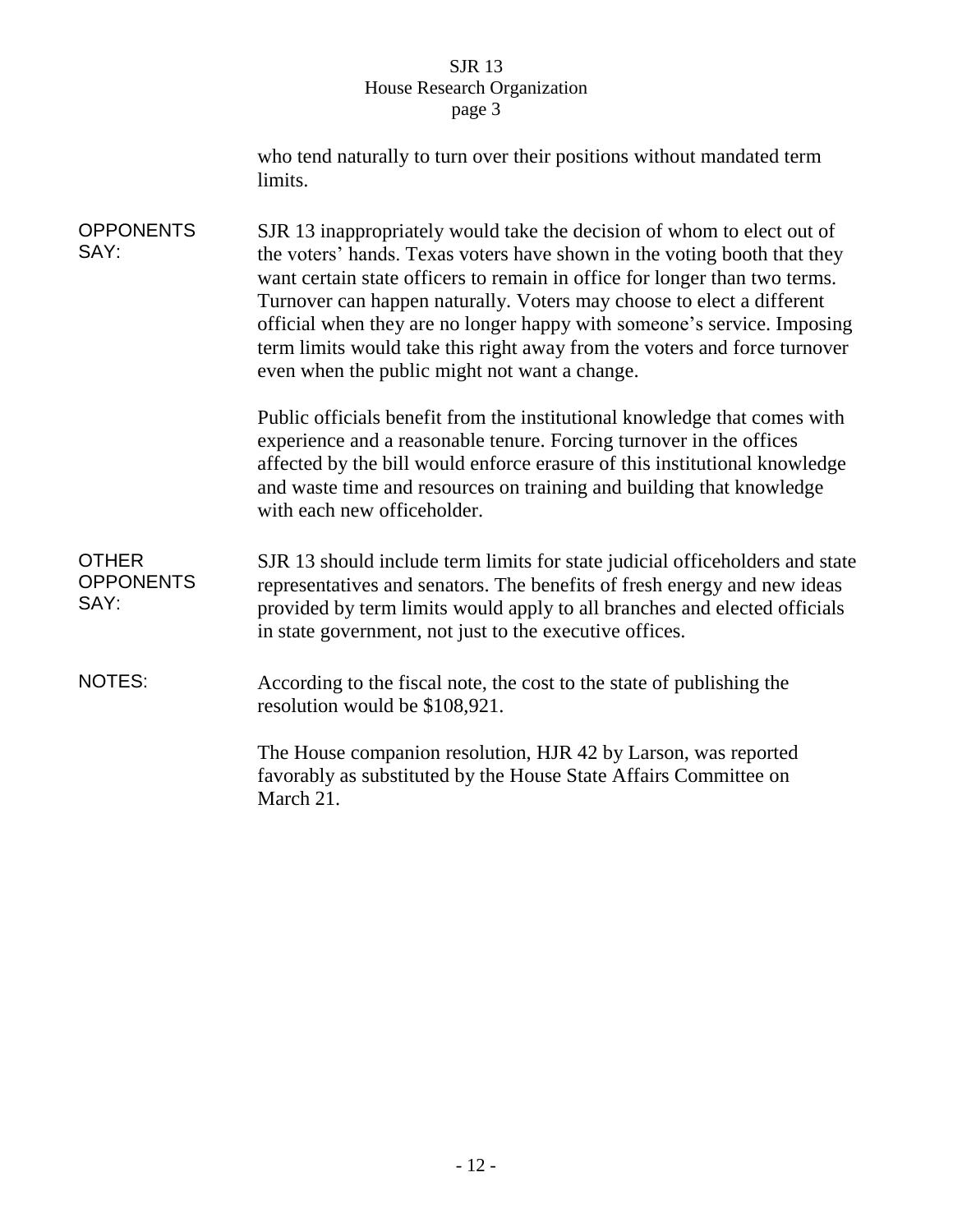who tend naturally to turn over their positions without mandated term limits.

**OPPONENTS SAY:** SJR 13 inappropriately would take the decision of whom to elect out of the voters' hands. Texas voters have shown in the voting booth that they want certain state officers to remain in office for longer than two terms. Turnover can happen naturally. Voters may choose to elect a different official when they are no longer happy with someone's service. Imposing term limits would take this right away from the voters and force turnover even when the public might not want a change.

Public officials benefit from the institutional knowledge that comes with experience and a reasonable tenure. Forcing turnover in the offices affected by the bill would enforce erasure of this institutional knowledge and waste time and resources on training and building that knowledge with each new officeholder.

**OTHER OPPONENTS SAY:** SJR 13 should include term limits for state judicial officeholders and state representatives and senators. The benefits of fresh energy and new ideas provided by term limits would apply to all branches and elected officials in state government, not just to the executive offices.

**NOTES:** According to the fiscal note, the cost to the state of publishing the resolution would be $108,921.

The House companion resolution, HJR 42 by Larson, was reported favorably as substituted by the House State Affairs Committee on March 21.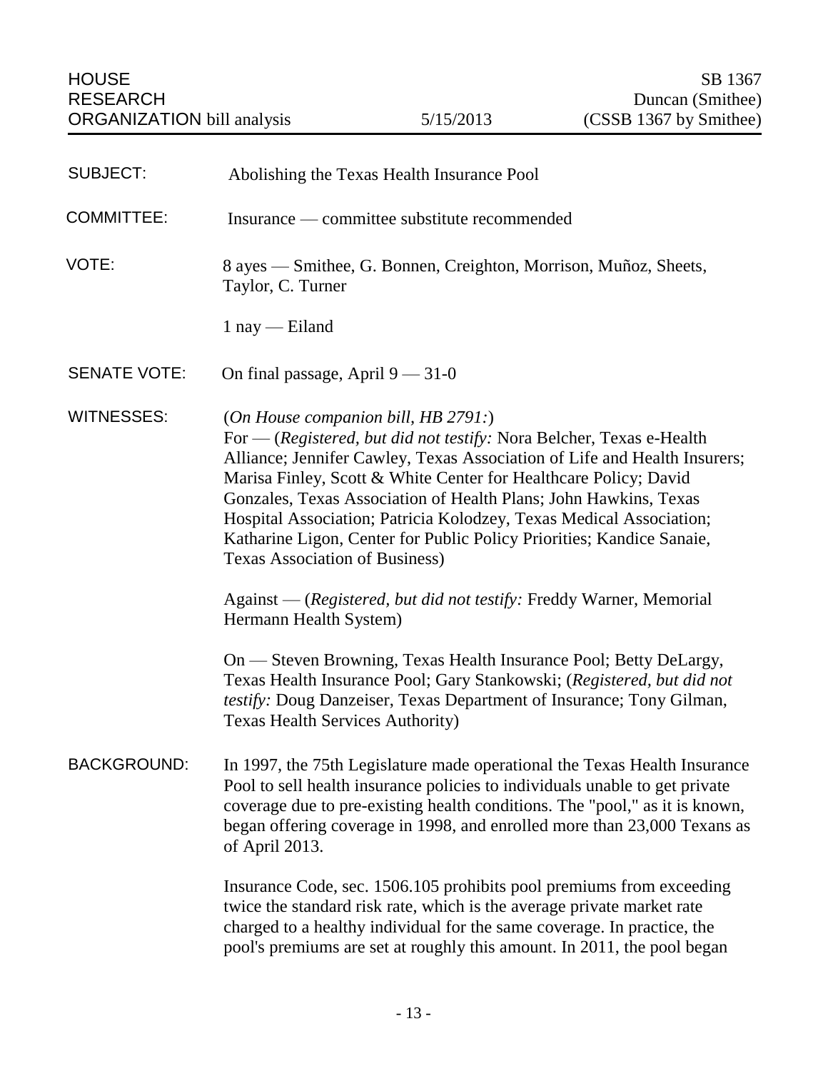HOUSE RESEARCH ORGANIZATION bill analysis — 5/15/2013 — SB 1367 Duncan (Smithee) (CSSB 1367 by Smithee)

**SUBJECT:** Abolishing the Texas Health Insurance Pool

**COMMITTEE:** Insurance — committee substitute recommended

**VOTE:** 8 ayes — Smithee, G. Bonnen, Creighton, Morrison, Muñoz, Sheets, Taylor, C. Turner

1 nay — Eiland

**SENATE VOTE:** On final passage, April 9 — 31-0

**WITNESSES:** (*On House companion bill, HB 2791:*)
For — (*Registered, but did not testify:* Nora Belcher, Texas e-Health Alliance; Jennifer Cawley, Texas Association of Life and Health Insurers; Marisa Finley, Scott & White Center for Healthcare Policy; David Gonzales, Texas Association of Health Plans; John Hawkins, Texas Hospital Association; Patricia Kolodzey, Texas Medical Association; Katharine Ligon, Center for Public Policy Priorities; Kandice Sanaie, Texas Association of Business)

Against — (*Registered, but did not testify:* Freddy Warner, Memorial Hermann Health System)

On — Steven Browning, Texas Health Insurance Pool; Betty DeLargy, Texas Health Insurance Pool; Gary Stankowski; (*Registered, but did not testify:* Doug Danzeiser, Texas Department of Insurance; Tony Gilman, Texas Health Services Authority)

**BACKGROUND:** In 1997, the 75th Legislature made operational the Texas Health Insurance Pool to sell health insurance policies to individuals unable to get private coverage due to pre-existing health conditions. The "pool," as it is known, began offering coverage in 1998, and enrolled more than 23,000 Texans as of April 2013.

Insurance Code, sec. 1506.105 prohibits pool premiums from exceeding twice the standard risk rate, which is the average private market rate charged to a healthy individual for the same coverage. In practice, the pool's premiums are set at roughly this amount. In 2011, the pool began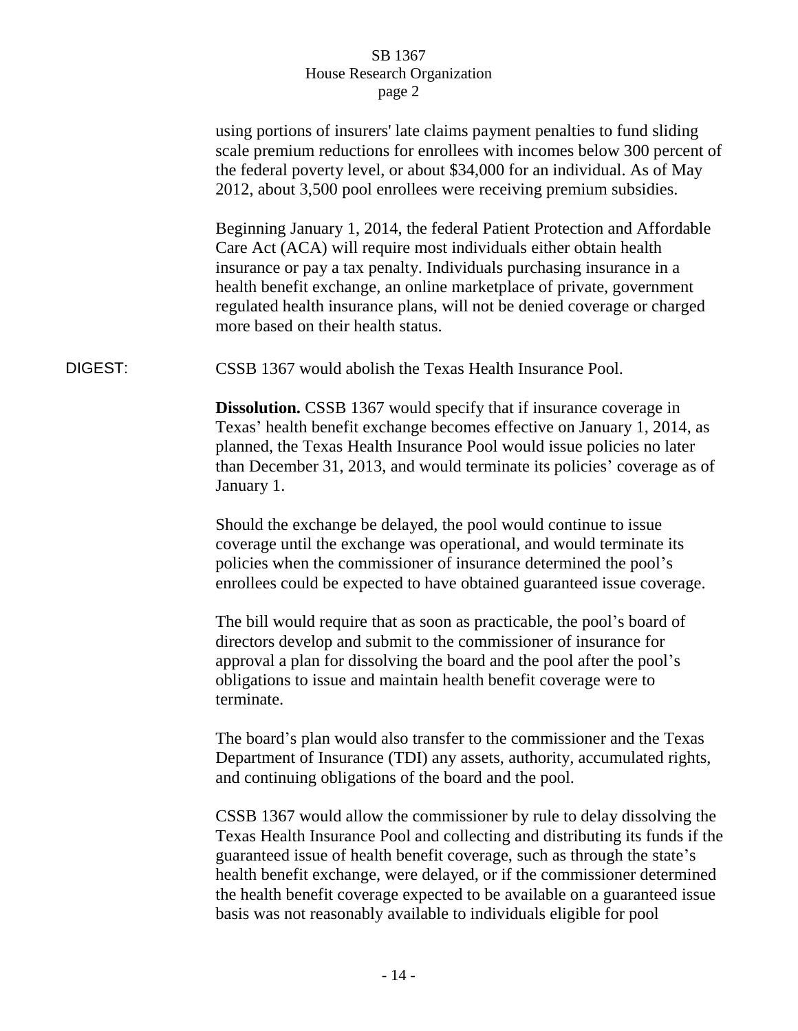using portions of insurers' late claims payment penalties to fund sliding scale premium reductions for enrollees with incomes below 300 percent of the federal poverty level, or about $34,000 for an individual. As of May 2012, about 3,500 pool enrollees were receiving premium subsidies.

Beginning January 1, 2014, the federal Patient Protection and Affordable Care Act (ACA) will require most individuals either obtain health insurance or pay a tax penalty. Individuals purchasing insurance in a health benefit exchange, an online marketplace of private, government regulated health insurance plans, will not be denied coverage or charged more based on their health status.

DIGEST: CSSB 1367 would abolish the Texas Health Insurance Pool.

**Dissolution.** CSSB 1367 would specify that if insurance coverage in Texas' health benefit exchange becomes effective on January 1, 2014, as planned, the Texas Health Insurance Pool would issue policies no later than December 31, 2013, and would terminate its policies' coverage as of January 1.

Should the exchange be delayed, the pool would continue to issue coverage until the exchange was operational, and would terminate its policies when the commissioner of insurance determined the pool's enrollees could be expected to have obtained guaranteed issue coverage.

The bill would require that as soon as practicable, the pool's board of directors develop and submit to the commissioner of insurance for approval a plan for dissolving the board and the pool after the pool's obligations to issue and maintain health benefit coverage were to terminate.

The board's plan would also transfer to the commissioner and the Texas Department of Insurance (TDI) any assets, authority, accumulated rights, and continuing obligations of the board and the pool.

CSSB 1367 would allow the commissioner by rule to delay dissolving the Texas Health Insurance Pool and collecting and distributing its funds if the guaranteed issue of health benefit coverage, such as through the state's health benefit exchange, were delayed, or if the commissioner determined the health benefit coverage expected to be available on a guaranteed issue basis was not reasonably available to individuals eligible for pool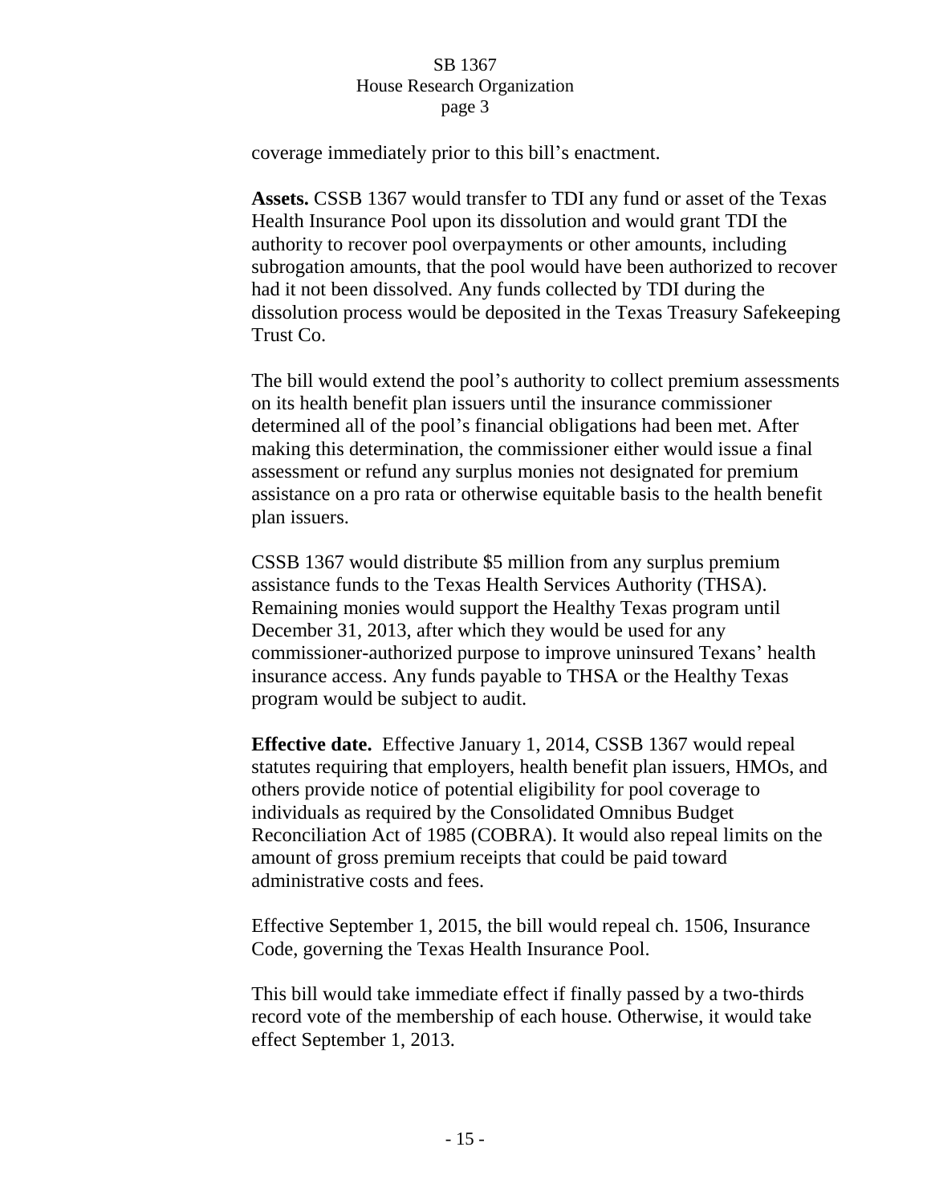coverage immediately prior to this bill's enactment.

**Assets.** CSSB 1367 would transfer to TDI any fund or asset of the Texas Health Insurance Pool upon its dissolution and would grant TDI the authority to recover pool overpayments or other amounts, including subrogation amounts, that the pool would have been authorized to recover had it not been dissolved. Any funds collected by TDI during the dissolution process would be deposited in the Texas Treasury Safekeeping Trust Co.

The bill would extend the pool's authority to collect premium assessments on its health benefit plan issuers until the insurance commissioner determined all of the pool's financial obligations had been met. After making this determination, the commissioner either would issue a final assessment or refund any surplus monies not designated for premium assistance on a pro rata or otherwise equitable basis to the health benefit plan issuers.

CSSB 1367 would distribute $5 million from any surplus premium assistance funds to the Texas Health Services Authority (THSA). Remaining monies would support the Healthy Texas program until December 31, 2013, after which they would be used for any commissioner-authorized purpose to improve uninsured Texans' health insurance access. Any funds payable to THSA or the Healthy Texas program would be subject to audit.

**Effective date.** Effective January 1, 2014, CSSB 1367 would repeal statutes requiring that employers, health benefit plan issuers, HMOs, and others provide notice of potential eligibility for pool coverage to individuals as required by the Consolidated Omnibus Budget Reconciliation Act of 1985 (COBRA). It would also repeal limits on the amount of gross premium receipts that could be paid toward administrative costs and fees.

Effective September 1, 2015, the bill would repeal ch. 1506, Insurance Code, governing the Texas Health Insurance Pool.

This bill would take immediate effect if finally passed by a two-thirds record vote of the membership of each house. Otherwise, it would take effect September 1, 2013.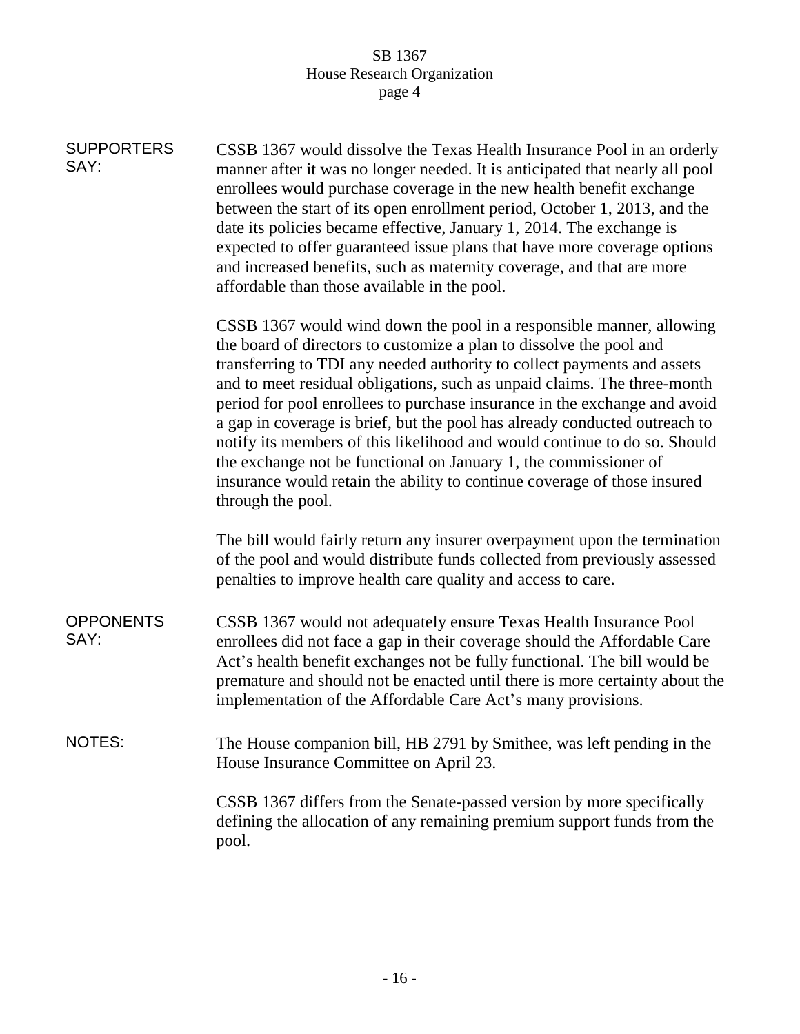**SUPPORTERS SAY:**

CSSB 1367 would dissolve the Texas Health Insurance Pool in an orderly manner after it was no longer needed. It is anticipated that nearly all pool enrollees would purchase coverage in the new health benefit exchange between the start of its open enrollment period, October 1, 2013, and the date its policies became effective, January 1, 2014. The exchange is expected to offer guaranteed issue plans that have more coverage options and increased benefits, such as maternity coverage, and that are more affordable than those available in the pool.

CSSB 1367 would wind down the pool in a responsible manner, allowing the board of directors to customize a plan to dissolve the pool and transferring to TDI any needed authority to collect payments and assets and to meet residual obligations, such as unpaid claims. The three-month period for pool enrollees to purchase insurance in the exchange and avoid a gap in coverage is brief, but the pool has already conducted outreach to notify its members of this likelihood and would continue to do so. Should the exchange not be functional on January 1, the commissioner of insurance would retain the ability to continue coverage of those insured through the pool.

The bill would fairly return any insurer overpayment upon the termination of the pool and would distribute funds collected from previously assessed penalties to improve health care quality and access to care.

**OPPONENTS SAY:**

CSSB 1367 would not adequately ensure Texas Health Insurance Pool enrollees did not face a gap in their coverage should the Affordable Care Act's health benefit exchanges not be fully functional. The bill would be premature and should not be enacted until there is more certainty about the implementation of the Affordable Care Act's many provisions.

**NOTES:**

The House companion bill, HB 2791 by Smithee, was left pending in the House Insurance Committee on April 23.

CSSB 1367 differs from the Senate-passed version by more specifically defining the allocation of any remaining premium support funds from the pool.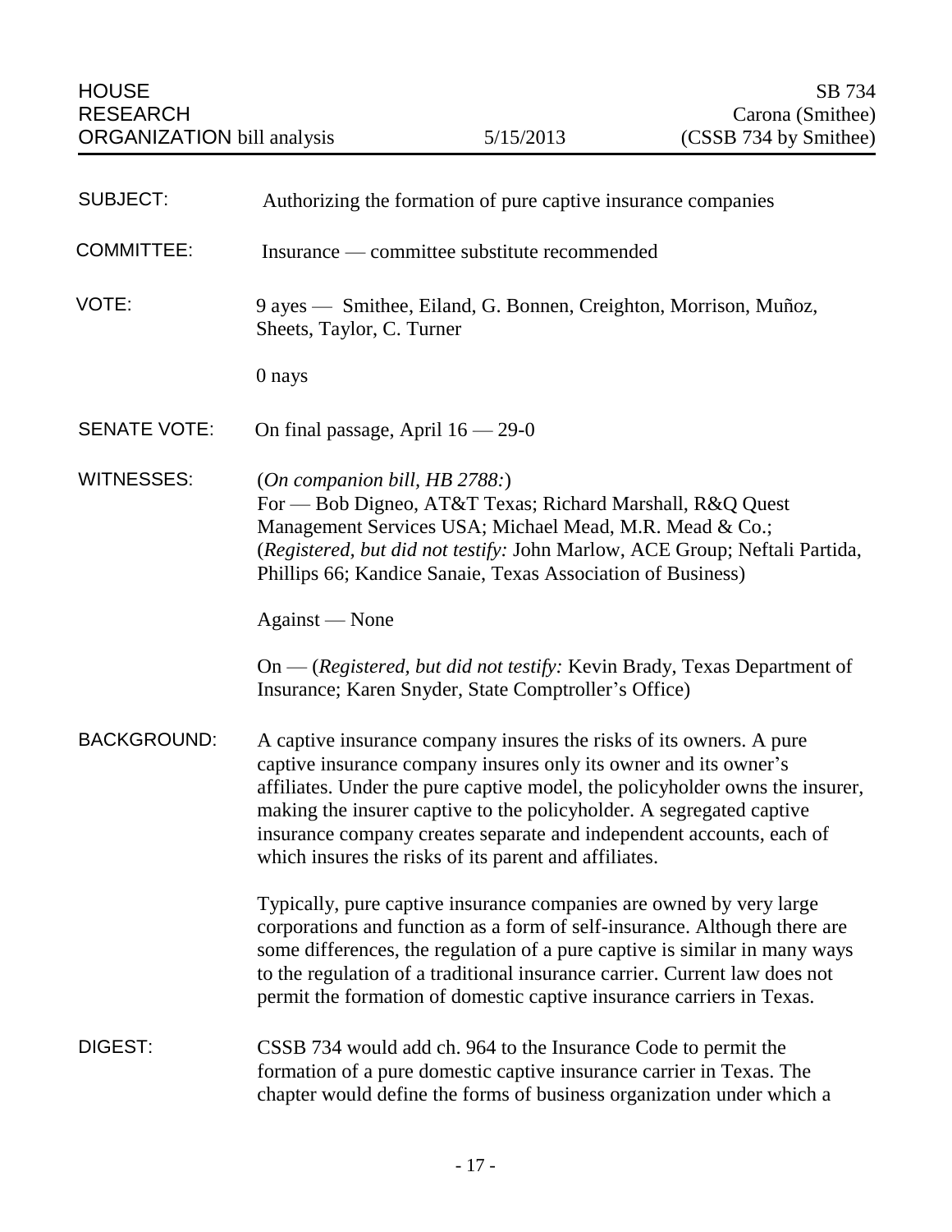HOUSE RESEARCH ORGANIZATION bill analysis — 5/15/2013

SB 734
Carona (Smithee)
(CSSB 734 by Smithee)

| | |
|---|---|
| SUBJECT: | Authorizing the formation of pure captive insurance companies |
| COMMITTEE: | Insurance — committee substitute recommended |
| VOTE: | 9 ayes — Smithee, Eiland, G. Bonnen, Creighton, Morrison, Muñoz, Sheets, Taylor, C. Turner<br><br>0 nays |
| SENATE VOTE: | On final passage, April 16 — 29-0 |
| WITNESSES: | (*On companion bill, HB 2788:*)<br>For — Bob Digneo, AT&T Texas; Richard Marshall, R&Q Quest Management Services USA; Michael Mead, M.R. Mead & Co.; (*Registered, but did not testify:* John Marlow, ACE Group; Neftali Partida, Phillips 66; Kandice Sanaie, Texas Association of Business)<br><br>Against — None<br><br>On — (*Registered, but did not testify:* Kevin Brady, Texas Department of Insurance; Karen Snyder, State Comptroller's Office) |
| BACKGROUND: | A captive insurance company insures the risks of its owners. A pure captive insurance company insures only its owner and its owner's affiliates. Under the pure captive model, the policyholder owns the insurer, making the insurer captive to the policyholder. A segregated captive insurance company creates separate and independent accounts, each of which insures the risks of its parent and affiliates.<br><br>Typically, pure captive insurance companies are owned by very large corporations and function as a form of self-insurance. Although there are some differences, the regulation of a pure captive is similar in many ways to the regulation of a traditional insurance carrier. Current law does not permit the formation of domestic captive insurance carriers in Texas. |
| DIGEST: | CSSB 734 would add ch. 964 to the Insurance Code to permit the formation of a pure domestic captive insurance carrier in Texas. The chapter would define the forms of business organization under which a |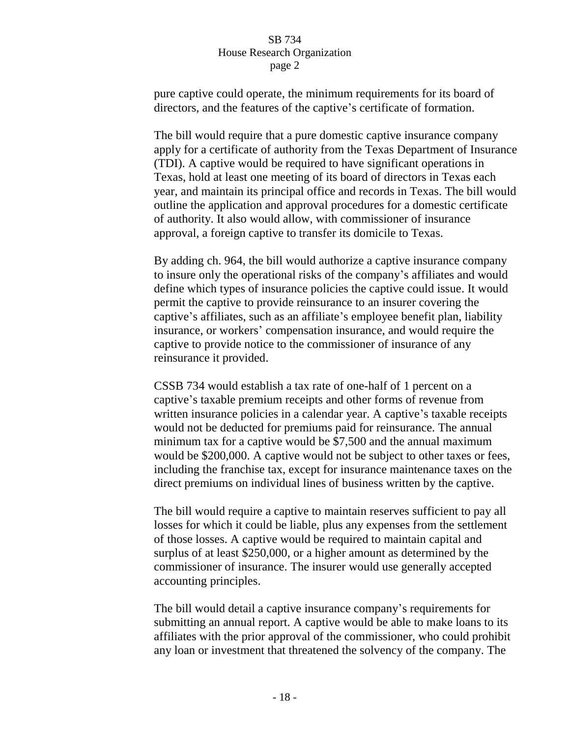pure captive could operate, the minimum requirements for its board of directors, and the features of the captive's certificate of formation.

The bill would require that a pure domestic captive insurance company apply for a certificate of authority from the Texas Department of Insurance (TDI). A captive would be required to have significant operations in Texas, hold at least one meeting of its board of directors in Texas each year, and maintain its principal office and records in Texas. The bill would outline the application and approval procedures for a domestic certificate of authority. It also would allow, with commissioner of insurance approval, a foreign captive to transfer its domicile to Texas.

By adding ch. 964, the bill would authorize a captive insurance company to insure only the operational risks of the company's affiliates and would define which types of insurance policies the captive could issue. It would permit the captive to provide reinsurance to an insurer covering the captive's affiliates, such as an affiliate's employee benefit plan, liability insurance, or workers' compensation insurance, and would require the captive to provide notice to the commissioner of insurance of any reinsurance it provided.

CSSB 734 would establish a tax rate of one-half of 1 percent on a captive's taxable premium receipts and other forms of revenue from written insurance policies in a calendar year. A captive's taxable receipts would not be deducted for premiums paid for reinsurance. The annual minimum tax for a captive would be $7,500 and the annual maximum would be $200,000. A captive would not be subject to other taxes or fees, including the franchise tax, except for insurance maintenance taxes on the direct premiums on individual lines of business written by the captive.

The bill would require a captive to maintain reserves sufficient to pay all losses for which it could be liable, plus any expenses from the settlement of those losses. A captive would be required to maintain capital and surplus of at least $250,000, or a higher amount as determined by the commissioner of insurance. The insurer would use generally accepted accounting principles.

The bill would detail a captive insurance company's requirements for submitting an annual report. A captive would be able to make loans to its affiliates with the prior approval of the commissioner, who could prohibit any loan or investment that threatened the solvency of the company. The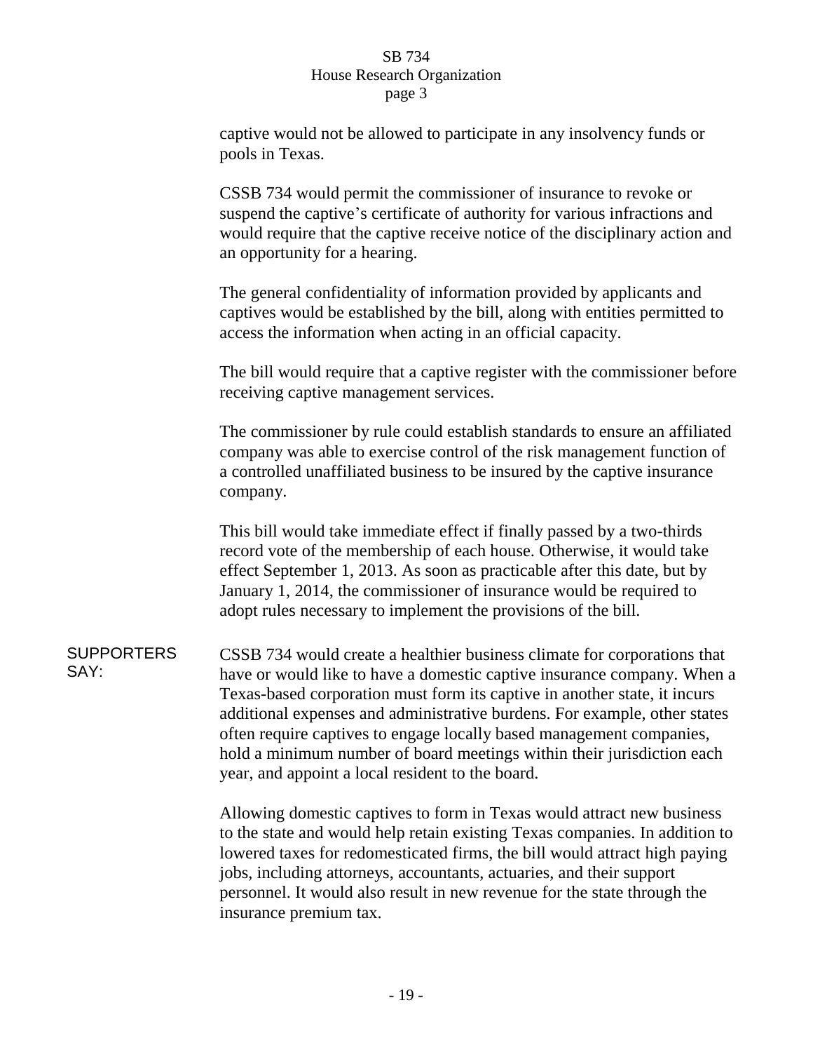captive would not be allowed to participate in any insolvency funds or pools in Texas.

CSSB 734 would permit the commissioner of insurance to revoke or suspend the captive's certificate of authority for various infractions and would require that the captive receive notice of the disciplinary action and an opportunity for a hearing.

The general confidentiality of information provided by applicants and captives would be established by the bill, along with entities permitted to access the information when acting in an official capacity.

The bill would require that a captive register with the commissioner before receiving captive management services.

The commissioner by rule could establish standards to ensure an affiliated company was able to exercise control of the risk management function of a controlled unaffiliated business to be insured by the captive insurance company.

This bill would take immediate effect if finally passed by a two-thirds record vote of the membership of each house. Otherwise, it would take effect September 1, 2013. As soon as practicable after this date, but by January 1, 2014, the commissioner of insurance would be required to adopt rules necessary to implement the provisions of the bill.

**SUPPORTERS SAY:**

CSSB 734 would create a healthier business climate for corporations that have or would like to have a domestic captive insurance company. When a Texas-based corporation must form its captive in another state, it incurs additional expenses and administrative burdens. For example, other states often require captives to engage locally based management companies, hold a minimum number of board meetings within their jurisdiction each year, and appoint a local resident to the board.

Allowing domestic captives to form in Texas would attract new business to the state and would help retain existing Texas companies. In addition to lowered taxes for redomesticated firms, the bill would attract high paying jobs, including attorneys, accountants, actuaries, and their support personnel. It would also result in new revenue for the state through the insurance premium tax.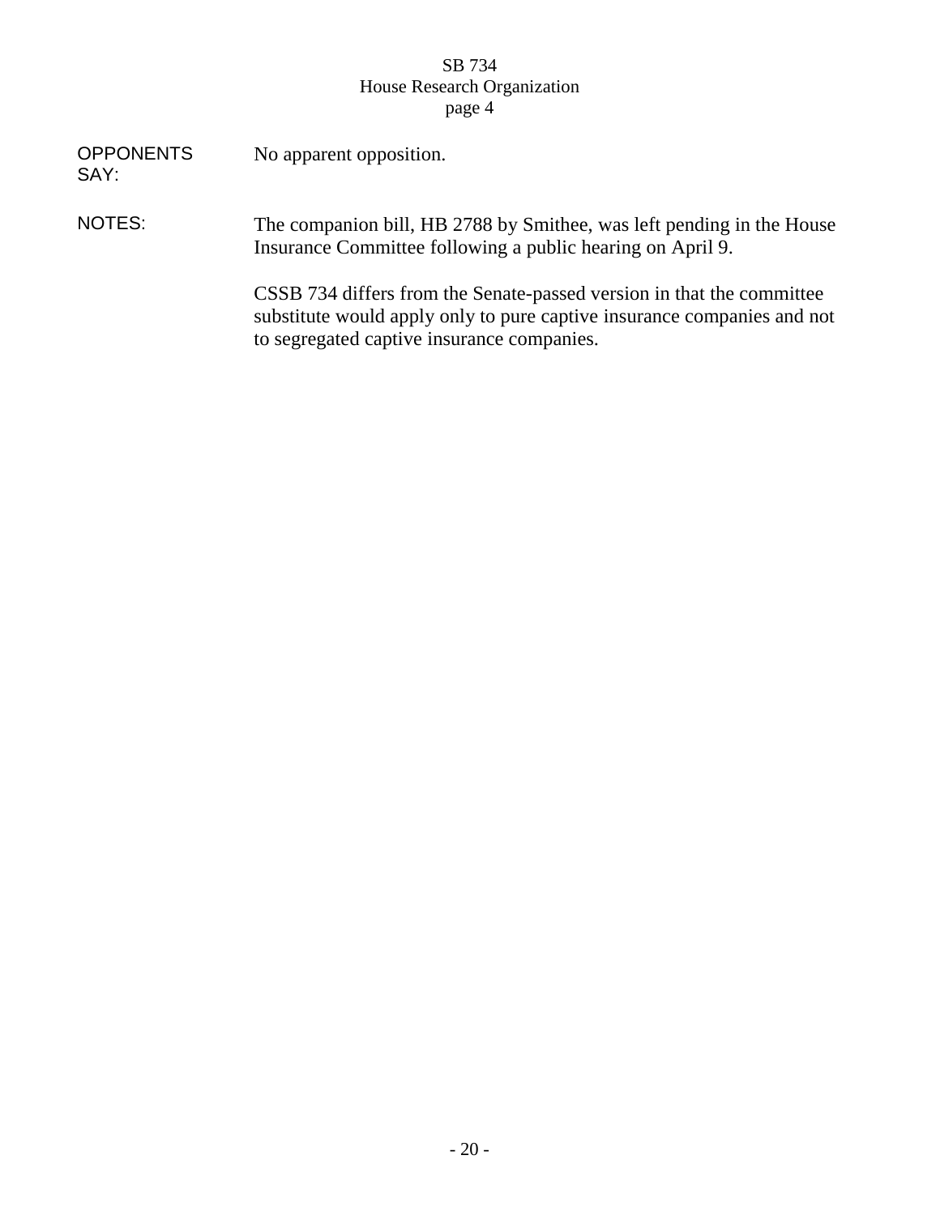**OPPONENTS SAY:** No apparent opposition.

**NOTES:** The companion bill, HB 2788 by Smithee, was left pending in the House Insurance Committee following a public hearing on April 9.

CSSB 734 differs from the Senate-passed version in that the committee substitute would apply only to pure captive insurance companies and not to segregated captive insurance companies.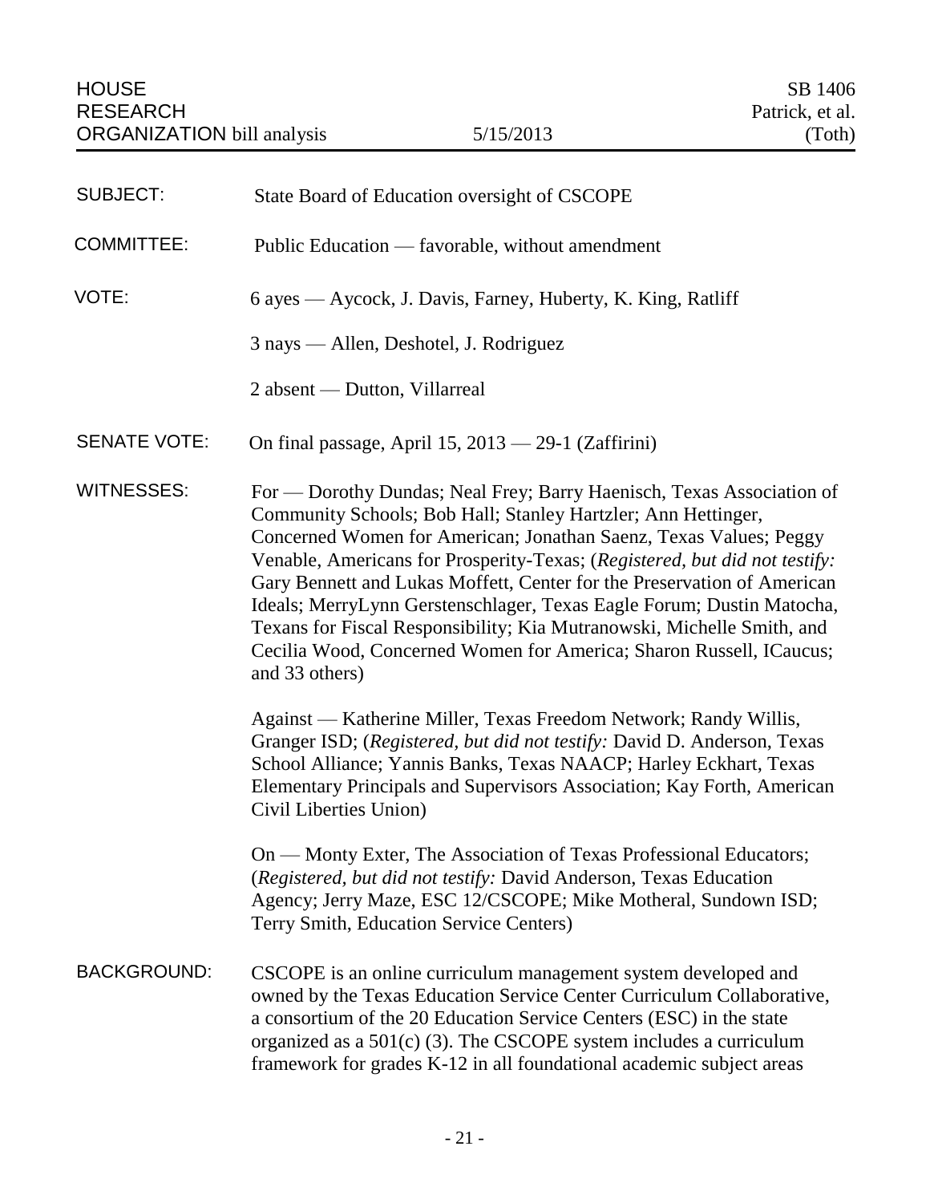HOUSE RESEARCH ORGANIZATION bill analysis — 5/15/2013 — SB 1406, Patrick, et al. (Toth)

**SUBJECT:** State Board of Education oversight of CSCOPE

**COMMITTEE:** Public Education — favorable, without amendment

**VOTE:** 6 ayes — Aycock, J. Davis, Farney, Huberty, K. King, Ratliff

3 nays — Allen, Deshotel, J. Rodriguez

2 absent — Dutton, Villarreal

**SENATE VOTE:** On final passage, April 15, 2013 — 29-1 (Zaffirini)

**WITNESSES:** For — Dorothy Dundas; Neal Frey; Barry Haenisch, Texas Association of Community Schools; Bob Hall; Stanley Hartzler; Ann Hettinger, Concerned Women for American; Jonathan Saenz, Texas Values; Peggy Venable, Americans for Prosperity-Texas; (*Registered, but did not testify:* Gary Bennett and Lukas Moffett, Center for the Preservation of American Ideals; MerryLynn Gerstenschlager, Texas Eagle Forum; Dustin Matocha, Texans for Fiscal Responsibility; Kia Mutranowski, Michelle Smith, and Cecilia Wood, Concerned Women for America; Sharon Russell, ICaucus; and 33 others)

Against — Katherine Miller, Texas Freedom Network; Randy Willis, Granger ISD; (*Registered, but did not testify:* David D. Anderson, Texas School Alliance; Yannis Banks, Texas NAACP; Harley Eckhart, Texas Elementary Principals and Supervisors Association; Kay Forth, American Civil Liberties Union)

On — Monty Exter, The Association of Texas Professional Educators; (*Registered, but did not testify:* David Anderson, Texas Education Agency; Jerry Maze, ESC 12/CSCOPE; Mike Motheral, Sundown ISD; Terry Smith, Education Service Centers)

**BACKGROUND:** CSCOPE is an online curriculum management system developed and owned by the Texas Education Service Center Curriculum Collaborative, a consortium of the 20 Education Service Centers (ESC) in the state organized as a 501(c) (3). The CSCOPE system includes a curriculum framework for grades K-12 in all foundational academic subject areas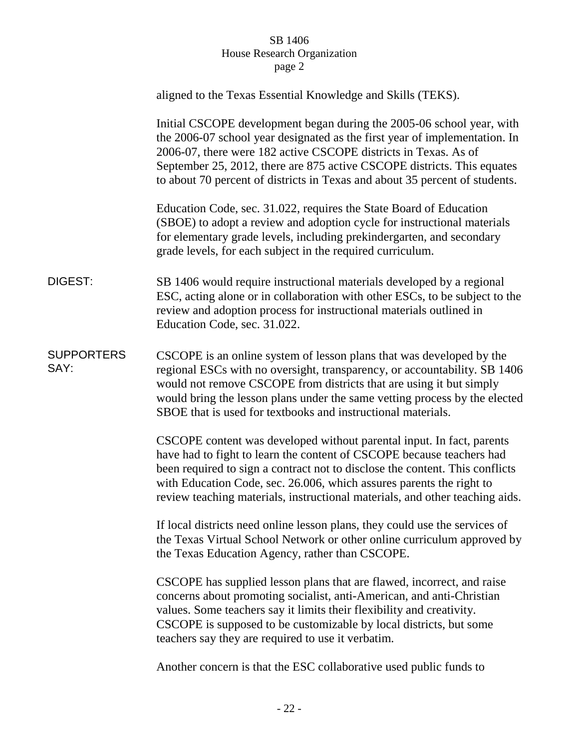aligned to the Texas Essential Knowledge and Skills (TEKS).

Initial CSCOPE development began during the 2005-06 school year, with the 2006-07 school year designated as the first year of implementation. In 2006-07, there were 182 active CSCOPE districts in Texas. As of September 25, 2012, there are 875 active CSCOPE districts. This equates to about 70 percent of districts in Texas and about 35 percent of students.

Education Code, sec. 31.022, requires the State Board of Education (SBOE) to adopt a review and adoption cycle for instructional materials for elementary grade levels, including prekindergarten, and secondary grade levels, for each subject in the required curriculum.

**DIGEST:** SB 1406 would require instructional materials developed by a regional ESC, acting alone or in collaboration with other ESCs, to be subject to the review and adoption process for instructional materials outlined in Education Code, sec. 31.022.

**SUPPORTERS SAY:** CSCOPE is an online system of lesson plans that was developed by the regional ESCs with no oversight, transparency, or accountability. SB 1406 would not remove CSCOPE from districts that are using it but simply would bring the lesson plans under the same vetting process by the elected SBOE that is used for textbooks and instructional materials.

CSCOPE content was developed without parental input. In fact, parents have had to fight to learn the content of CSCOPE because teachers had been required to sign a contract not to disclose the content. This conflicts with Education Code, sec. 26.006, which assures parents the right to review teaching materials, instructional materials, and other teaching aids.

If local districts need online lesson plans, they could use the services of the Texas Virtual School Network or other online curriculum approved by the Texas Education Agency, rather than CSCOPE.

CSCOPE has supplied lesson plans that are flawed, incorrect, and raise concerns about promoting socialist, anti-American, and anti-Christian values. Some teachers say it limits their flexibility and creativity. CSCOPE is supposed to be customizable by local districts, but some teachers say they are required to use it verbatim.

Another concern is that the ESC collaborative used public funds to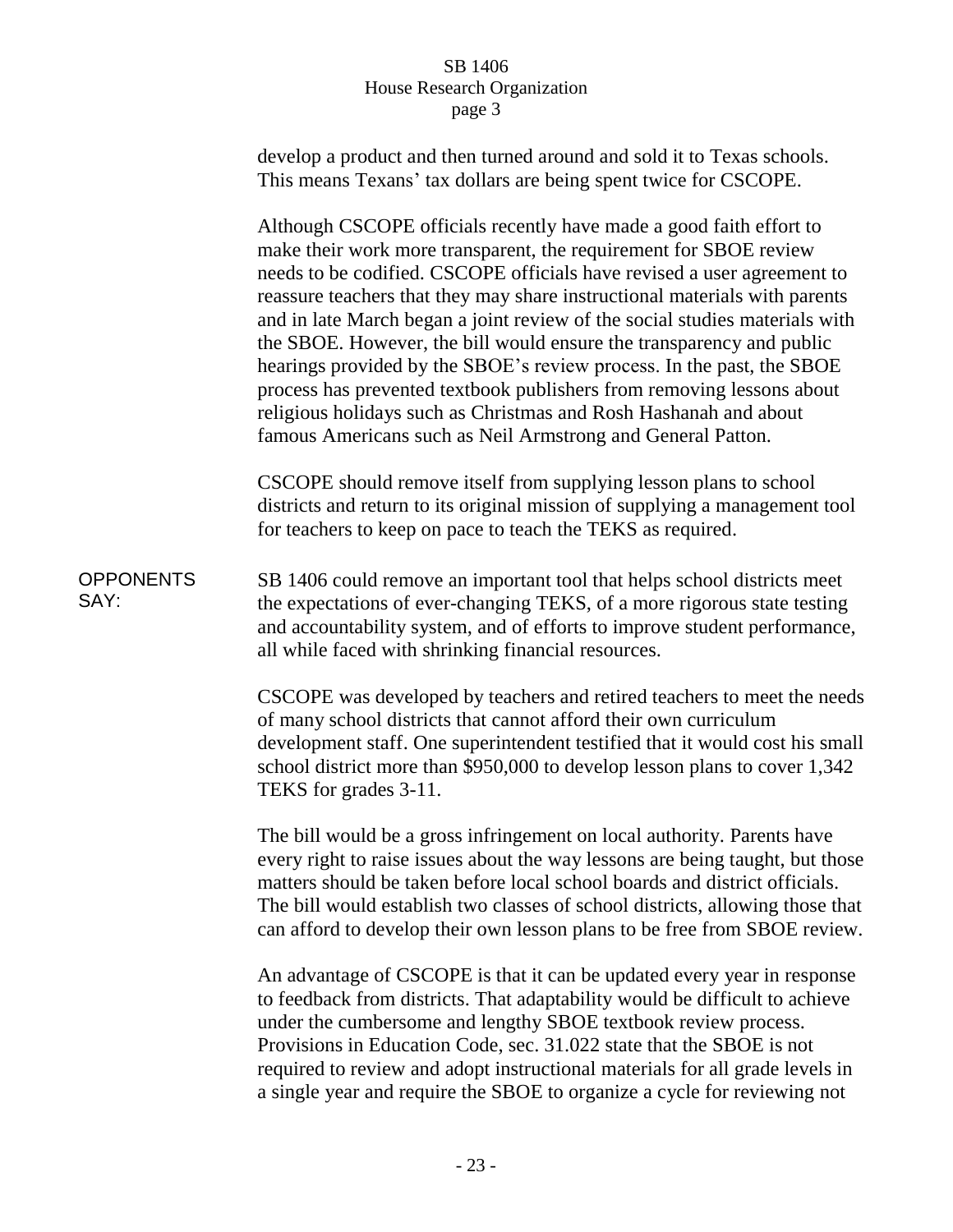develop a product and then turned around and sold it to Texas schools. This means Texans' tax dollars are being spent twice for CSCOPE.

Although CSCOPE officials recently have made a good faith effort to make their work more transparent, the requirement for SBOE review needs to be codified. CSCOPE officials have revised a user agreement to reassure teachers that they may share instructional materials with parents and in late March began a joint review of the social studies materials with the SBOE. However, the bill would ensure the transparency and public hearings provided by the SBOE's review process. In the past, the SBOE process has prevented textbook publishers from removing lessons about religious holidays such as Christmas and Rosh Hashanah and about famous Americans such as Neil Armstrong and General Patton.

CSCOPE should remove itself from supplying lesson plans to school districts and return to its original mission of supplying a management tool for teachers to keep on pace to teach the TEKS as required.

**OPPONENTS SAY:**

SB 1406 could remove an important tool that helps school districts meet the expectations of ever-changing TEKS, of a more rigorous state testing and accountability system, and of efforts to improve student performance, all while faced with shrinking financial resources.

CSCOPE was developed by teachers and retired teachers to meet the needs of many school districts that cannot afford their own curriculum development staff. One superintendent testified that it would cost his small school district more than $950,000 to develop lesson plans to cover 1,342 TEKS for grades 3-11.

The bill would be a gross infringement on local authority. Parents have every right to raise issues about the way lessons are being taught, but those matters should be taken before local school boards and district officials. The bill would establish two classes of school districts, allowing those that can afford to develop their own lesson plans to be free from SBOE review.

An advantage of CSCOPE is that it can be updated every year in response to feedback from districts. That adaptability would be difficult to achieve under the cumbersome and lengthy SBOE textbook review process. Provisions in Education Code, sec. 31.022 state that the SBOE is not required to review and adopt instructional materials for all grade levels in a single year and require the SBOE to organize a cycle for reviewing not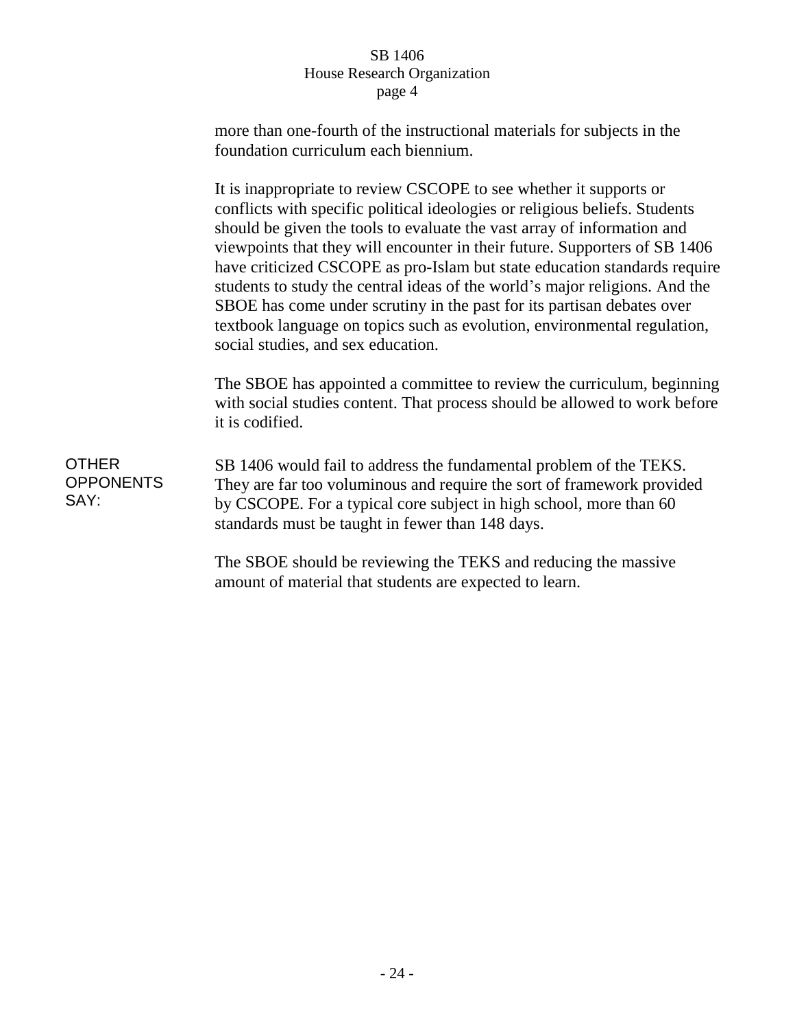more than one-fourth of the instructional materials for subjects in the foundation curriculum each biennium.

It is inappropriate to review CSCOPE to see whether it supports or conflicts with specific political ideologies or religious beliefs. Students should be given the tools to evaluate the vast array of information and viewpoints that they will encounter in their future. Supporters of SB 1406 have criticized CSCOPE as pro-Islam but state education standards require students to study the central ideas of the world's major religions. And the SBOE has come under scrutiny in the past for its partisan debates over textbook language on topics such as evolution, environmental regulation, social studies, and sex education.

The SBOE has appointed a committee to review the curriculum, beginning with social studies content. That process should be allowed to work before it is codified.

**OTHER OPPONENTS SAY:**

SB 1406 would fail to address the fundamental problem of the TEKS. They are far too voluminous and require the sort of framework provided by CSCOPE. For a typical core subject in high school, more than 60 standards must be taught in fewer than 148 days.

The SBOE should be reviewing the TEKS and reducing the massive amount of material that students are expected to learn.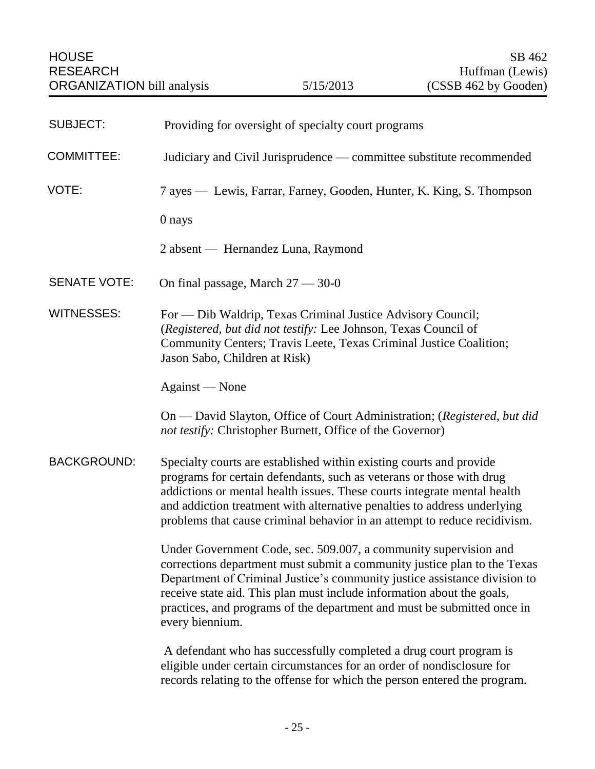HOUSE RESEARCH ORGANIZATION bill analysis | 5/15/2013 | SB 462 Huffman (Lewis) (CSSB 462 by Gooden)

**SUBJECT:** Providing for oversight of specialty court programs

**COMMITTEE:** Judiciary and Civil Jurisprudence — committee substitute recommended

**VOTE:** 7 ayes — Lewis, Farrar, Farney, Gooden, Hunter, K. King, S. Thompson

0 nays

2 absent — Hernandez Luna, Raymond

**SENATE VOTE:** On final passage, March 27 — 30-0

**WITNESSES:** For — Dib Waldrip, Texas Criminal Justice Advisory Council; (*Registered, but did not testify:* Lee Johnson, Texas Council of Community Centers; Travis Leete, Texas Criminal Justice Coalition; Jason Sabo, Children at Risk)

Against — None

On — David Slayton, Office of Court Administration; (*Registered, but did not testify:* Christopher Burnett, Office of the Governor)

**BACKGROUND:** Specialty courts are established within existing courts and provide programs for certain defendants, such as veterans or those with drug addictions or mental health issues. These courts integrate mental health and addiction treatment with alternative penalties to address underlying problems that cause criminal behavior in an attempt to reduce recidivism.

Under Government Code, sec. 509.007, a community supervision and corrections department must submit a community justice plan to the Texas Department of Criminal Justice's community justice assistance division to receive state aid. This plan must include information about the goals, practices, and programs of the department and must be submitted once in every biennium.

A defendant who has successfully completed a drug court program is eligible under certain circumstances for an order of nondisclosure for records relating to the offense for which the person entered the program.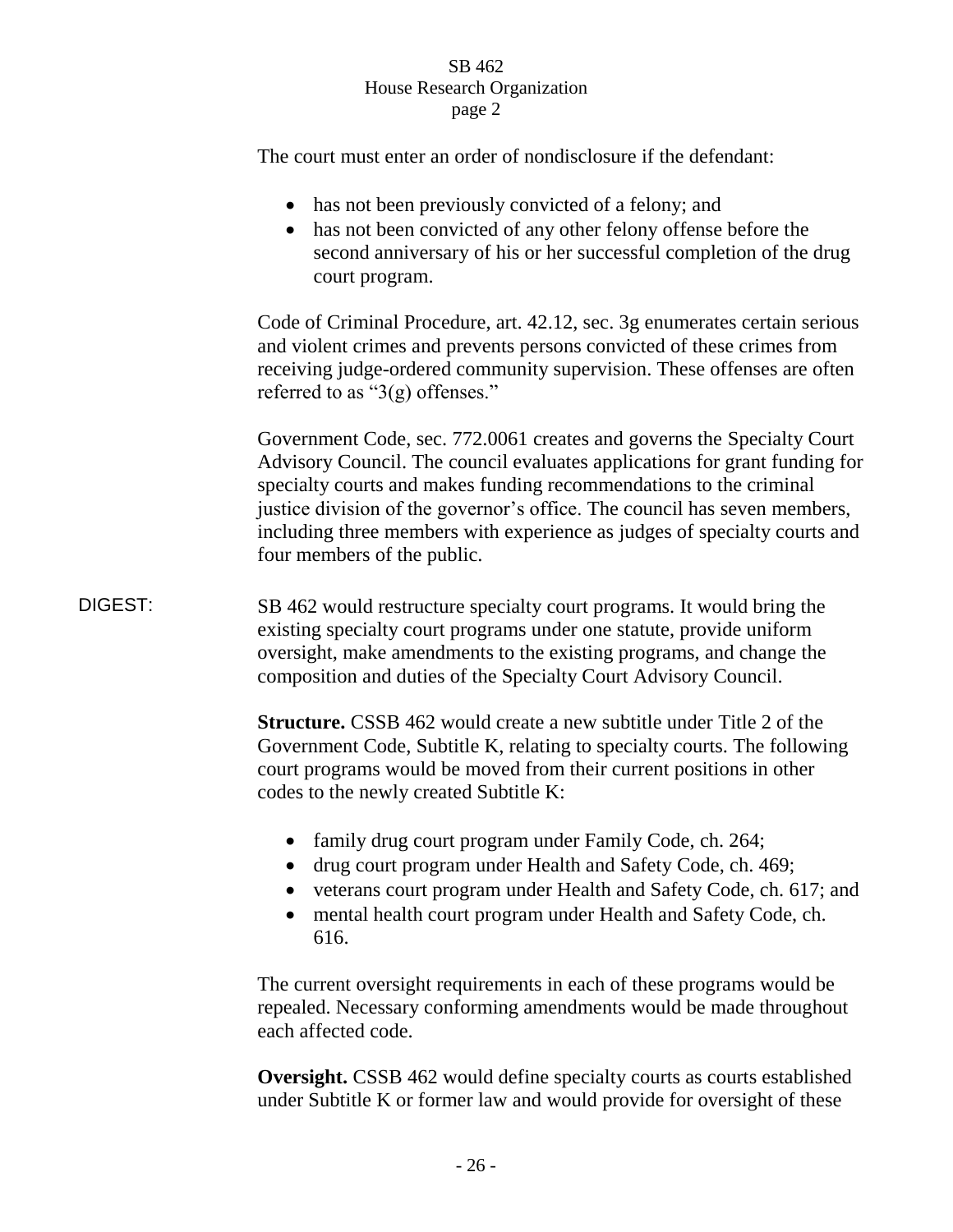The court must enter an order of nondisclosure if the defendant:

- has not been previously convicted of a felony; and
- has not been convicted of any other felony offense before the second anniversary of his or her successful completion of the drug court program.

Code of Criminal Procedure, art. 42.12, sec. 3g enumerates certain serious and violent crimes and prevents persons convicted of these crimes from receiving judge-ordered community supervision. These offenses are often referred to as "3(g) offenses."

Government Code, sec. 772.0061 creates and governs the Specialty Court Advisory Council. The council evaluates applications for grant funding for specialty courts and makes funding recommendations to the criminal justice division of the governor's office. The council has seven members, including three members with experience as judges of specialty courts and four members of the public.

DIGEST: SB 462 would restructure specialty court programs. It would bring the existing specialty court programs under one statute, provide uniform oversight, make amendments to the existing programs, and change the composition and duties of the Specialty Court Advisory Council.

**Structure.** CSSB 462 would create a new subtitle under Title 2 of the Government Code, Subtitle K, relating to specialty courts. The following court programs would be moved from their current positions in other codes to the newly created Subtitle K:

- family drug court program under Family Code, ch. 264;
- drug court program under Health and Safety Code, ch. 469;
- veterans court program under Health and Safety Code, ch. 617; and
- mental health court program under Health and Safety Code, ch. 616.

The current oversight requirements in each of these programs would be repealed. Necessary conforming amendments would be made throughout each affected code.

**Oversight.** CSSB 462 would define specialty courts as courts established under Subtitle K or former law and would provide for oversight of these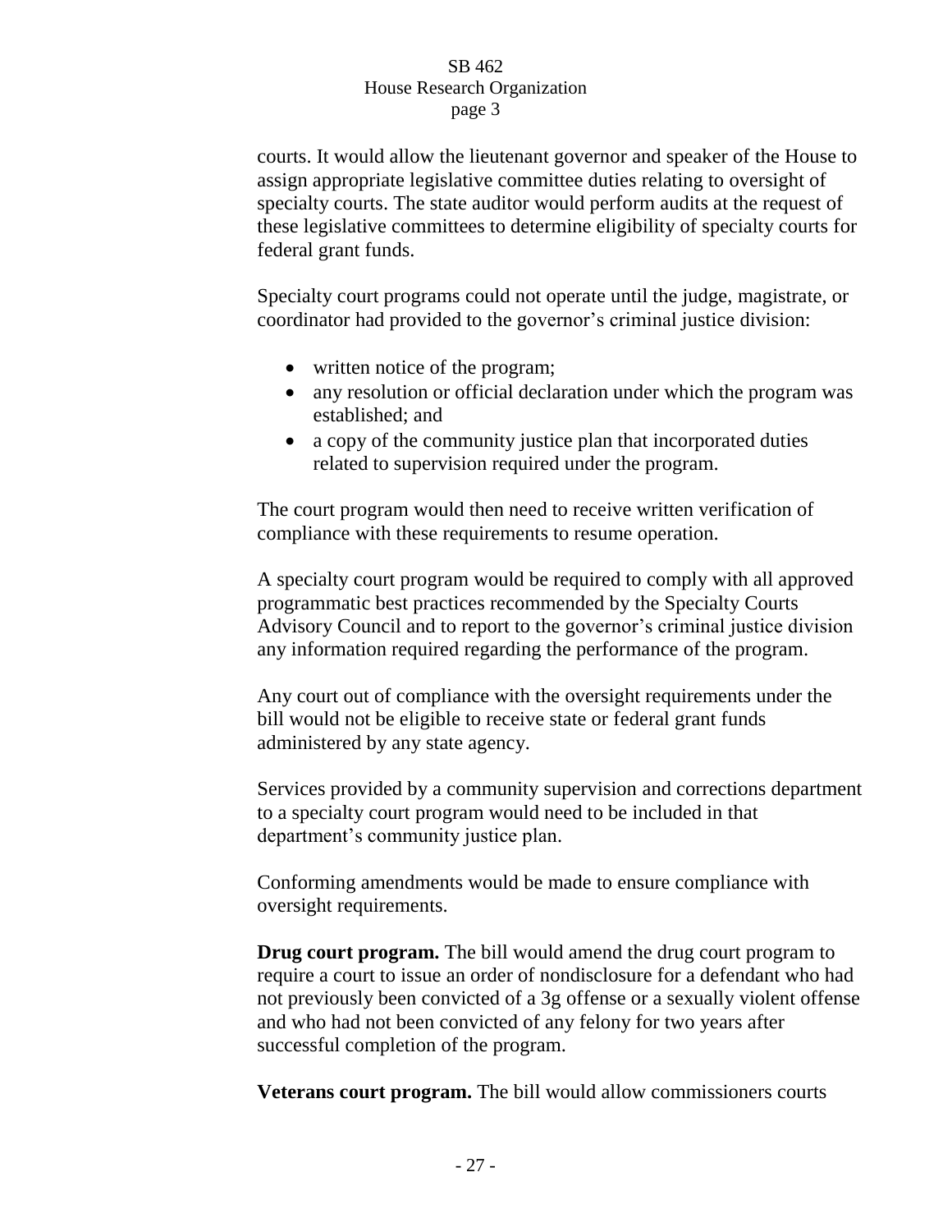courts. It would allow the lieutenant governor and speaker of the House to assign appropriate legislative committee duties relating to oversight of specialty courts. The state auditor would perform audits at the request of these legislative committees to determine eligibility of specialty courts for federal grant funds.

Specialty court programs could not operate until the judge, magistrate, or coordinator had provided to the governor's criminal justice division:

- written notice of the program;
- any resolution or official declaration under which the program was established; and
- a copy of the community justice plan that incorporated duties related to supervision required under the program.

The court program would then need to receive written verification of compliance with these requirements to resume operation.

A specialty court program would be required to comply with all approved programmatic best practices recommended by the Specialty Courts Advisory Council and to report to the governor's criminal justice division any information required regarding the performance of the program.

Any court out of compliance with the oversight requirements under the bill would not be eligible to receive state or federal grant funds administered by any state agency.

Services provided by a community supervision and corrections department to a specialty court program would need to be included in that department's community justice plan.

Conforming amendments would be made to ensure compliance with oversight requirements.

**Drug court program.** The bill would amend the drug court program to require a court to issue an order of nondisclosure for a defendant who had not previously been convicted of a 3g offense or a sexually violent offense and who had not been convicted of any felony for two years after successful completion of the program.

**Veterans court program.** The bill would allow commissioners courts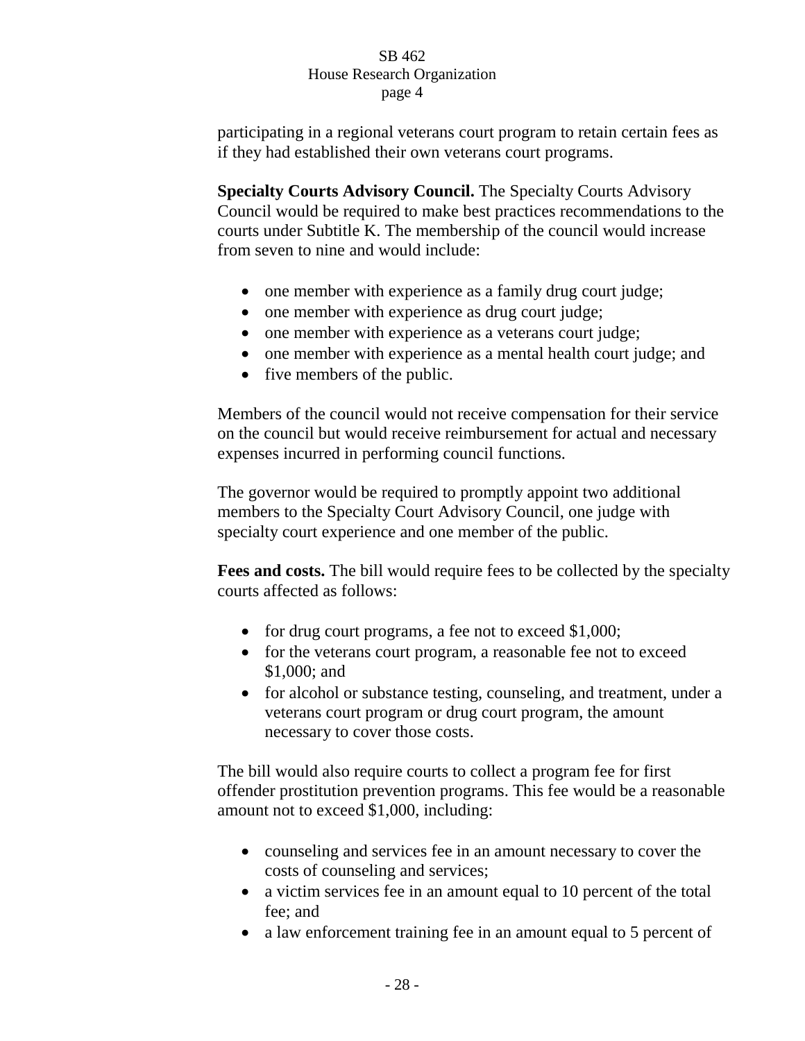participating in a regional veterans court program to retain certain fees as if they had established their own veterans court programs.

**Specialty Courts Advisory Council.** The Specialty Courts Advisory Council would be required to make best practices recommendations to the courts under Subtitle K. The membership of the council would increase from seven to nine and would include:

- one member with experience as a family drug court judge;
- one member with experience as drug court judge;
- one member with experience as a veterans court judge;
- one member with experience as a mental health court judge; and
- five members of the public.

Members of the council would not receive compensation for their service on the council but would receive reimbursement for actual and necessary expenses incurred in performing council functions.

The governor would be required to promptly appoint two additional members to the Specialty Court Advisory Council, one judge with specialty court experience and one member of the public.

**Fees and costs.** The bill would require fees to be collected by the specialty courts affected as follows:

- for drug court programs, a fee not to exceed $1,000;
- for the veterans court program, a reasonable fee not to exceed $1,000; and
- for alcohol or substance testing, counseling, and treatment, under a veterans court program or drug court program, the amount necessary to cover those costs.

The bill would also require courts to collect a program fee for first offender prostitution prevention programs. This fee would be a reasonable amount not to exceed $1,000, including:

- counseling and services fee in an amount necessary to cover the costs of counseling and services;
- a victim services fee in an amount equal to 10 percent of the total fee; and
- a law enforcement training fee in an amount equal to 5 percent of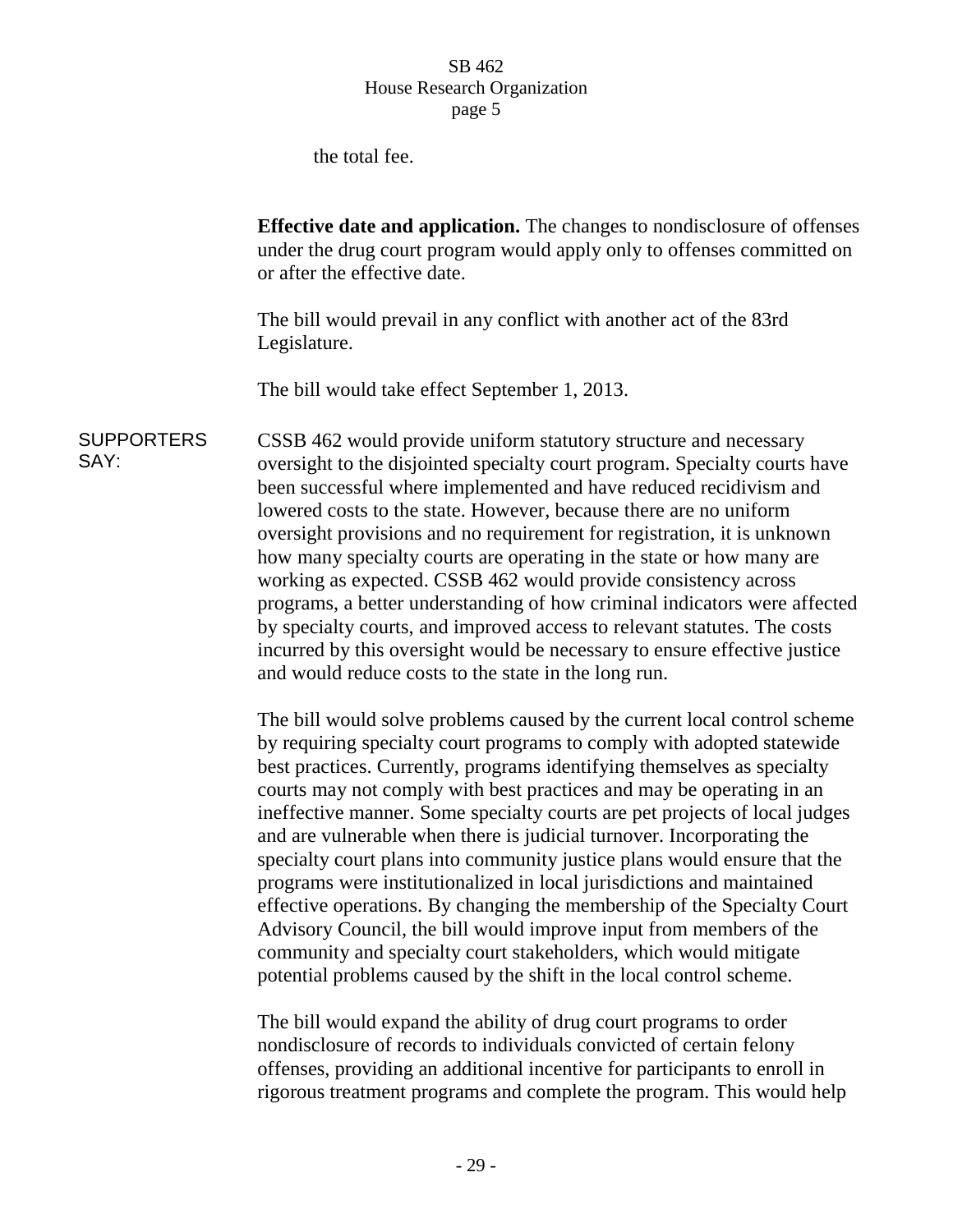the total fee.

**Effective date and application.** The changes to nondisclosure of offenses under the drug court program would apply only to offenses committed on or after the effective date.

The bill would prevail in any conflict with another act of the 83rd Legislature.

The bill would take effect September 1, 2013.

SUPPORTERS SAY:

CSSB 462 would provide uniform statutory structure and necessary oversight to the disjointed specialty court program. Specialty courts have been successful where implemented and have reduced recidivism and lowered costs to the state. However, because there are no uniform oversight provisions and no requirement for registration, it is unknown how many specialty courts are operating in the state or how many are working as expected. CSSB 462 would provide consistency across programs, a better understanding of how criminal indicators were affected by specialty courts, and improved access to relevant statutes. The costs incurred by this oversight would be necessary to ensure effective justice and would reduce costs to the state in the long run.

The bill would solve problems caused by the current local control scheme by requiring specialty court programs to comply with adopted statewide best practices. Currently, programs identifying themselves as specialty courts may not comply with best practices and may be operating in an ineffective manner. Some specialty courts are pet projects of local judges and are vulnerable when there is judicial turnover. Incorporating the specialty court plans into community justice plans would ensure that the programs were institutionalized in local jurisdictions and maintained effective operations. By changing the membership of the Specialty Court Advisory Council, the bill would improve input from members of the community and specialty court stakeholders, which would mitigate potential problems caused by the shift in the local control scheme.

The bill would expand the ability of drug court programs to order nondisclosure of records to individuals convicted of certain felony offenses, providing an additional incentive for participants to enroll in rigorous treatment programs and complete the program. This would help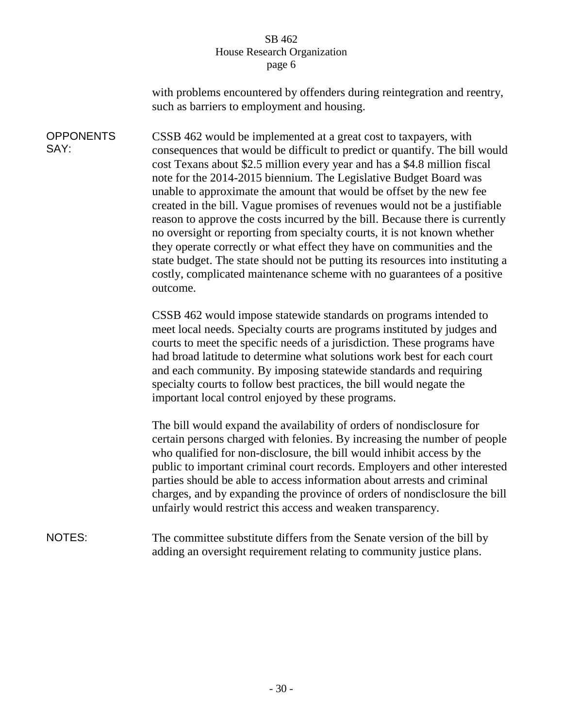with problems encountered by offenders during reintegration and reentry, such as barriers to employment and housing.

**OPPONENTS SAY:**

CSSB 462 would be implemented at a great cost to taxpayers, with consequences that would be difficult to predict or quantify. The bill would cost Texans about $2.5 million every year and has a $4.8 million fiscal note for the 2014-2015 biennium. The Legislative Budget Board was unable to approximate the amount that would be offset by the new fee created in the bill. Vague promises of revenues would not be a justifiable reason to approve the costs incurred by the bill. Because there is currently no oversight or reporting from specialty courts, it is not known whether they operate correctly or what effect they have on communities and the state budget. The state should not be putting its resources into instituting a costly, complicated maintenance scheme with no guarantees of a positive outcome.

CSSB 462 would impose statewide standards on programs intended to meet local needs. Specialty courts are programs instituted by judges and courts to meet the specific needs of a jurisdiction. These programs have had broad latitude to determine what solutions work best for each court and each community. By imposing statewide standards and requiring specialty courts to follow best practices, the bill would negate the important local control enjoyed by these programs.

The bill would expand the availability of orders of nondisclosure for certain persons charged with felonies. By increasing the number of people who qualified for non-disclosure, the bill would inhibit access by the public to important criminal court records. Employers and other interested parties should be able to access information about arrests and criminal charges, and by expanding the province of orders of nondisclosure the bill unfairly would restrict this access and weaken transparency.

**NOTES:**

The committee substitute differs from the Senate version of the bill by adding an oversight requirement relating to community justice plans.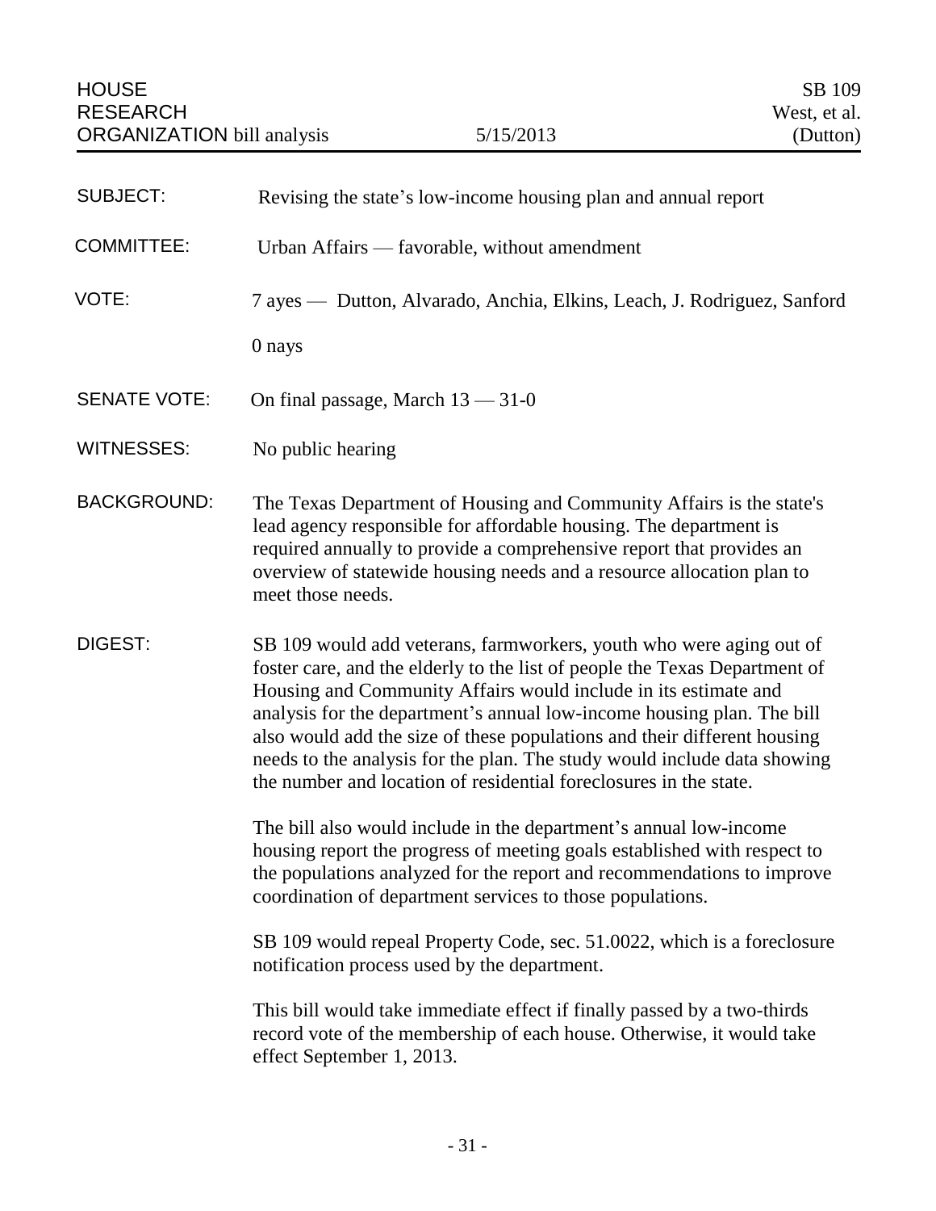HOUSE RESEARCH ORGANIZATION bill analysis — 5/15/2013 — SB 109, West, et al. (Dutton)

**SUBJECT:** Revising the state's low-income housing plan and annual report

**COMMITTEE:** Urban Affairs — favorable, without amendment

**VOTE:** 7 ayes — Dutton, Alvarado, Anchia, Elkins, Leach, J. Rodriguez, Sanford

0 nays

**SENATE VOTE:** On final passage, March 13 — 31-0

**WITNESSES:** No public hearing

**BACKGROUND:** The Texas Department of Housing and Community Affairs is the state's lead agency responsible for affordable housing. The department is required annually to provide a comprehensive report that provides an overview of statewide housing needs and a resource allocation plan to meet those needs.

**DIGEST:** SB 109 would add veterans, farmworkers, youth who were aging out of foster care, and the elderly to the list of people the Texas Department of Housing and Community Affairs would include in its estimate and analysis for the department's annual low-income housing plan. The bill also would add the size of these populations and their different housing needs to the analysis for the plan. The study would include data showing the number and location of residential foreclosures in the state.

The bill also would include in the department's annual low-income housing report the progress of meeting goals established with respect to the populations analyzed for the report and recommendations to improve coordination of department services to those populations.

SB 109 would repeal Property Code, sec. 51.0022, which is a foreclosure notification process used by the department.

This bill would take immediate effect if finally passed by a two-thirds record vote of the membership of each house. Otherwise, it would take effect September 1, 2013.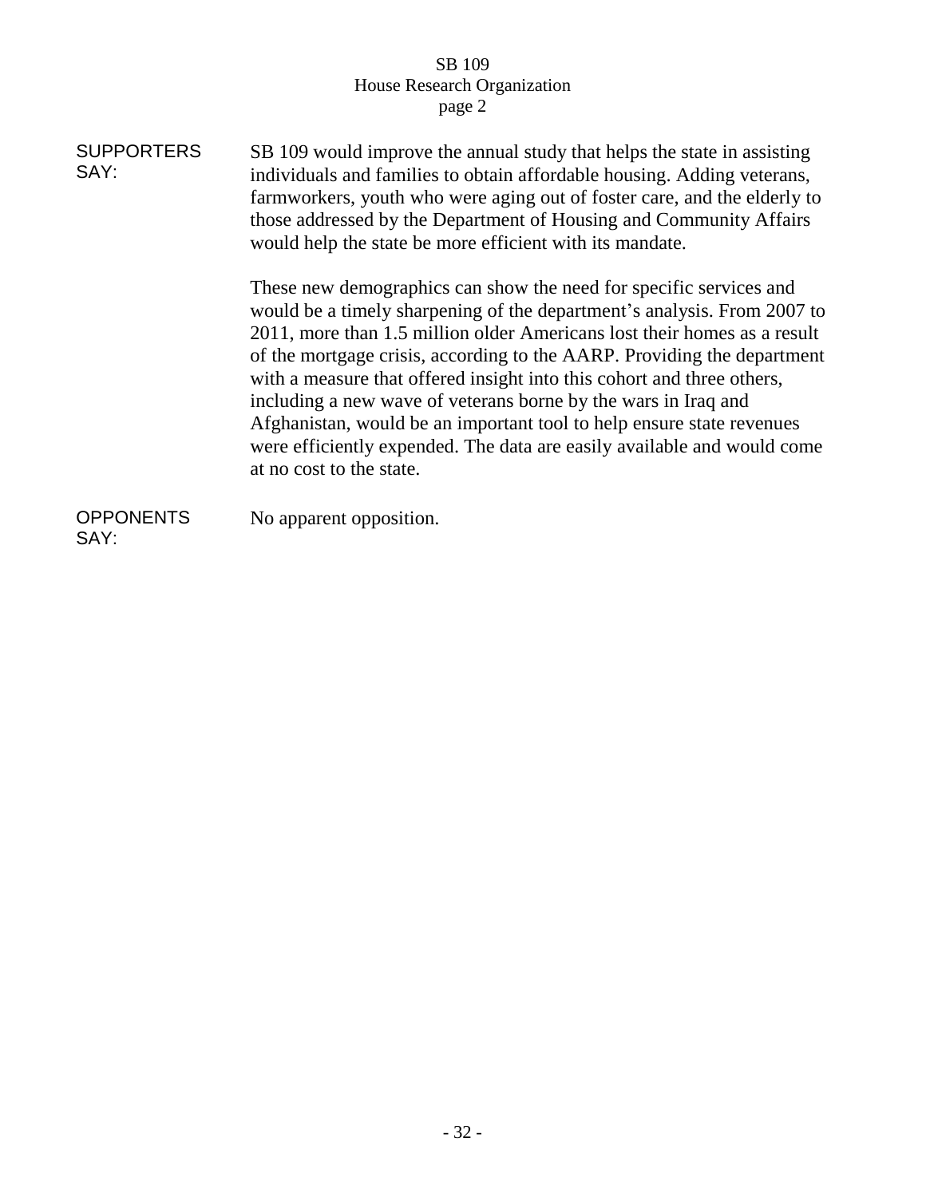**SUPPORTERS SAY:**

SB 109 would improve the annual study that helps the state in assisting individuals and families to obtain affordable housing. Adding veterans, farmworkers, youth who were aging out of foster care, and the elderly to those addressed by the Department of Housing and Community Affairs would help the state be more efficient with its mandate.

These new demographics can show the need for specific services and would be a timely sharpening of the department's analysis. From 2007 to 2011, more than 1.5 million older Americans lost their homes as a result of the mortgage crisis, according to the AARP. Providing the department with a measure that offered insight into this cohort and three others, including a new wave of veterans borne by the wars in Iraq and Afghanistan, would be an important tool to help ensure state revenues were efficiently expended. The data are easily available and would come at no cost to the state.

**OPPONENTS SAY:**

No apparent opposition.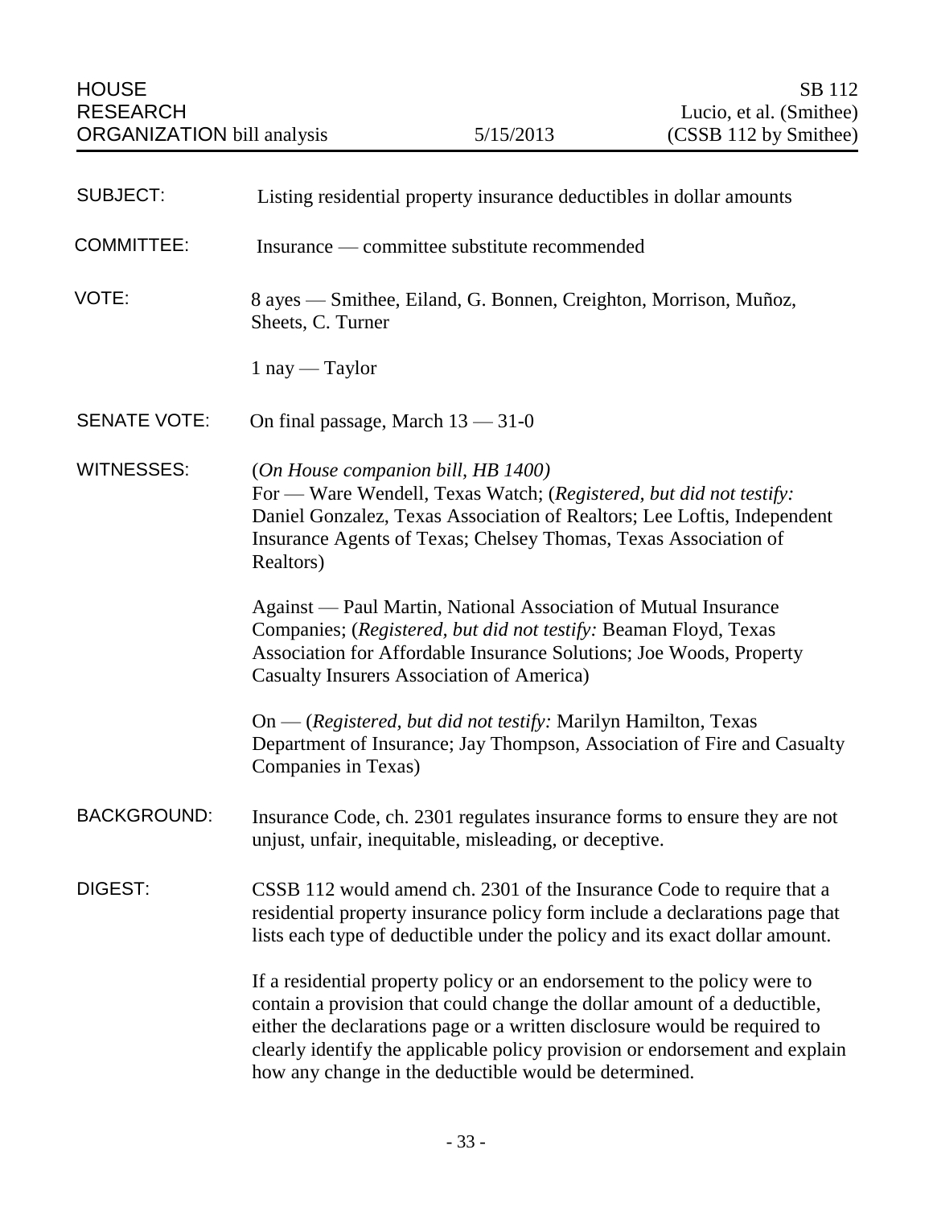HOUSE RESEARCH ORGANIZATION bill analysis | 5/15/2013 | SB 112 Lucio, et al. (Smithee) (CSSB 112 by Smithee)

**SUBJECT:** Listing residential property insurance deductibles in dollar amounts

**COMMITTEE:** Insurance — committee substitute recommended

**VOTE:** 8 ayes — Smithee, Eiland, G. Bonnen, Creighton, Morrison, Muñoz, Sheets, C. Turner

1 nay — Taylor

**SENATE VOTE:** On final passage, March 13 — 31-0

**WITNESSES:** (*On House companion bill, HB 1400*)
For — Ware Wendell, Texas Watch; (*Registered, but did not testify:* Daniel Gonzalez, Texas Association of Realtors; Lee Loftis, Independent Insurance Agents of Texas; Chelsey Thomas, Texas Association of Realtors)

Against — Paul Martin, National Association of Mutual Insurance Companies; (*Registered, but did not testify:* Beaman Floyd, Texas Association for Affordable Insurance Solutions; Joe Woods, Property Casualty Insurers Association of America)

On — (*Registered, but did not testify:* Marilyn Hamilton, Texas Department of Insurance; Jay Thompson, Association of Fire and Casualty Companies in Texas)

**BACKGROUND:** Insurance Code, ch. 2301 regulates insurance forms to ensure they are not unjust, unfair, inequitable, misleading, or deceptive.

**DIGEST:** CSSB 112 would amend ch. 2301 of the Insurance Code to require that a residential property insurance policy form include a declarations page that lists each type of deductible under the policy and its exact dollar amount.

If a residential property policy or an endorsement to the policy were to contain a provision that could change the dollar amount of a deductible, either the declarations page or a written disclosure would be required to clearly identify the applicable policy provision or endorsement and explain how any change in the deductible would be determined.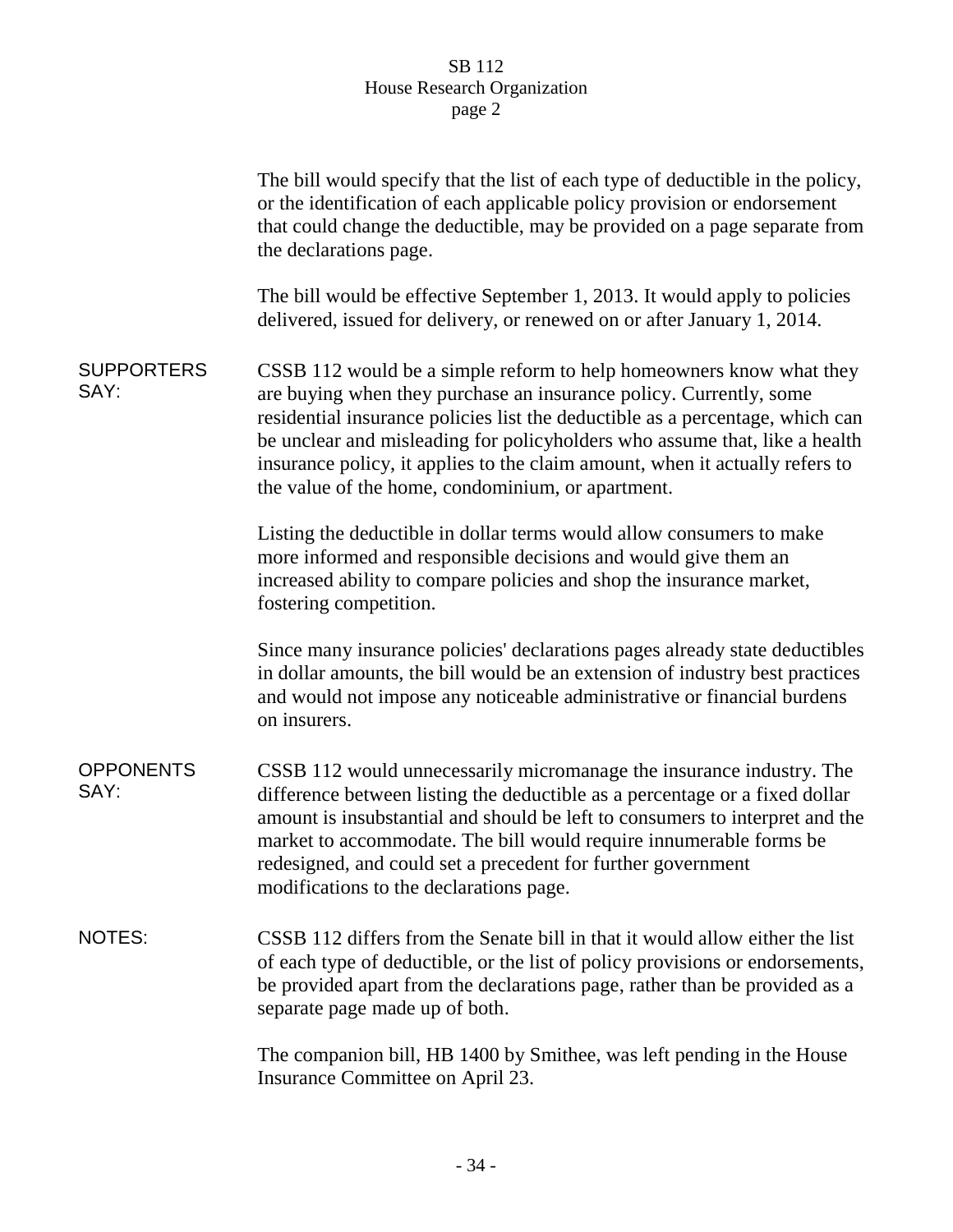The bill would specify that the list of each type of deductible in the policy, or the identification of each applicable policy provision or endorsement that could change the deductible, may be provided on a page separate from the declarations page.

The bill would be effective September 1, 2013. It would apply to policies delivered, issued for delivery, or renewed on or after January 1, 2014.

**SUPPORTERS SAY:**

CSSB 112 would be a simple reform to help homeowners know what they are buying when they purchase an insurance policy. Currently, some residential insurance policies list the deductible as a percentage, which can be unclear and misleading for policyholders who assume that, like a health insurance policy, it applies to the claim amount, when it actually refers to the value of the home, condominium, or apartment.

Listing the deductible in dollar terms would allow consumers to make more informed and responsible decisions and would give them an increased ability to compare policies and shop the insurance market, fostering competition.

Since many insurance policies' declarations pages already state deductibles in dollar amounts, the bill would be an extension of industry best practices and would not impose any noticeable administrative or financial burdens on insurers.

**OPPONENTS SAY:**

CSSB 112 would unnecessarily micromanage the insurance industry. The difference between listing the deductible as a percentage or a fixed dollar amount is insubstantial and should be left to consumers to interpret and the market to accommodate. The bill would require innumerable forms be redesigned, and could set a precedent for further government modifications to the declarations page.

**NOTES:**

CSSB 112 differs from the Senate bill in that it would allow either the list of each type of deductible, or the list of policy provisions or endorsements, be provided apart from the declarations page, rather than be provided as a separate page made up of both.

The companion bill, HB 1400 by Smithee, was left pending in the House Insurance Committee on April 23.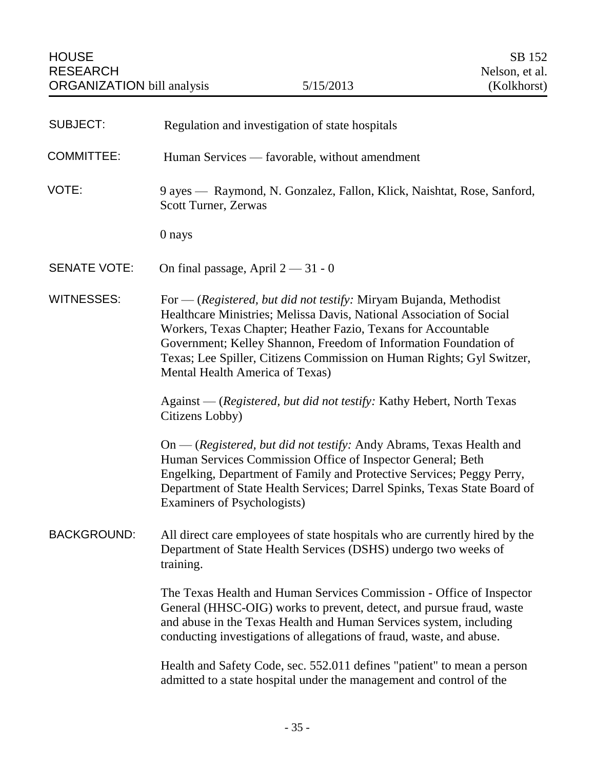HOUSE RESEARCH ORGANIZATION bill analysis | 5/15/2013 | SB 152 Nelson, et al. (Kolkhorst)

| | |
|---|---|
| SUBJECT: | Regulation and investigation of state hospitals |
| COMMITTEE: | Human Services — favorable, without amendment |
| VOTE: | 9 ayes — Raymond, N. Gonzalez, Fallon, Klick, Naishtat, Rose, Sanford, Scott Turner, Zerwas<br><br>0 nays |
| SENATE VOTE: | On final passage, April 2 — 31 - 0 |
| WITNESSES: | For — (*Registered, but did not testify:* Miryam Bujanda, Methodist Healthcare Ministries; Melissa Davis, National Association of Social Workers, Texas Chapter; Heather Fazio, Texans for Accountable Government; Kelley Shannon, Freedom of Information Foundation of Texas; Lee Spiller, Citizens Commission on Human Rights; Gyl Switzer, Mental Health America of Texas)<br><br>Against — (*Registered, but did not testify:* Kathy Hebert, North Texas Citizens Lobby)<br><br>On — (*Registered, but did not testify:* Andy Abrams, Texas Health and Human Services Commission Office of Inspector General; Beth Engelking, Department of Family and Protective Services; Peggy Perry, Department of State Health Services; Darrel Spinks, Texas State Board of Examiners of Psychologists) |
| BACKGROUND: | All direct care employees of state hospitals who are currently hired by the Department of State Health Services (DSHS) undergo two weeks of training.<br><br>The Texas Health and Human Services Commission - Office of Inspector General (HHSC-OIG) works to prevent, detect, and pursue fraud, waste and abuse in the Texas Health and Human Services system, including conducting investigations of allegations of fraud, waste, and abuse.<br><br>Health and Safety Code, sec. 552.011 defines "patient" to mean a person admitted to a state hospital under the management and control of the |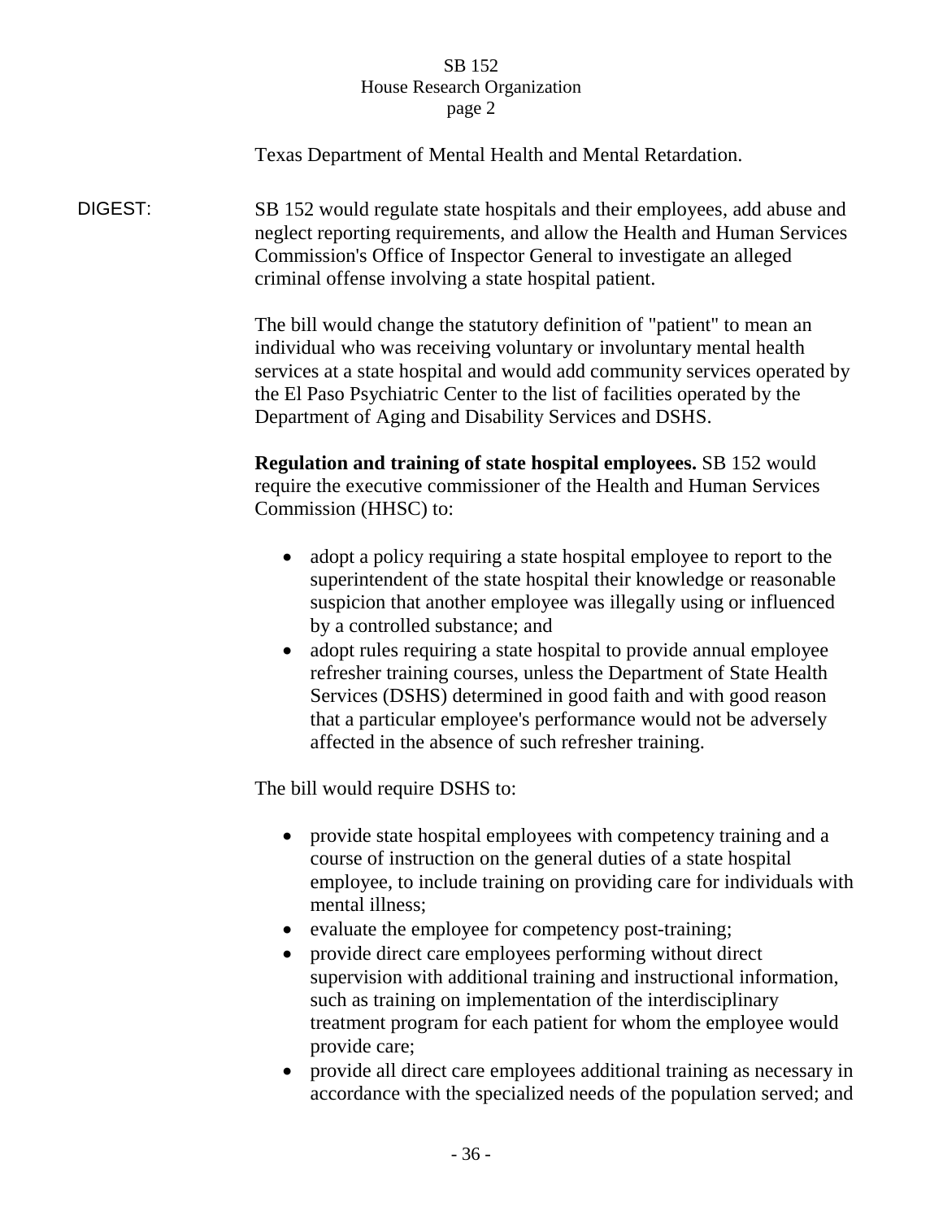Texas Department of Mental Health and Mental Retardation.

DIGEST: SB 152 would regulate state hospitals and their employees, add abuse and neglect reporting requirements, and allow the Health and Human Services Commission's Office of Inspector General to investigate an alleged criminal offense involving a state hospital patient.

The bill would change the statutory definition of "patient" to mean an individual who was receiving voluntary or involuntary mental health services at a state hospital and would add community services operated by the El Paso Psychiatric Center to the list of facilities operated by the Department of Aging and Disability Services and DSHS.

**Regulation and training of state hospital employees.** SB 152 would require the executive commissioner of the Health and Human Services Commission (HHSC) to:

- adopt a policy requiring a state hospital employee to report to the superintendent of the state hospital their knowledge or reasonable suspicion that another employee was illegally using or influenced by a controlled substance; and
- adopt rules requiring a state hospital to provide annual employee refresher training courses, unless the Department of State Health Services (DSHS) determined in good faith and with good reason that a particular employee's performance would not be adversely affected in the absence of such refresher training.

The bill would require DSHS to:

- provide state hospital employees with competency training and a course of instruction on the general duties of a state hospital employee, to include training on providing care for individuals with mental illness;
- evaluate the employee for competency post-training;
- provide direct care employees performing without direct supervision with additional training and instructional information, such as training on implementation of the interdisciplinary treatment program for each patient for whom the employee would provide care;
- provide all direct care employees additional training as necessary in accordance with the specialized needs of the population served; and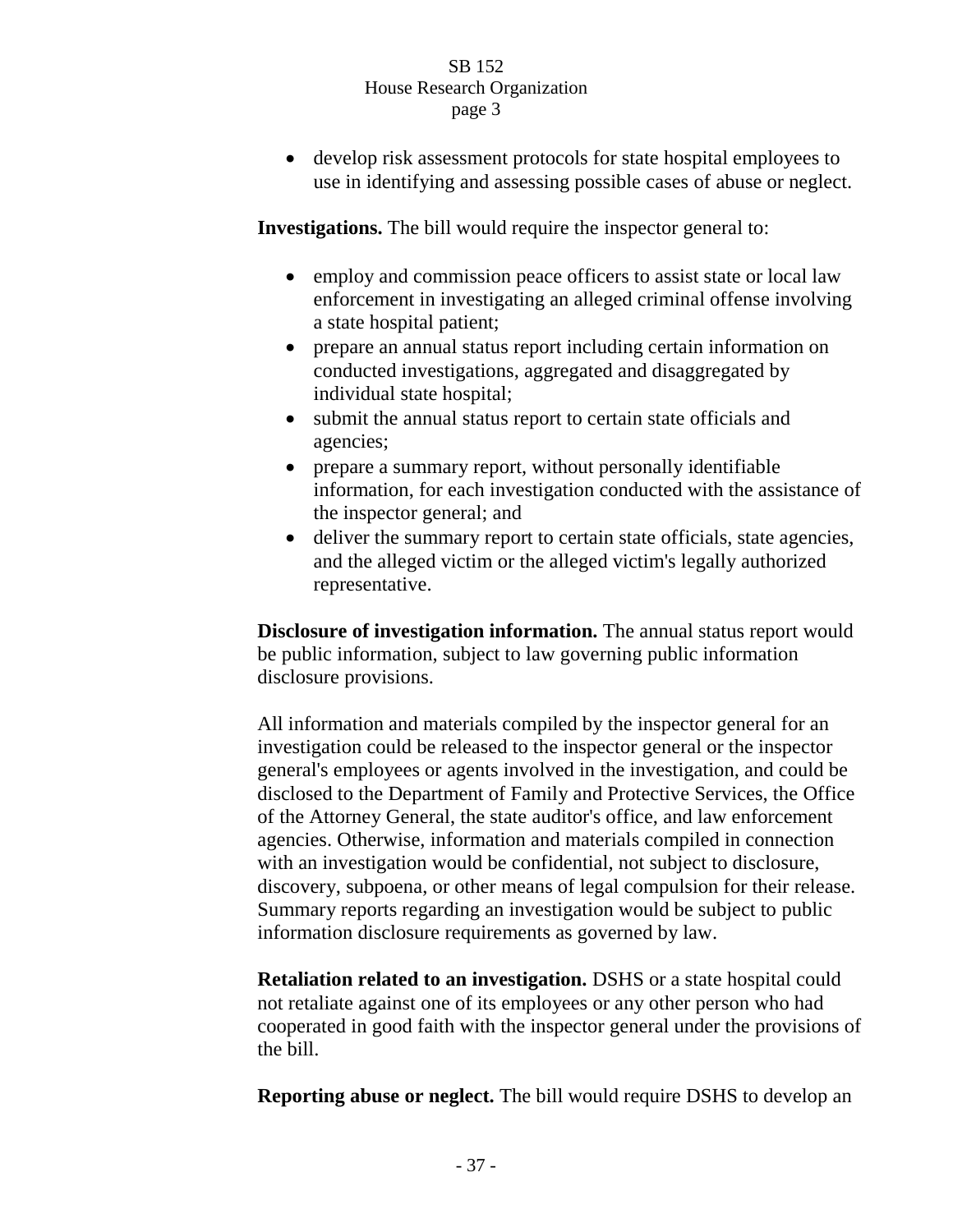- develop risk assessment protocols for state hospital employees to use in identifying and assessing possible cases of abuse or neglect.

**Investigations.** The bill would require the inspector general to:

- employ and commission peace officers to assist state or local law enforcement in investigating an alleged criminal offense involving a state hospital patient;
- prepare an annual status report including certain information on conducted investigations, aggregated and disaggregated by individual state hospital;
- submit the annual status report to certain state officials and agencies;
- prepare a summary report, without personally identifiable information, for each investigation conducted with the assistance of the inspector general; and
- deliver the summary report to certain state officials, state agencies, and the alleged victim or the alleged victim's legally authorized representative.

**Disclosure of investigation information.** The annual status report would be public information, subject to law governing public information disclosure provisions.

All information and materials compiled by the inspector general for an investigation could be released to the inspector general or the inspector general's employees or agents involved in the investigation, and could be disclosed to the Department of Family and Protective Services, the Office of the Attorney General, the state auditor's office, and law enforcement agencies. Otherwise, information and materials compiled in connection with an investigation would be confidential, not subject to disclosure, discovery, subpoena, or other means of legal compulsion for their release. Summary reports regarding an investigation would be subject to public information disclosure requirements as governed by law.

**Retaliation related to an investigation.** DSHS or a state hospital could not retaliate against one of its employees or any other person who had cooperated in good faith with the inspector general under the provisions of the bill.

**Reporting abuse or neglect.** The bill would require DSHS to develop an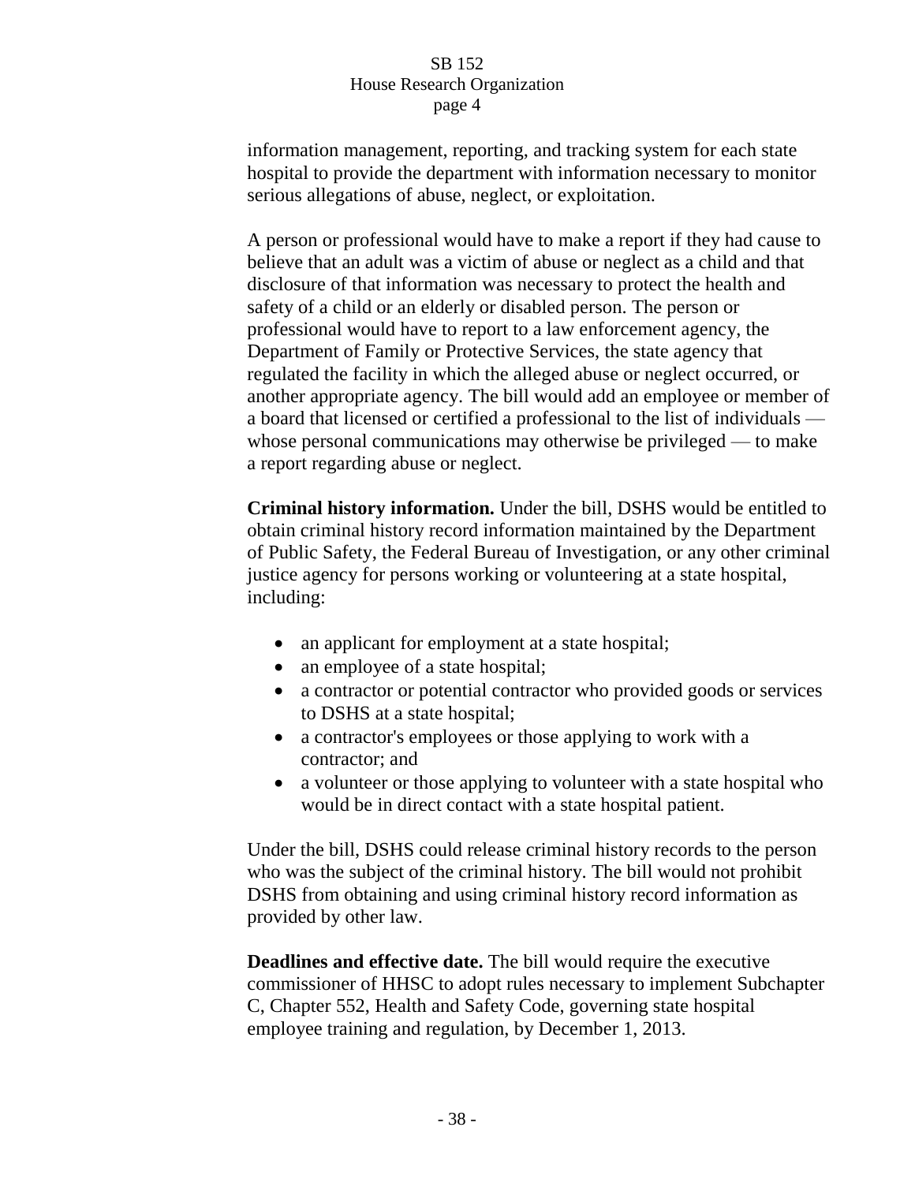information management, reporting, and tracking system for each state hospital to provide the department with information necessary to monitor serious allegations of abuse, neglect, or exploitation.

A person or professional would have to make a report if they had cause to believe that an adult was a victim of abuse or neglect as a child and that disclosure of that information was necessary to protect the health and safety of a child or an elderly or disabled person. The person or professional would have to report to a law enforcement agency, the Department of Family or Protective Services, the state agency that regulated the facility in which the alleged abuse or neglect occurred, or another appropriate agency. The bill would add an employee or member of a board that licensed or certified a professional to the list of individuals — whose personal communications may otherwise be privileged — to make a report regarding abuse or neglect.

**Criminal history information.** Under the bill, DSHS would be entitled to obtain criminal history record information maintained by the Department of Public Safety, the Federal Bureau of Investigation, or any other criminal justice agency for persons working or volunteering at a state hospital, including:

- an applicant for employment at a state hospital;
- an employee of a state hospital;
- a contractor or potential contractor who provided goods or services to DSHS at a state hospital;
- a contractor's employees or those applying to work with a contractor; and
- a volunteer or those applying to volunteer with a state hospital who would be in direct contact with a state hospital patient.

Under the bill, DSHS could release criminal history records to the person who was the subject of the criminal history. The bill would not prohibit DSHS from obtaining and using criminal history record information as provided by other law.

**Deadlines and effective date.** The bill would require the executive commissioner of HHSC to adopt rules necessary to implement Subchapter C, Chapter 552, Health and Safety Code, governing state hospital employee training and regulation, by December 1, 2013.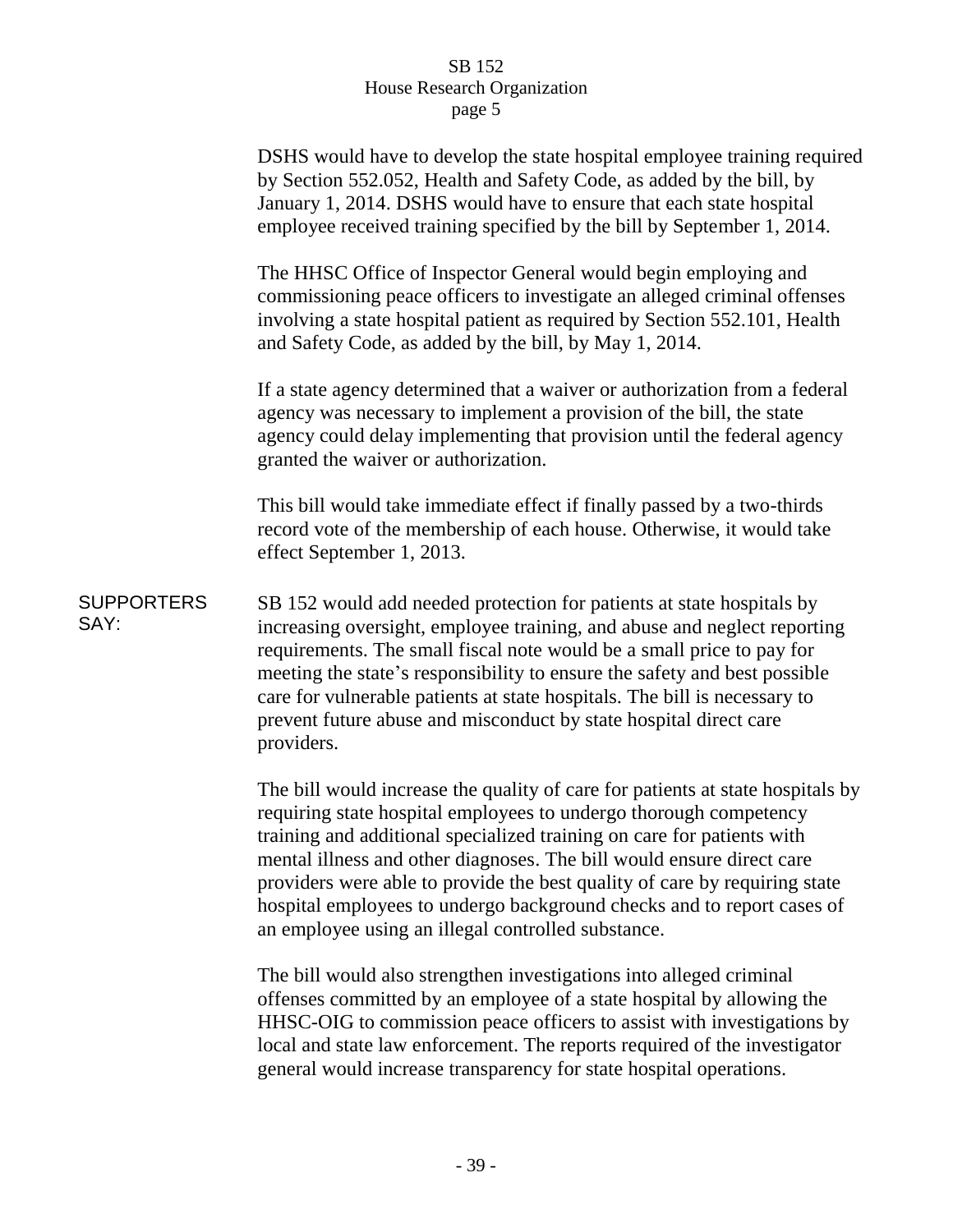DSHS would have to develop the state hospital employee training required by Section 552.052, Health and Safety Code, as added by the bill, by January 1, 2014. DSHS would have to ensure that each state hospital employee received training specified by the bill by September 1, 2014.

The HHSC Office of Inspector General would begin employing and commissioning peace officers to investigate an alleged criminal offenses involving a state hospital patient as required by Section 552.101, Health and Safety Code, as added by the bill, by May 1, 2014.

If a state agency determined that a waiver or authorization from a federal agency was necessary to implement a provision of the bill, the state agency could delay implementing that provision until the federal agency granted the waiver or authorization.

This bill would take immediate effect if finally passed by a two-thirds record vote of the membership of each house. Otherwise, it would take effect September 1, 2013.

**SUPPORTERS SAY:**

SB 152 would add needed protection for patients at state hospitals by increasing oversight, employee training, and abuse and neglect reporting requirements. The small fiscal note would be a small price to pay for meeting the state's responsibility to ensure the safety and best possible care for vulnerable patients at state hospitals. The bill is necessary to prevent future abuse and misconduct by state hospital direct care providers.

The bill would increase the quality of care for patients at state hospitals by requiring state hospital employees to undergo thorough competency training and additional specialized training on care for patients with mental illness and other diagnoses. The bill would ensure direct care providers were able to provide the best quality of care by requiring state hospital employees to undergo background checks and to report cases of an employee using an illegal controlled substance.

The bill would also strengthen investigations into alleged criminal offenses committed by an employee of a state hospital by allowing the HHSC-OIG to commission peace officers to assist with investigations by local and state law enforcement. The reports required of the investigator general would increase transparency for state hospital operations.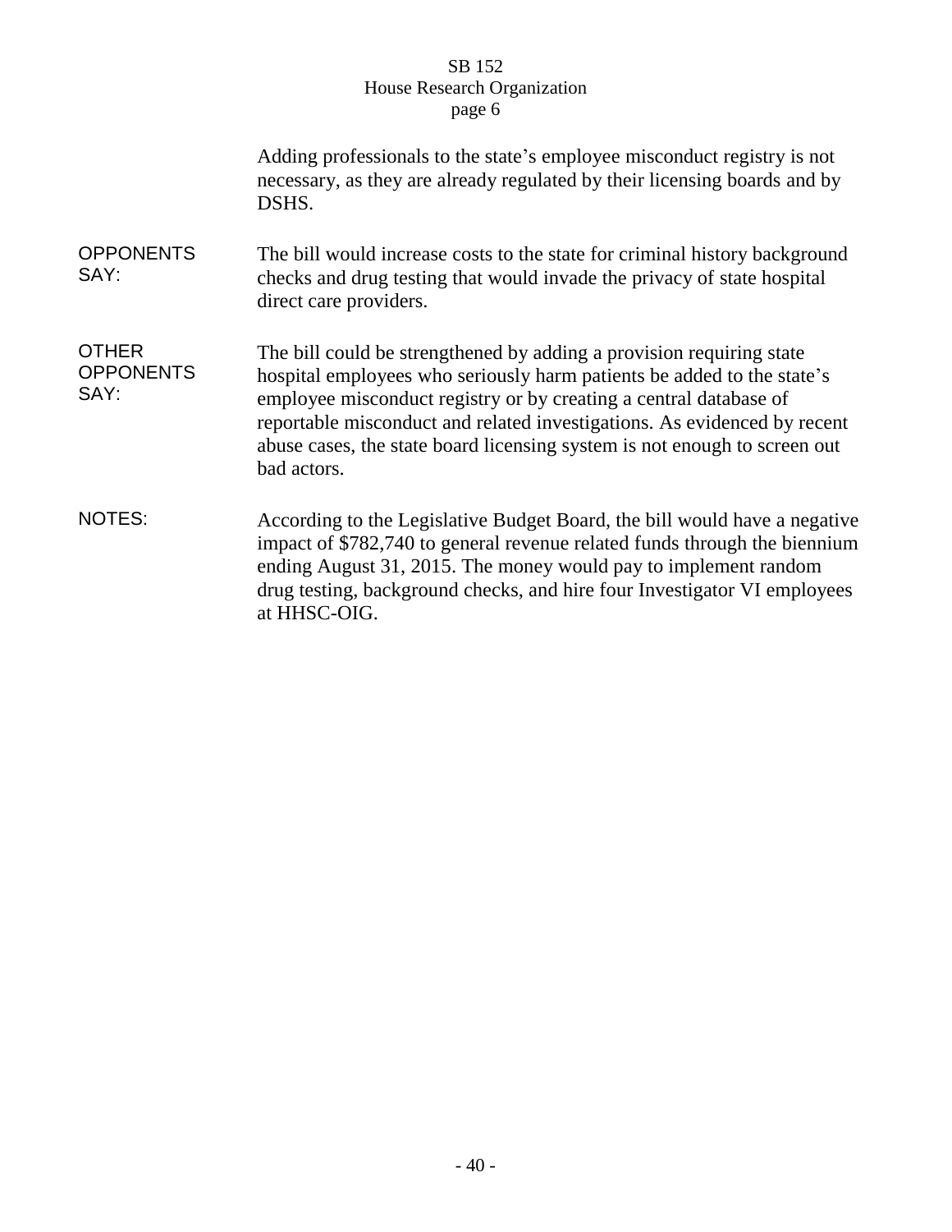Adding professionals to the state's employee misconduct registry is not necessary, as they are already regulated by their licensing boards and by DSHS.

**OPPONENTS SAY:**

The bill would increase costs to the state for criminal history background checks and drug testing that would invade the privacy of state hospital direct care providers.

**OTHER OPPONENTS SAY:**

The bill could be strengthened by adding a provision requiring state hospital employees who seriously harm patients be added to the state's employee misconduct registry or by creating a central database of reportable misconduct and related investigations. As evidenced by recent abuse cases, the state board licensing system is not enough to screen out bad actors.

**NOTES:**

According to the Legislative Budget Board, the bill would have a negative impact of $782,740 to general revenue related funds through the biennium ending August 31, 2015. The money would pay to implement random drug testing, background checks, and hire four Investigator VI employees at HHSC-OIG.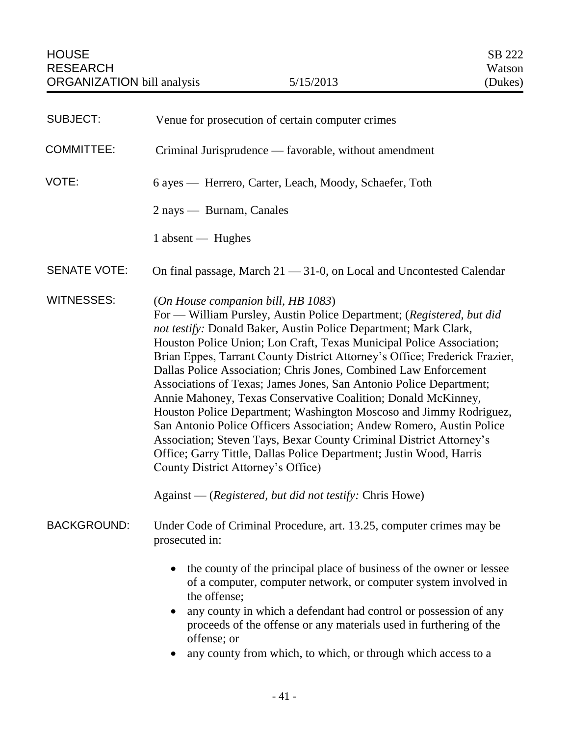HOUSE RESEARCH ORGANIZATION bill analysis | 5/15/2013 | SB 222 Watson (Dukes)

**SUBJECT:** Venue for prosecution of certain computer crimes

**COMMITTEE:** Criminal Jurisprudence — favorable, without amendment

**VOTE:** 6 ayes — Herrero, Carter, Leach, Moody, Schaefer, Toth

2 nays — Burnam, Canales

1 absent — Hughes

**SENATE VOTE:** On final passage, March 21 — 31-0, on Local and Uncontested Calendar

**WITNESSES:** (*On House companion bill, HB 1083*)
For — William Pursley, Austin Police Department; (*Registered, but did not testify:* Donald Baker, Austin Police Department; Mark Clark, Houston Police Union; Lon Craft, Texas Municipal Police Association; Brian Eppes, Tarrant County District Attorney's Office; Frederick Frazier, Dallas Police Association; Chris Jones, Combined Law Enforcement Associations of Texas; James Jones, San Antonio Police Department; Annie Mahoney, Texas Conservative Coalition; Donald McKinney, Houston Police Department; Washington Moscoso and Jimmy Rodriguez, San Antonio Police Officers Association; Andew Romero, Austin Police Association; Steven Tays, Bexar County Criminal District Attorney's Office; Garry Tittle, Dallas Police Department; Justin Wood, Harris County District Attorney's Office)

Against — (*Registered, but did not testify:* Chris Howe)

**BACKGROUND:** Under Code of Criminal Procedure, art. 13.25, computer crimes may be prosecuted in:

- the county of the principal place of business of the owner or lessee of a computer, computer network, or computer system involved in the offense;
- any county in which a defendant had control or possession of any proceeds of the offense or any materials used in furthering of the offense; or
- any county from which, to which, or through which access to a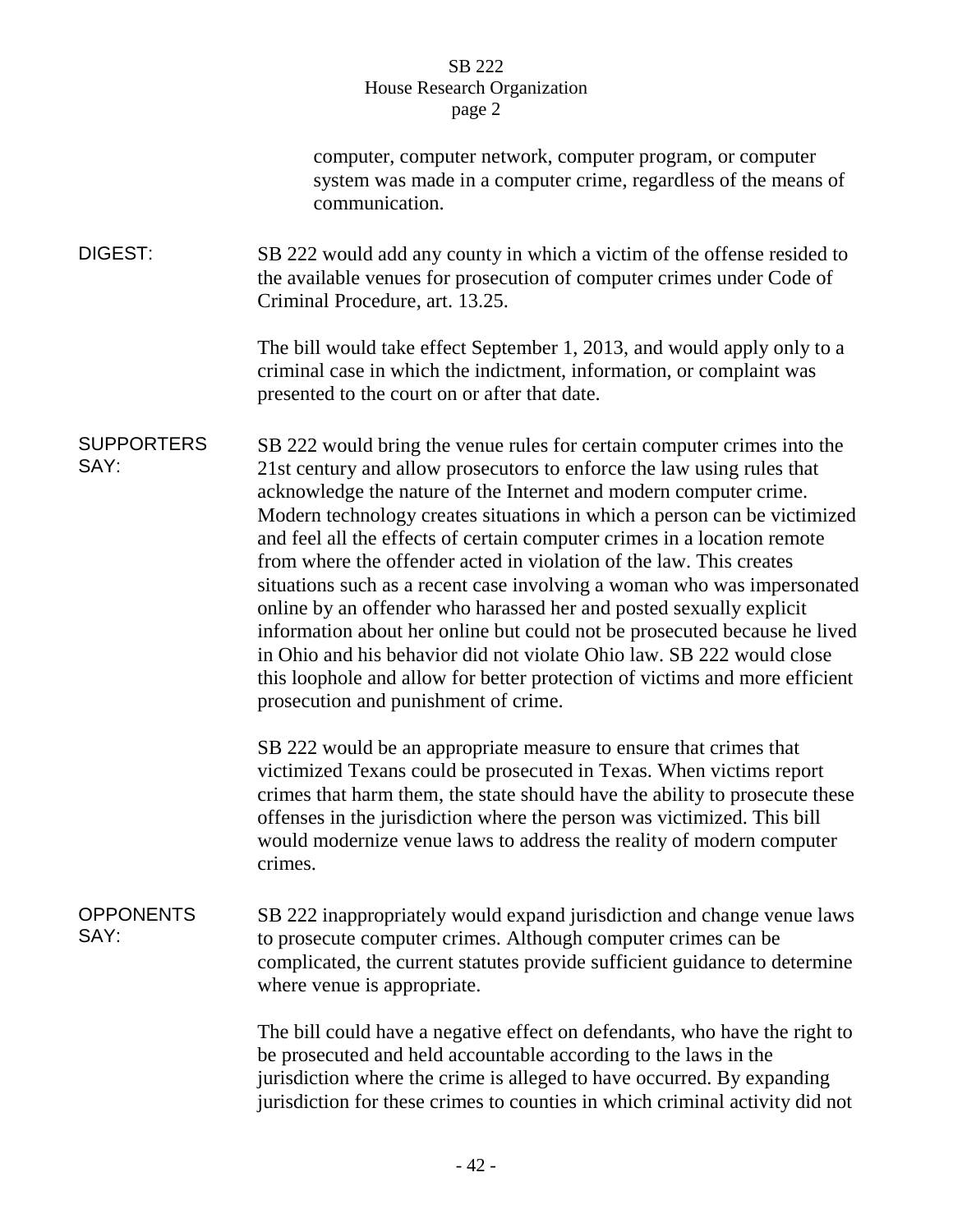computer, computer network, computer program, or computer system was made in a computer crime, regardless of the means of communication.

**DIGEST:** SB 222 would add any county in which a victim of the offense resided to the available venues for prosecution of computer crimes under Code of Criminal Procedure, art. 13.25.

The bill would take effect September 1, 2013, and would apply only to a criminal case in which the indictment, information, or complaint was presented to the court on or after that date.

**SUPPORTERS SAY:** SB 222 would bring the venue rules for certain computer crimes into the 21st century and allow prosecutors to enforce the law using rules that acknowledge the nature of the Internet and modern computer crime. Modern technology creates situations in which a person can be victimized and feel all the effects of certain computer crimes in a location remote from where the offender acted in violation of the law. This creates situations such as a recent case involving a woman who was impersonated online by an offender who harassed her and posted sexually explicit information about her online but could not be prosecuted because he lived in Ohio and his behavior did not violate Ohio law. SB 222 would close this loophole and allow for better protection of victims and more efficient prosecution and punishment of crime.

SB 222 would be an appropriate measure to ensure that crimes that victimized Texans could be prosecuted in Texas. When victims report crimes that harm them, the state should have the ability to prosecute these offenses in the jurisdiction where the person was victimized. This bill would modernize venue laws to address the reality of modern computer crimes.

**OPPONENTS SAY:** SB 222 inappropriately would expand jurisdiction and change venue laws to prosecute computer crimes. Although computer crimes can be complicated, the current statutes provide sufficient guidance to determine where venue is appropriate.

The bill could have a negative effect on defendants, who have the right to be prosecuted and held accountable according to the laws in the jurisdiction where the crime is alleged to have occurred. By expanding jurisdiction for these crimes to counties in which criminal activity did not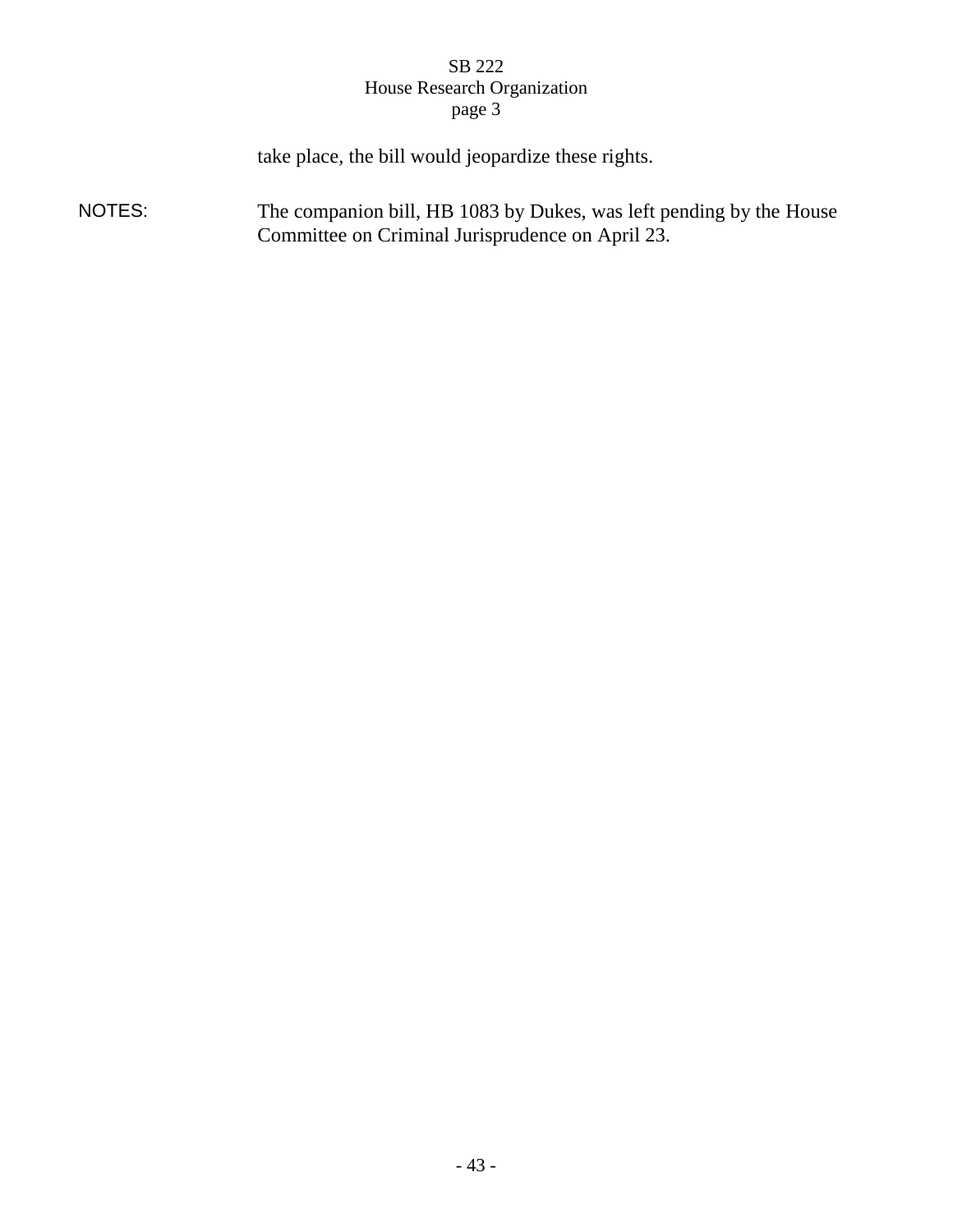take place, the bill would jeopardize these rights.

NOTES: The companion bill, HB 1083 by Dukes, was left pending by the House Committee on Criminal Jurisprudence on April 23.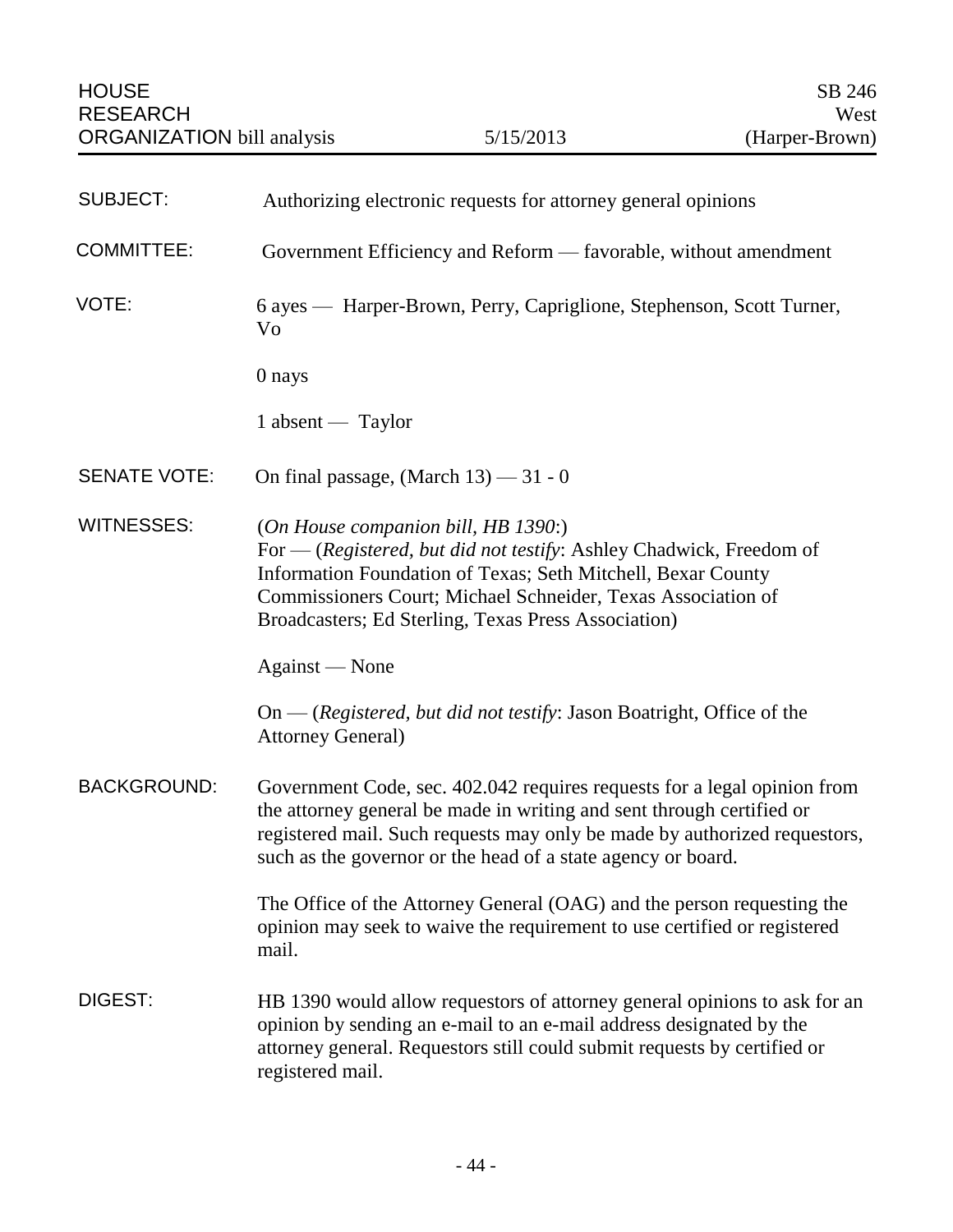HOUSE RESEARCH ORGANIZATION bill analysis — 5/15/2013 — SB 246 West (Harper-Brown)

**SUBJECT:** Authorizing electronic requests for attorney general opinions

**COMMITTEE:** Government Efficiency and Reform — favorable, without amendment

**VOTE:** 6 ayes — Harper-Brown, Perry, Capriglione, Stephenson, Scott Turner, Vo

0 nays

1 absent — Taylor

**SENATE VOTE:** On final passage, (March 13) — 31 - 0

**WITNESSES:** (*On House companion bill, HB 1390*:)
For — (*Registered, but did not testify*: Ashley Chadwick, Freedom of Information Foundation of Texas; Seth Mitchell, Bexar County Commissioners Court; Michael Schneider, Texas Association of Broadcasters; Ed Sterling, Texas Press Association)

Against — None

On — (*Registered, but did not testify*: Jason Boatright, Office of the Attorney General)

**BACKGROUND:** Government Code, sec. 402.042 requires requests for a legal opinion from the attorney general be made in writing and sent through certified or registered mail. Such requests may only be made by authorized requestors, such as the governor or the head of a state agency or board.

The Office of the Attorney General (OAG) and the person requesting the opinion may seek to waive the requirement to use certified or registered mail.

**DIGEST:** HB 1390 would allow requestors of attorney general opinions to ask for an opinion by sending an e-mail to an e-mail address designated by the attorney general. Requestors still could submit requests by certified or registered mail.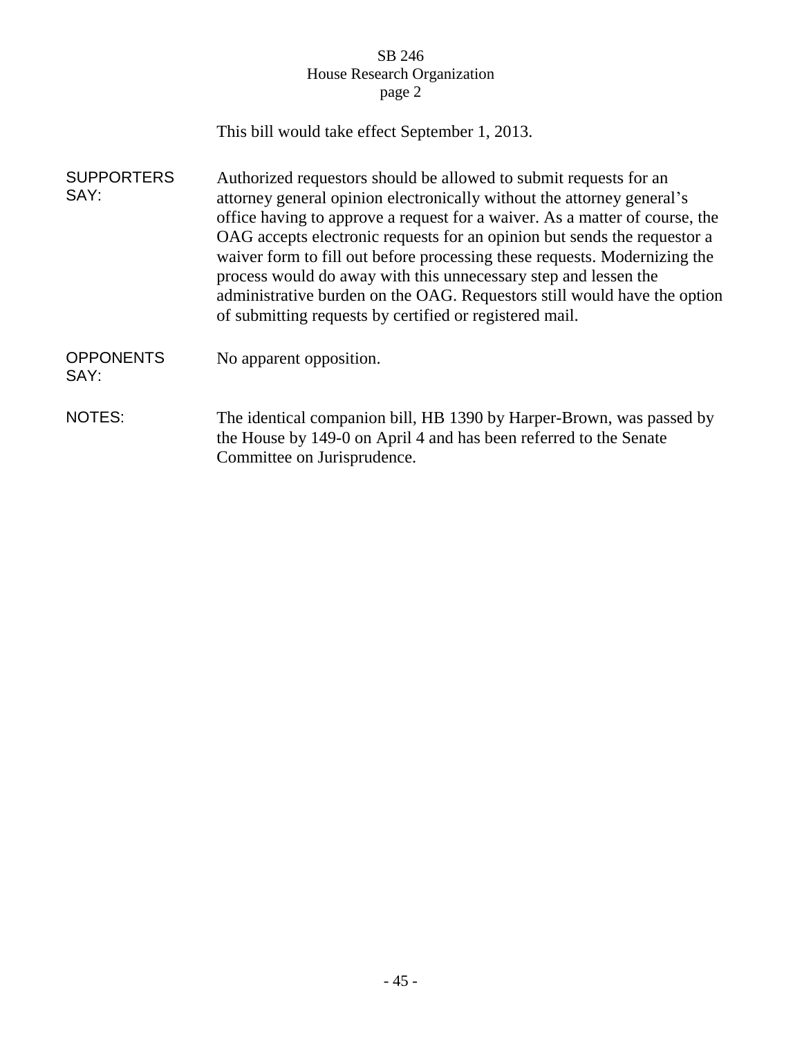This bill would take effect September 1, 2013.

**SUPPORTERS SAY:** Authorized requestors should be allowed to submit requests for an attorney general opinion electronically without the attorney general's office having to approve a request for a waiver. As a matter of course, the OAG accepts electronic requests for an opinion but sends the requestor a waiver form to fill out before processing these requests. Modernizing the process would do away with this unnecessary step and lessen the administrative burden on the OAG. Requestors still would have the option of submitting requests by certified or registered mail.

**OPPONENTS SAY:** No apparent opposition.

**NOTES:** The identical companion bill, HB 1390 by Harper-Brown, was passed by the House by 149-0 on April 4 and has been referred to the Senate Committee on Jurisprudence.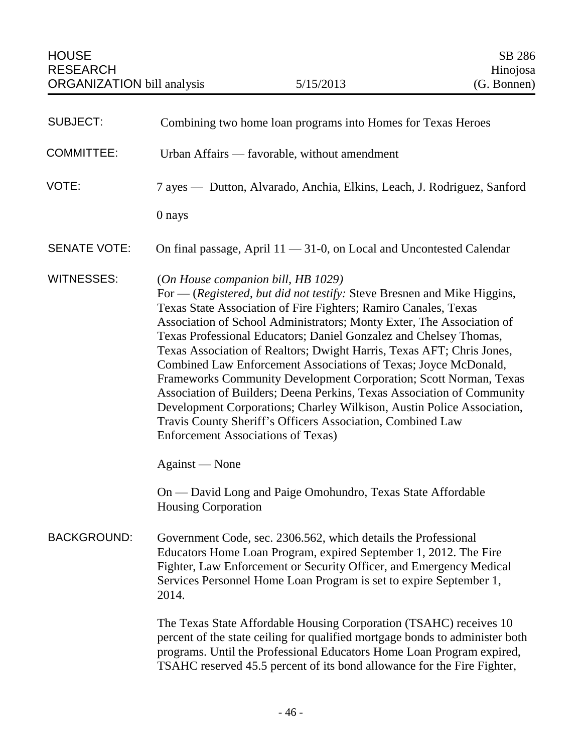HOUSE RESEARCH ORGANIZATION bill analysis — 5/15/2013 — SB 286 Hinojosa (G. Bonnen)

**SUBJECT:** Combining two home loan programs into Homes for Texas Heroes

**COMMITTEE:** Urban Affairs — favorable, without amendment

**VOTE:** 7 ayes — Dutton, Alvarado, Anchia, Elkins, Leach, J. Rodriguez, Sanford

0 nays

**SENATE VOTE:** On final passage, April 11 — 31-0, on Local and Uncontested Calendar

**WITNESSES:** (*On House companion bill, HB 1029*)

For — (*Registered, but did not testify:* Steve Bresnen and Mike Higgins, Texas State Association of Fire Fighters; Ramiro Canales, Texas Association of School Administrators; Monty Exter, The Association of Texas Professional Educators; Daniel Gonzalez and Chelsey Thomas, Texas Association of Realtors; Dwight Harris, Texas AFT; Chris Jones, Combined Law Enforcement Associations of Texas; Joyce McDonald, Frameworks Community Development Corporation; Scott Norman, Texas Association of Builders; Deena Perkins, Texas Association of Community Development Corporations; Charley Wilkison, Austin Police Association, Travis County Sheriff's Officers Association, Combined Law Enforcement Associations of Texas)

Against — None

On — David Long and Paige Omohundro, Texas State Affordable Housing Corporation

**BACKGROUND:** Government Code, sec. 2306.562, which details the Professional Educators Home Loan Program, expired September 1, 2012. The Fire Fighter, Law Enforcement or Security Officer, and Emergency Medical Services Personnel Home Loan Program is set to expire September 1, 2014.

The Texas State Affordable Housing Corporation (TSAHC) receives 10 percent of the state ceiling for qualified mortgage bonds to administer both programs. Until the Professional Educators Home Loan Program expired, TSAHC reserved 45.5 percent of its bond allowance for the Fire Fighter,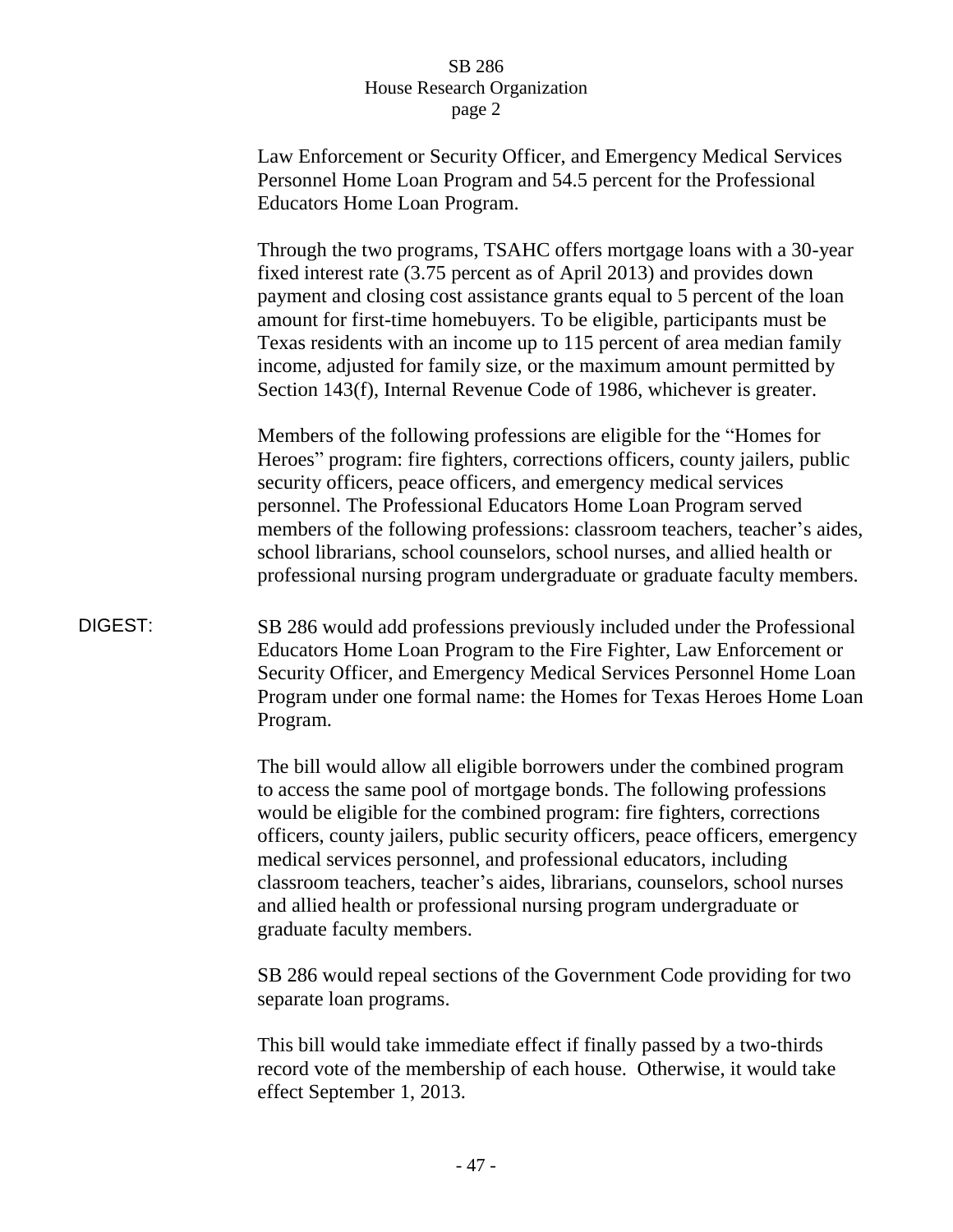Law Enforcement or Security Officer, and Emergency Medical Services Personnel Home Loan Program and 54.5 percent for the Professional Educators Home Loan Program.

Through the two programs, TSAHC offers mortgage loans with a 30-year fixed interest rate (3.75 percent as of April 2013) and provides down payment and closing cost assistance grants equal to 5 percent of the loan amount for first-time homebuyers. To be eligible, participants must be Texas residents with an income up to 115 percent of area median family income, adjusted for family size, or the maximum amount permitted by Section 143(f), Internal Revenue Code of 1986, whichever is greater.

Members of the following professions are eligible for the "Homes for Heroes" program: fire fighters, corrections officers, county jailers, public security officers, peace officers, and emergency medical services personnel. The Professional Educators Home Loan Program served members of the following professions: classroom teachers, teacher's aides, school librarians, school counselors, school nurses, and allied health or professional nursing program undergraduate or graduate faculty members.

DIGEST: SB 286 would add professions previously included under the Professional Educators Home Loan Program to the Fire Fighter, Law Enforcement or Security Officer, and Emergency Medical Services Personnel Home Loan Program under one formal name: the Homes for Texas Heroes Home Loan Program.

The bill would allow all eligible borrowers under the combined program to access the same pool of mortgage bonds. The following professions would be eligible for the combined program: fire fighters, corrections officers, county jailers, public security officers, peace officers, emergency medical services personnel, and professional educators, including classroom teachers, teacher's aides, librarians, counselors, school nurses and allied health or professional nursing program undergraduate or graduate faculty members.

SB 286 would repeal sections of the Government Code providing for two separate loan programs.

This bill would take immediate effect if finally passed by a two-thirds record vote of the membership of each house. Otherwise, it would take effect September 1, 2013.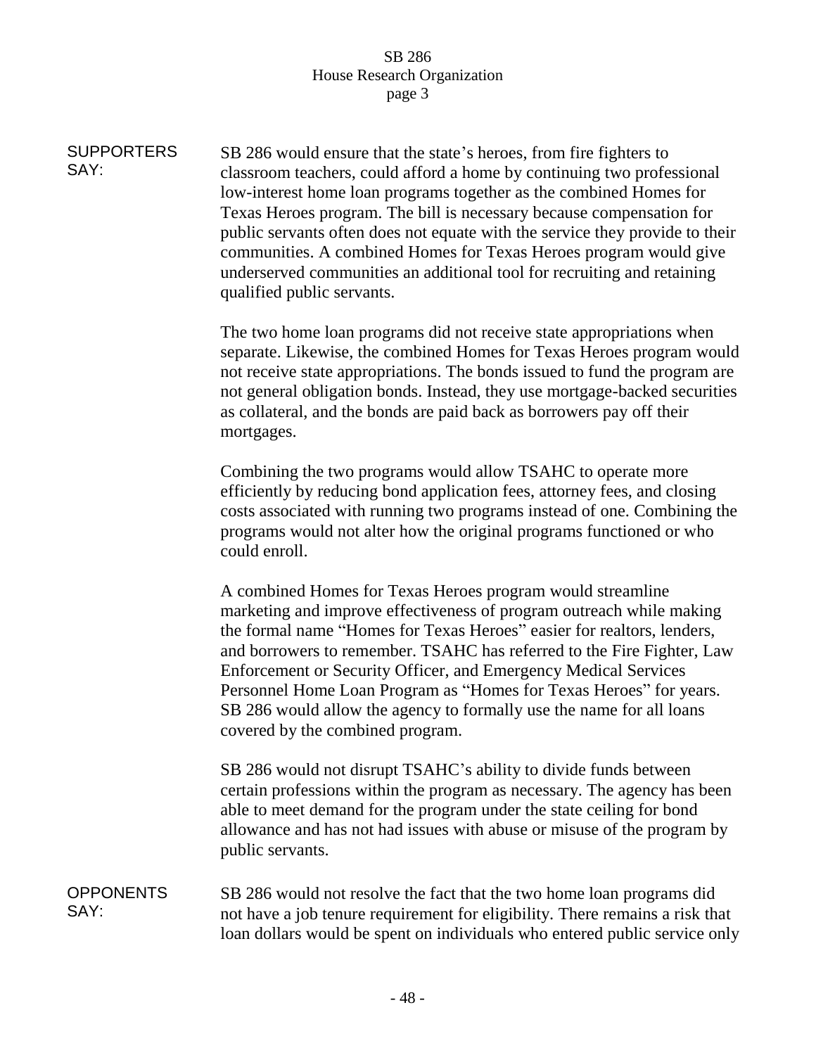**SUPPORTERS SAY:**

SB 286 would ensure that the state's heroes, from fire fighters to classroom teachers, could afford a home by continuing two professional low-interest home loan programs together as the combined Homes for Texas Heroes program. The bill is necessary because compensation for public servants often does not equate with the service they provide to their communities. A combined Homes for Texas Heroes program would give underserved communities an additional tool for recruiting and retaining qualified public servants.

The two home loan programs did not receive state appropriations when separate. Likewise, the combined Homes for Texas Heroes program would not receive state appropriations. The bonds issued to fund the program are not general obligation bonds. Instead, they use mortgage-backed securities as collateral, and the bonds are paid back as borrowers pay off their mortgages.

Combining the two programs would allow TSAHC to operate more efficiently by reducing bond application fees, attorney fees, and closing costs associated with running two programs instead of one. Combining the programs would not alter how the original programs functioned or who could enroll.

A combined Homes for Texas Heroes program would streamline marketing and improve effectiveness of program outreach while making the formal name "Homes for Texas Heroes" easier for realtors, lenders, and borrowers to remember. TSAHC has referred to the Fire Fighter, Law Enforcement or Security Officer, and Emergency Medical Services Personnel Home Loan Program as "Homes for Texas Heroes" for years. SB 286 would allow the agency to formally use the name for all loans covered by the combined program.

SB 286 would not disrupt TSAHC's ability to divide funds between certain professions within the program as necessary. The agency has been able to meet demand for the program under the state ceiling for bond allowance and has not had issues with abuse or misuse of the program by public servants.

**OPPONENTS SAY:**

SB 286 would not resolve the fact that the two home loan programs did not have a job tenure requirement for eligibility. There remains a risk that loan dollars would be spent on individuals who entered public service only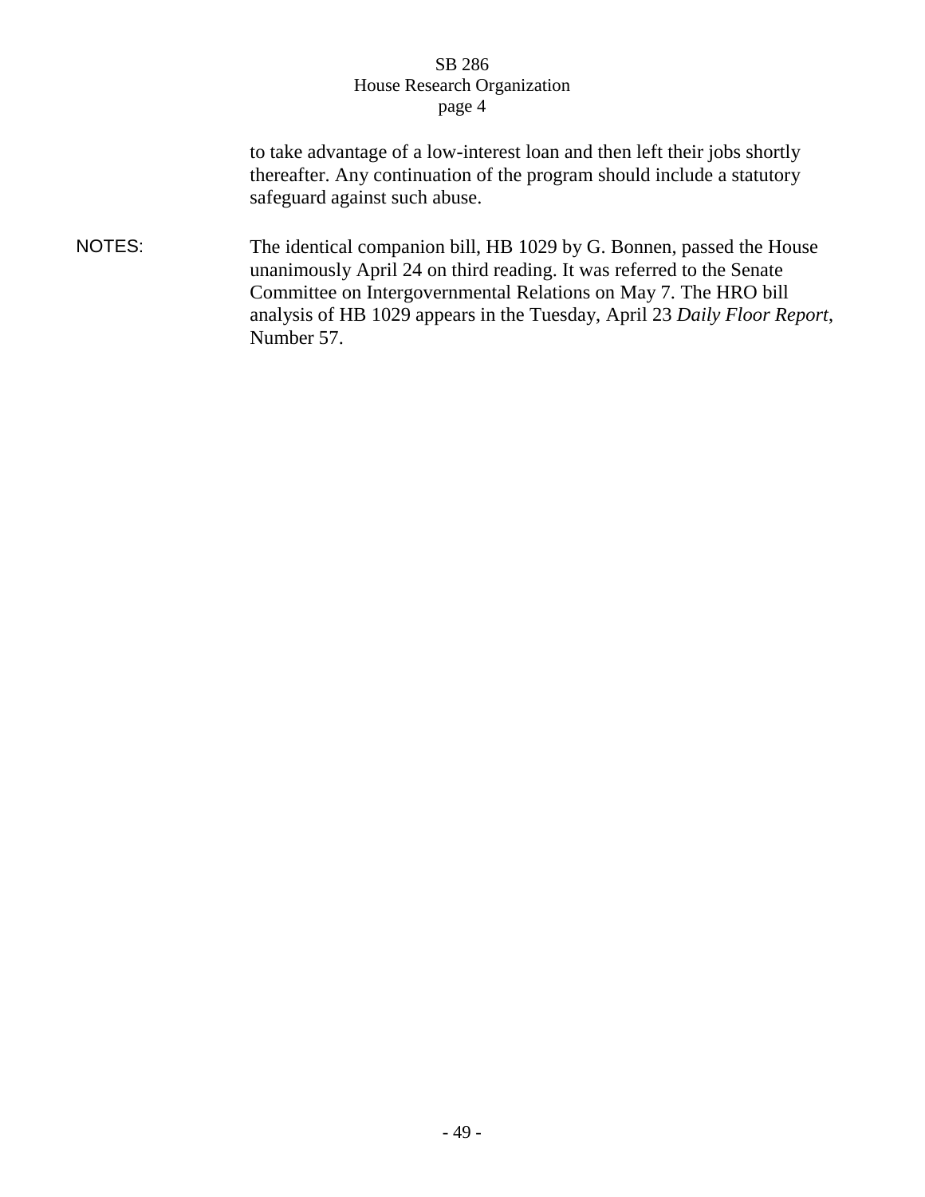to take advantage of a low-interest loan and then left their jobs shortly thereafter. Any continuation of the program should include a statutory safeguard against such abuse.

NOTES: The identical companion bill, HB 1029 by G. Bonnen, passed the House unanimously April 24 on third reading. It was referred to the Senate Committee on Intergovernmental Relations on May 7. The HRO bill analysis of HB 1029 appears in the Tuesday, April 23 *Daily Floor Report*, Number 57.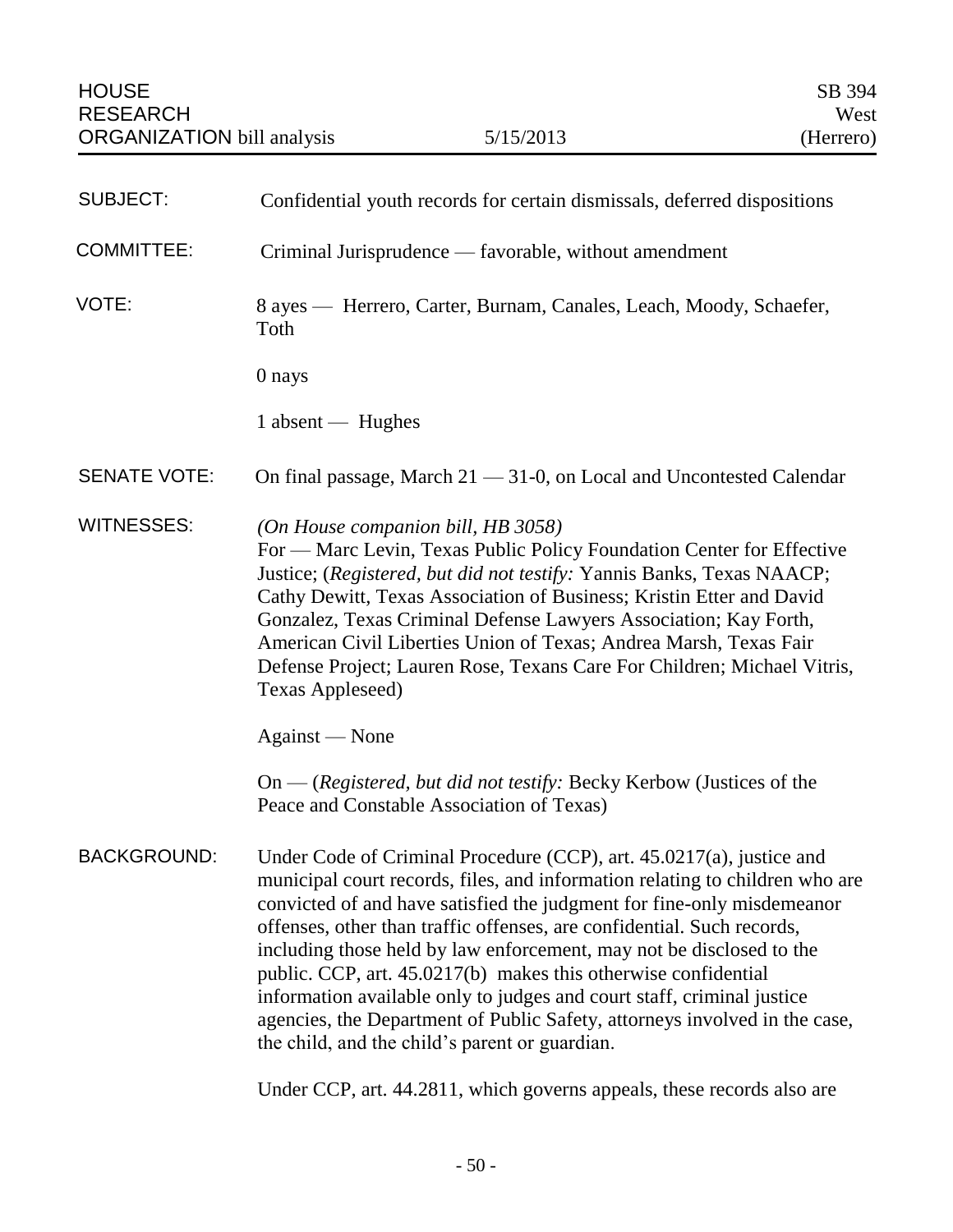HOUSE RESEARCH ORGANIZATION bill analysis — 5/15/2013 — SB 394 West (Herrero)

| | |
|---|---|
| SUBJECT: | Confidential youth records for certain dismissals, deferred dispositions |
| COMMITTEE: | Criminal Jurisprudence — favorable, without amendment |
| VOTE: | 8 ayes — Herrero, Carter, Burnam, Canales, Leach, Moody, Schaefer, Toth<br><br>0 nays<br><br>1 absent — Hughes |
| SENATE VOTE: | On final passage, March 21 — 31-0, on Local and Uncontested Calendar |
| WITNESSES: | *(On House companion bill, HB 3058)*<br>For — Marc Levin, Texas Public Policy Foundation Center for Effective Justice; (*Registered, but did not testify:* Yannis Banks, Texas NAACP; Cathy Dewitt, Texas Association of Business; Kristin Etter and David Gonzalez, Texas Criminal Defense Lawyers Association; Kay Forth, American Civil Liberties Union of Texas; Andrea Marsh, Texas Fair Defense Project; Lauren Rose, Texans Care For Children; Michael Vitris, Texas Appleseed)<br><br>Against — None<br><br>On — (*Registered, but did not testify:* Becky Kerbow (Justices of the Peace and Constable Association of Texas) |
| BACKGROUND: | Under Code of Criminal Procedure (CCP), art. 45.0217(a), justice and municipal court records, files, and information relating to children who are convicted of and have satisfied the judgment for fine-only misdemeanor offenses, other than traffic offenses, are confidential. Such records, including those held by law enforcement, may not be disclosed to the public. CCP, art. 45.0217(b) makes this otherwise confidential information available only to judges and court staff, criminal justice agencies, the Department of Public Safety, attorneys involved in the case, the child, and the child's parent or guardian.<br><br>Under CCP, art. 44.2811, which governs appeals, these records also are |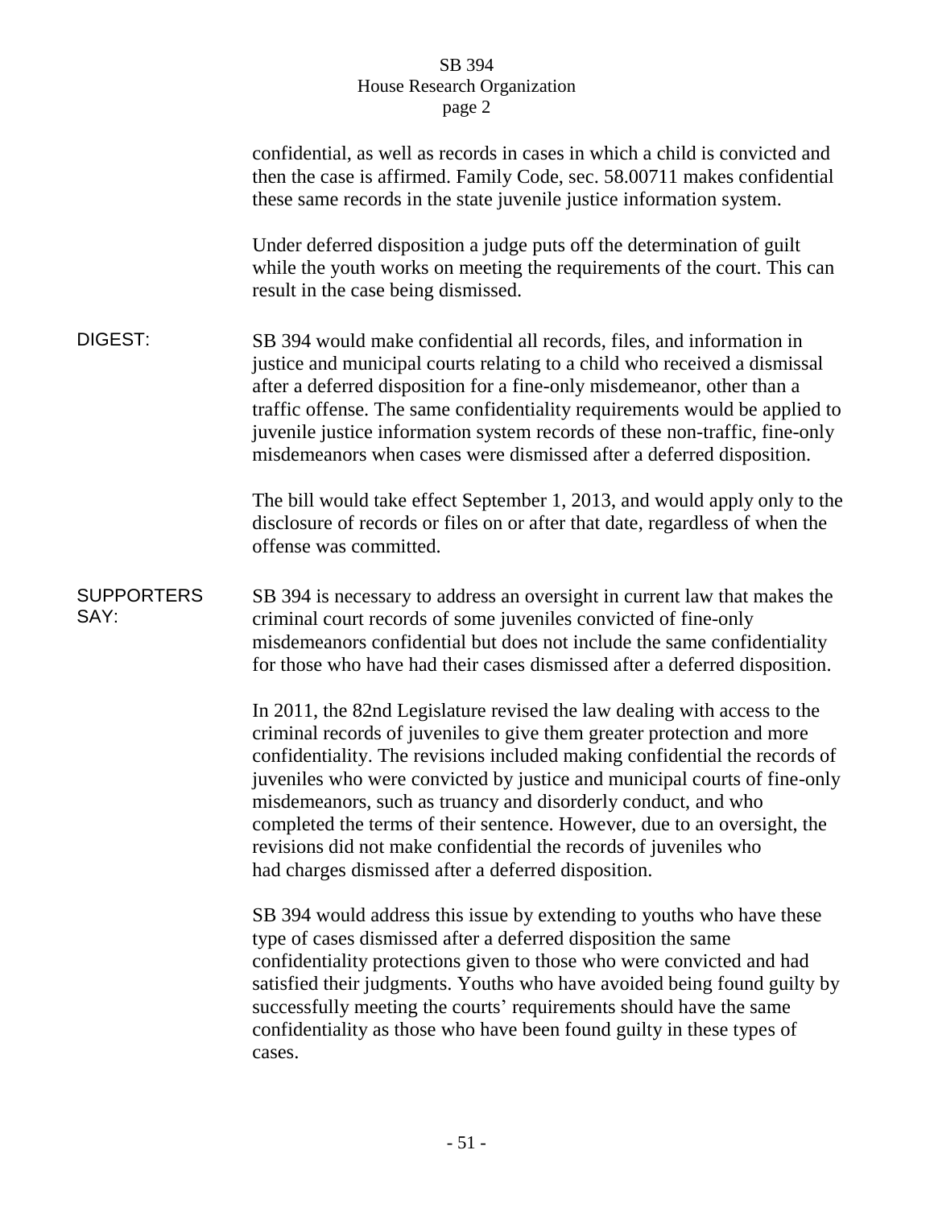confidential, as well as records in cases in which a child is convicted and then the case is affirmed. Family Code, sec. 58.00711 makes confidential these same records in the state juvenile justice information system.

Under deferred disposition a judge puts off the determination of guilt while the youth works on meeting the requirements of the court. This can result in the case being dismissed.

**DIGEST:**

SB 394 would make confidential all records, files, and information in justice and municipal courts relating to a child who received a dismissal after a deferred disposition for a fine-only misdemeanor, other than a traffic offense. The same confidentiality requirements would be applied to juvenile justice information system records of these non-traffic, fine-only misdemeanors when cases were dismissed after a deferred disposition.

The bill would take effect September 1, 2013, and would apply only to the disclosure of records or files on or after that date, regardless of when the offense was committed.

**SUPPORTERS SAY:**

SB 394 is necessary to address an oversight in current law that makes the criminal court records of some juveniles convicted of fine-only misdemeanors confidential but does not include the same confidentiality for those who have had their cases dismissed after a deferred disposition.

In 2011, the 82nd Legislature revised the law dealing with access to the criminal records of juveniles to give them greater protection and more confidentiality. The revisions included making confidential the records of juveniles who were convicted by justice and municipal courts of fine-only misdemeanors, such as truancy and disorderly conduct, and who completed the terms of their sentence. However, due to an oversight, the revisions did not make confidential the records of juveniles who had charges dismissed after a deferred disposition.

SB 394 would address this issue by extending to youths who have these type of cases dismissed after a deferred disposition the same confidentiality protections given to those who were convicted and had satisfied their judgments. Youths who have avoided being found guilty by successfully meeting the courts' requirements should have the same confidentiality as those who have been found guilty in these types of cases.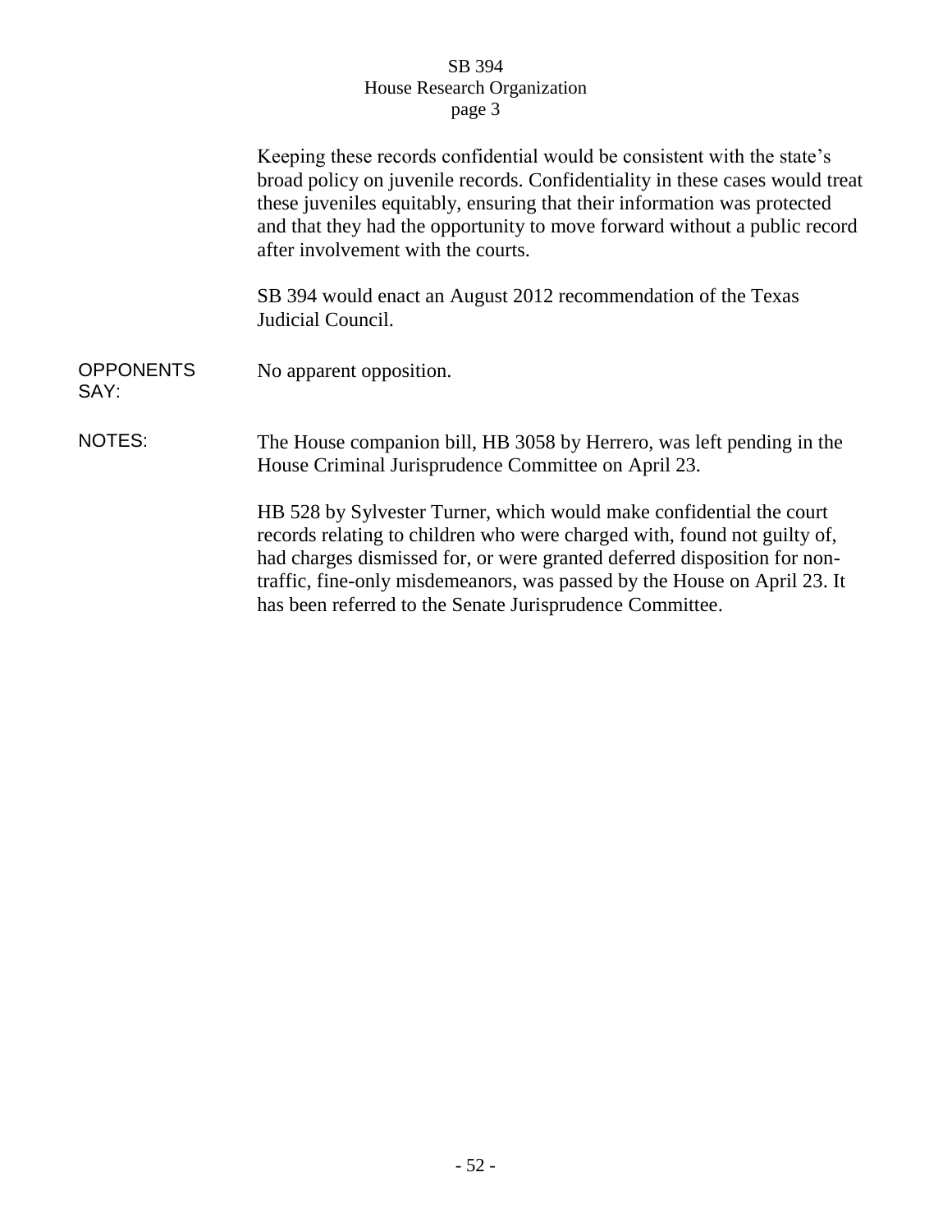Keeping these records confidential would be consistent with the state's broad policy on juvenile records. Confidentiality in these cases would treat these juveniles equitably, ensuring that their information was protected and that they had the opportunity to move forward without a public record after involvement with the courts.

SB 394 would enact an August 2012 recommendation of the Texas Judicial Council.

**OPPONENTS SAY:** No apparent opposition.

**NOTES:** The House companion bill, HB 3058 by Herrero, was left pending in the House Criminal Jurisprudence Committee on April 23.

HB 528 by Sylvester Turner, which would make confidential the court records relating to children who were charged with, found not guilty of, had charges dismissed for, or were granted deferred disposition for non-traffic, fine-only misdemeanors, was passed by the House on April 23. It has been referred to the Senate Jurisprudence Committee.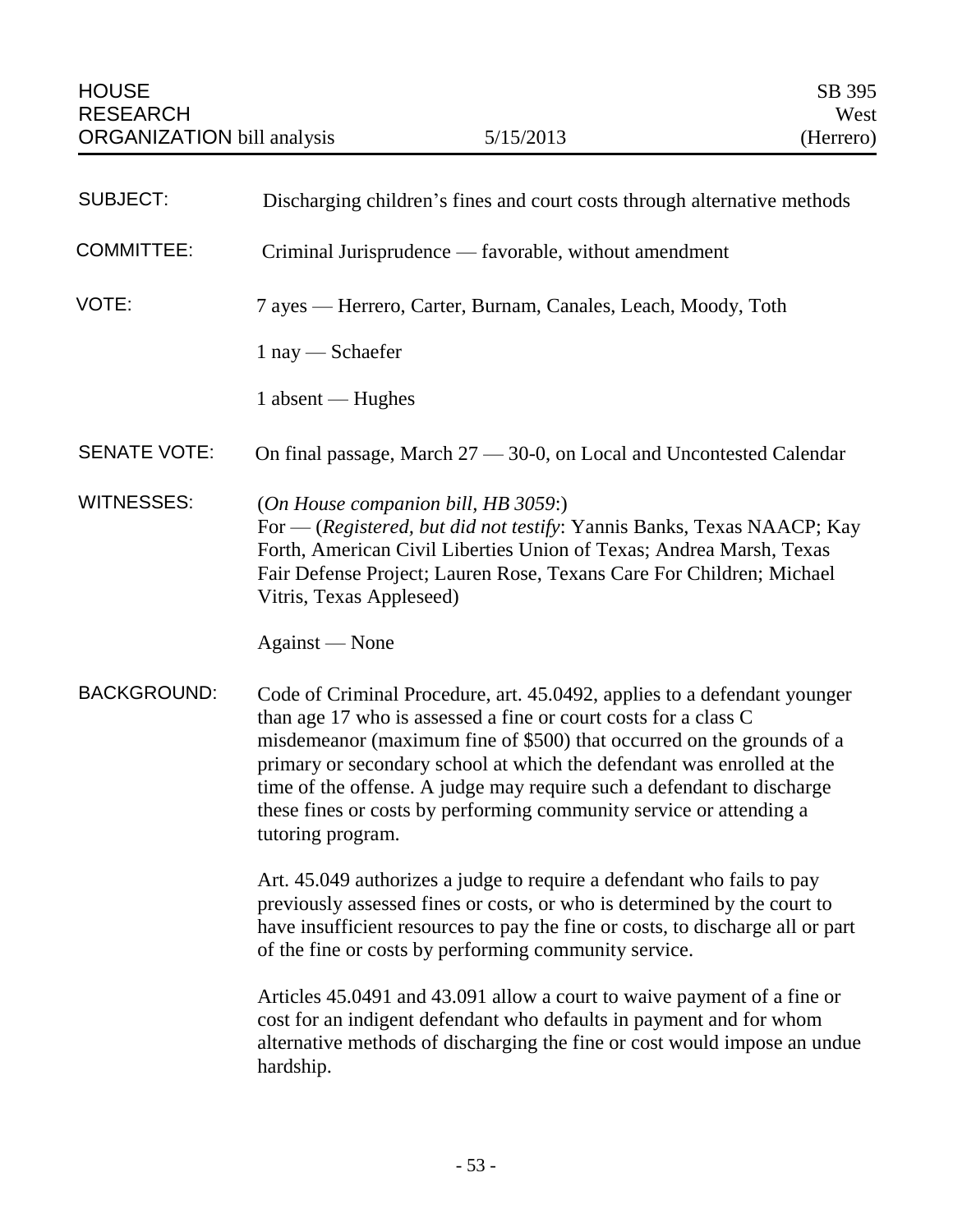HOUSE RESEARCH ORGANIZATION bill analysis — 5/15/2013 — SB 395 West (Herrero)

| | |
|---|---|
| SUBJECT: | Discharging children's fines and court costs through alternative methods |
| COMMITTEE: | Criminal Jurisprudence — favorable, without amendment |
| VOTE: | 7 ayes — Herrero, Carter, Burnam, Canales, Leach, Moody, Toth<br><br>1 nay — Schaefer<br><br>1 absent — Hughes |
| SENATE VOTE: | On final passage, March 27 — 30-0, on Local and Uncontested Calendar |
| WITNESSES: | (*On House companion bill, HB 3059*:)<br>For — (*Registered, but did not testify*: Yannis Banks, Texas NAACP; Kay Forth, American Civil Liberties Union of Texas; Andrea Marsh, Texas Fair Defense Project; Lauren Rose, Texans Care For Children; Michael Vitris, Texas Appleseed)<br><br>Against — None |
| BACKGROUND: | Code of Criminal Procedure, art. 45.0492, applies to a defendant younger than age 17 who is assessed a fine or court costs for a class C misdemeanor (maximum fine of $500) that occurred on the grounds of a primary or secondary school at which the defendant was enrolled at the time of the offense. A judge may require such a defendant to discharge these fines or costs by performing community service or attending a tutoring program.<br><br>Art. 45.049 authorizes a judge to require a defendant who fails to pay previously assessed fines or costs, or who is determined by the court to have insufficient resources to pay the fine or costs, to discharge all or part of the fine or costs by performing community service.<br><br>Articles 45.0491 and 43.091 allow a court to waive payment of a fine or cost for an indigent defendant who defaults in payment and for whom alternative methods of discharging the fine or cost would impose an undue hardship. |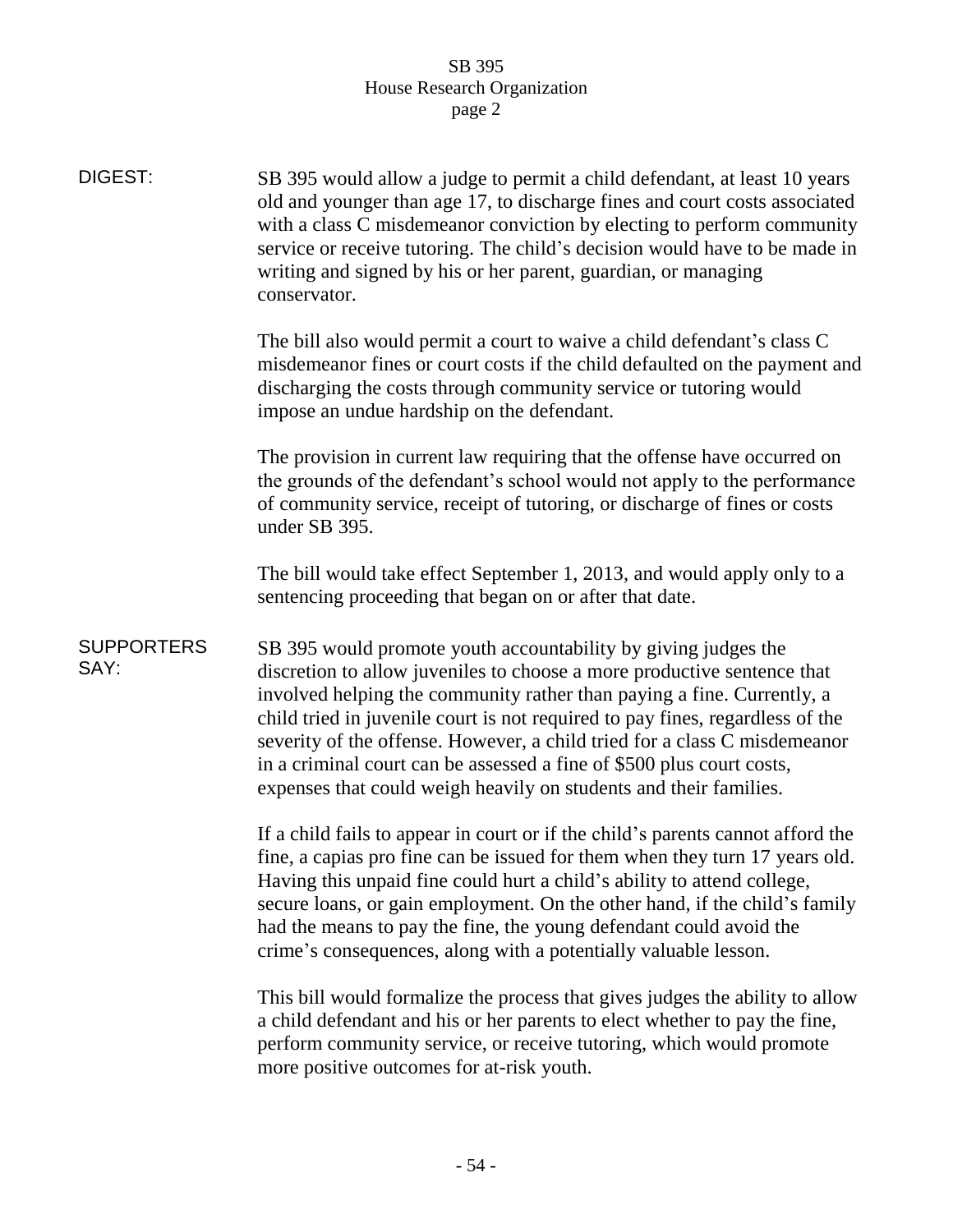**DIGEST:**

SB 395 would allow a judge to permit a child defendant, at least 10 years old and younger than age 17, to discharge fines and court costs associated with a class C misdemeanor conviction by electing to perform community service or receive tutoring. The child's decision would have to be made in writing and signed by his or her parent, guardian, or managing conservator.

The bill also would permit a court to waive a child defendant's class C misdemeanor fines or court costs if the child defaulted on the payment and discharging the costs through community service or tutoring would impose an undue hardship on the defendant.

The provision in current law requiring that the offense have occurred on the grounds of the defendant's school would not apply to the performance of community service, receipt of tutoring, or discharge of fines or costs under SB 395.

The bill would take effect September 1, 2013, and would apply only to a sentencing proceeding that began on or after that date.

**SUPPORTERS SAY:**

SB 395 would promote youth accountability by giving judges the discretion to allow juveniles to choose a more productive sentence that involved helping the community rather than paying a fine. Currently, a child tried in juvenile court is not required to pay fines, regardless of the severity of the offense. However, a child tried for a class C misdemeanor in a criminal court can be assessed a fine of $500 plus court costs, expenses that could weigh heavily on students and their families.

If a child fails to appear in court or if the child's parents cannot afford the fine, a capias pro fine can be issued for them when they turn 17 years old. Having this unpaid fine could hurt a child's ability to attend college, secure loans, or gain employment. On the other hand, if the child's family had the means to pay the fine, the young defendant could avoid the crime's consequences, along with a potentially valuable lesson.

This bill would formalize the process that gives judges the ability to allow a child defendant and his or her parents to elect whether to pay the fine, perform community service, or receive tutoring, which would promote more positive outcomes for at-risk youth.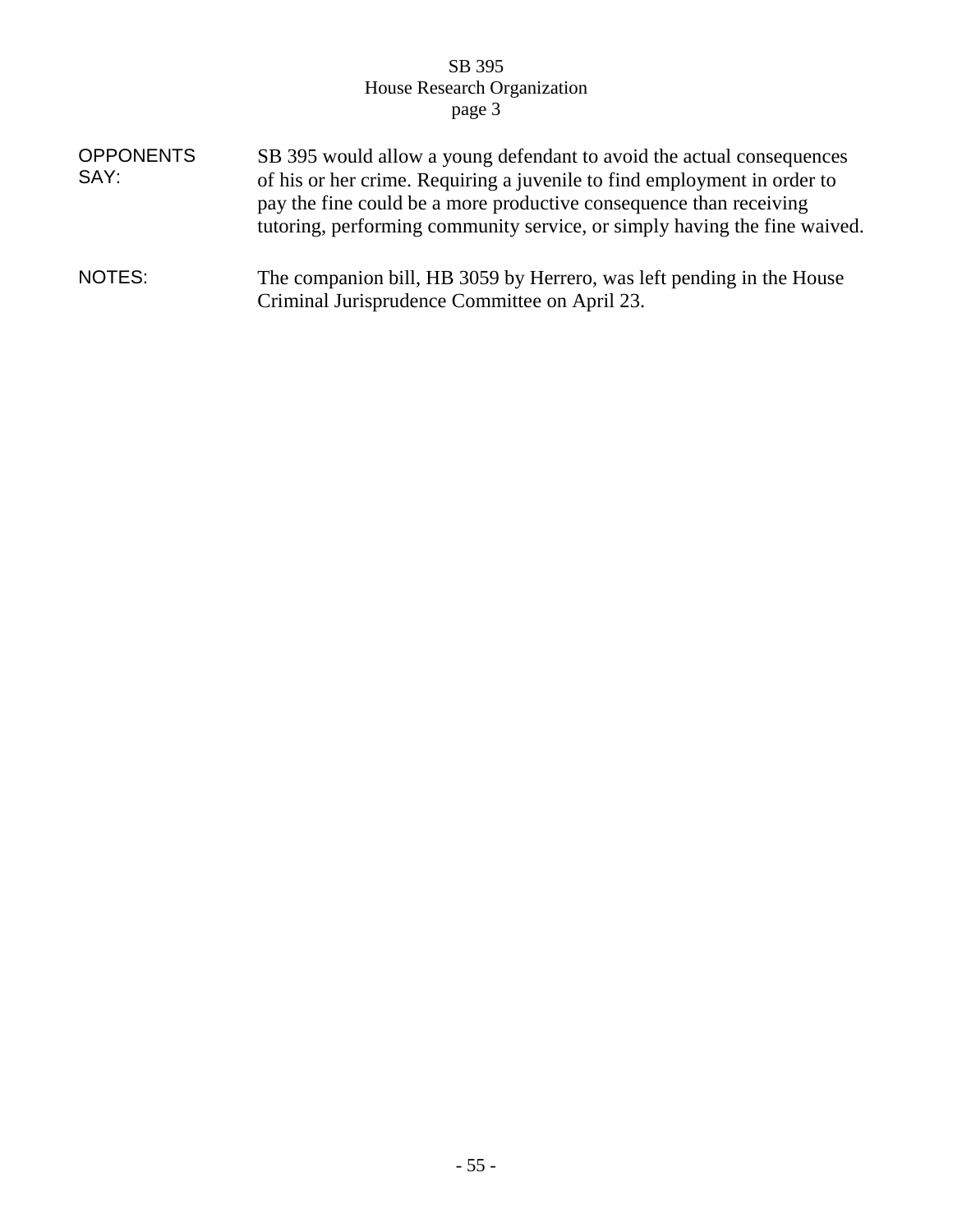**OPPONENTS SAY:** SB 395 would allow a young defendant to avoid the actual consequences of his or her crime. Requiring a juvenile to find employment in order to pay the fine could be a more productive consequence than receiving tutoring, performing community service, or simply having the fine waived.

**NOTES:** The companion bill, HB 3059 by Herrero, was left pending in the House Criminal Jurisprudence Committee on April 23.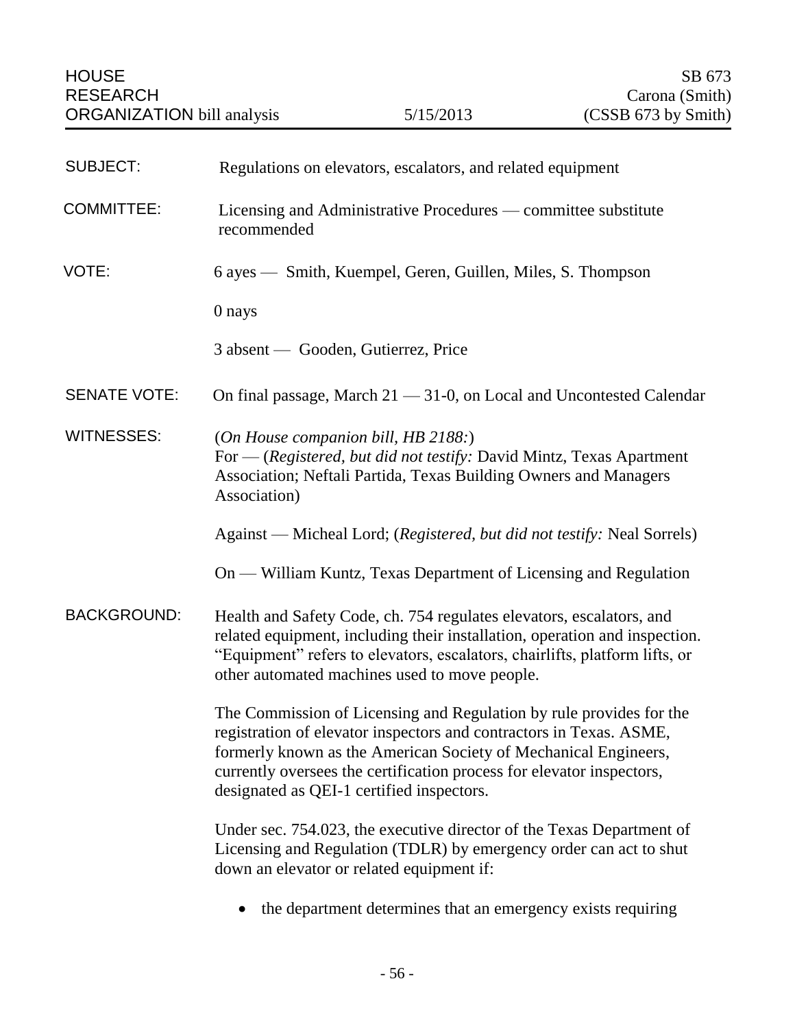HOUSE RESEARCH ORGANIZATION bill analysis | 5/15/2013 | SB 673 Carona (Smith) (CSSB 673 by Smith)

**SUBJECT:** Regulations on elevators, escalators, and related equipment

**COMMITTEE:** Licensing and Administrative Procedures — committee substitute recommended

**VOTE:** 6 ayes — Smith, Kuempel, Geren, Guillen, Miles, S. Thompson

0 nays

3 absent — Gooden, Gutierrez, Price

**SENATE VOTE:** On final passage, March 21 — 31-0, on Local and Uncontested Calendar

**WITNESSES:** (*On House companion bill, HB 2188:*)
For — (*Registered, but did not testify:* David Mintz, Texas Apartment Association; Neftali Partida, Texas Building Owners and Managers Association)

Against — Micheal Lord; (*Registered, but did not testify:* Neal Sorrels)

On — William Kuntz, Texas Department of Licensing and Regulation

**BACKGROUND:** Health and Safety Code, ch. 754 regulates elevators, escalators, and related equipment, including their installation, operation and inspection. "Equipment" refers to elevators, escalators, chairlifts, platform lifts, or other automated machines used to move people.

The Commission of Licensing and Regulation by rule provides for the registration of elevator inspectors and contractors in Texas. ASME, formerly known as the American Society of Mechanical Engineers, currently oversees the certification process for elevator inspectors, designated as QEI-1 certified inspectors.

Under sec. 754.023, the executive director of the Texas Department of Licensing and Regulation (TDLR) by emergency order can act to shut down an elevator or related equipment if:

- the department determines that an emergency exists requiring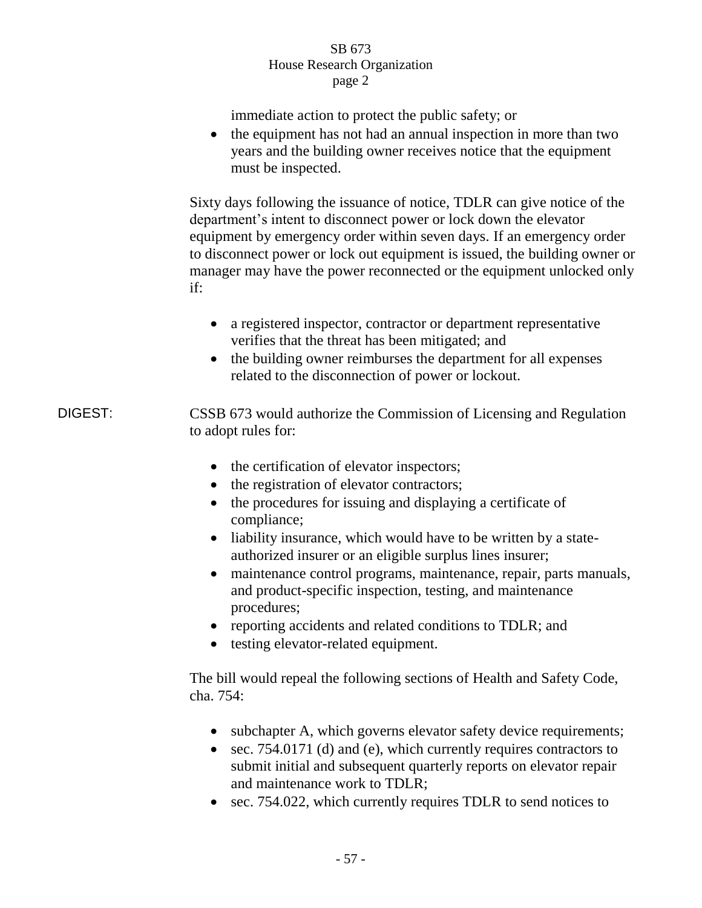immediate action to protect the public safety; or

- the equipment has not had an annual inspection in more than two years and the building owner receives notice that the equipment must be inspected.

Sixty days following the issuance of notice, TDLR can give notice of the department's intent to disconnect power or lock down the elevator equipment by emergency order within seven days. If an emergency order to disconnect power or lock out equipment is issued, the building owner or manager may have the power reconnected or the equipment unlocked only if:

- a registered inspector, contractor or department representative verifies that the threat has been mitigated; and
- the building owner reimburses the department for all expenses related to the disconnection of power or lockout.

DIGEST: CSSB 673 would authorize the Commission of Licensing and Regulation to adopt rules for:

- the certification of elevator inspectors;
- the registration of elevator contractors;
- the procedures for issuing and displaying a certificate of compliance;
- liability insurance, which would have to be written by a state-authorized insurer or an eligible surplus lines insurer;
- maintenance control programs, maintenance, repair, parts manuals, and product-specific inspection, testing, and maintenance procedures;
- reporting accidents and related conditions to TDLR; and
- testing elevator-related equipment.

The bill would repeal the following sections of Health and Safety Code, cha. 754:

- subchapter A, which governs elevator safety device requirements;
- sec. 754.0171 (d) and (e), which currently requires contractors to submit initial and subsequent quarterly reports on elevator repair and maintenance work to TDLR;
- sec. 754.022, which currently requires TDLR to send notices to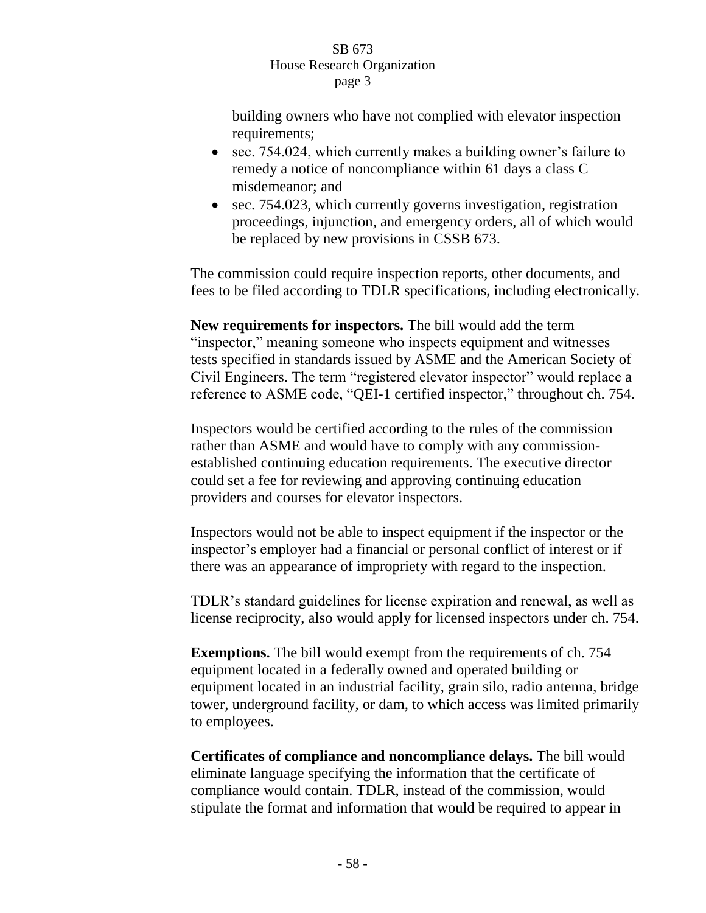building owners who have not complied with elevator inspection requirements;

- sec. 754.024, which currently makes a building owner's failure to remedy a notice of noncompliance within 61 days a class C misdemeanor; and
- sec. 754.023, which currently governs investigation, registration proceedings, injunction, and emergency orders, all of which would be replaced by new provisions in CSSB 673.

The commission could require inspection reports, other documents, and fees to be filed according to TDLR specifications, including electronically.

**New requirements for inspectors.** The bill would add the term "inspector," meaning someone who inspects equipment and witnesses tests specified in standards issued by ASME and the American Society of Civil Engineers. The term "registered elevator inspector" would replace a reference to ASME code, "QEI-1 certified inspector," throughout ch. 754.

Inspectors would be certified according to the rules of the commission rather than ASME and would have to comply with any commission-established continuing education requirements. The executive director could set a fee for reviewing and approving continuing education providers and courses for elevator inspectors.

Inspectors would not be able to inspect equipment if the inspector or the inspector's employer had a financial or personal conflict of interest or if there was an appearance of impropriety with regard to the inspection.

TDLR's standard guidelines for license expiration and renewal, as well as license reciprocity, also would apply for licensed inspectors under ch. 754.

**Exemptions.** The bill would exempt from the requirements of ch. 754 equipment located in a federally owned and operated building or equipment located in an industrial facility, grain silo, radio antenna, bridge tower, underground facility, or dam, to which access was limited primarily to employees.

**Certificates of compliance and noncompliance delays.** The bill would eliminate language specifying the information that the certificate of compliance would contain. TDLR, instead of the commission, would stipulate the format and information that would be required to appear in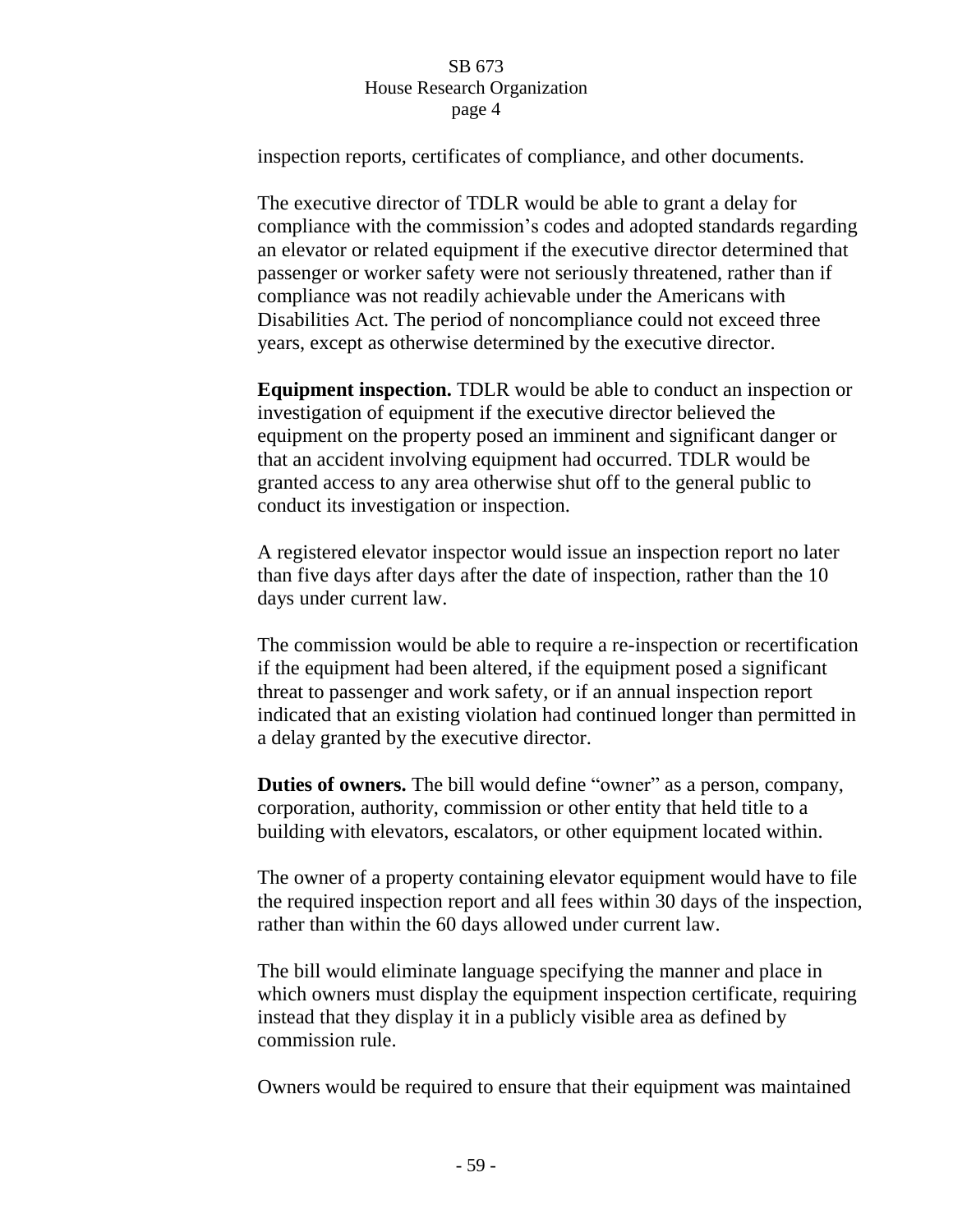inspection reports, certificates of compliance, and other documents.

The executive director of TDLR would be able to grant a delay for compliance with the commission's codes and adopted standards regarding an elevator or related equipment if the executive director determined that passenger or worker safety were not seriously threatened, rather than if compliance was not readily achievable under the Americans with Disabilities Act. The period of noncompliance could not exceed three years, except as otherwise determined by the executive director.

**Equipment inspection.** TDLR would be able to conduct an inspection or investigation of equipment if the executive director believed the equipment on the property posed an imminent and significant danger or that an accident involving equipment had occurred. TDLR would be granted access to any area otherwise shut off to the general public to conduct its investigation or inspection.

A registered elevator inspector would issue an inspection report no later than five days after days after the date of inspection, rather than the 10 days under current law.

The commission would be able to require a re-inspection or recertification if the equipment had been altered, if the equipment posed a significant threat to passenger and work safety, or if an annual inspection report indicated that an existing violation had continued longer than permitted in a delay granted by the executive director.

**Duties of owners.** The bill would define "owner" as a person, company, corporation, authority, commission or other entity that held title to a building with elevators, escalators, or other equipment located within.

The owner of a property containing elevator equipment would have to file the required inspection report and all fees within 30 days of the inspection, rather than within the 60 days allowed under current law.

The bill would eliminate language specifying the manner and place in which owners must display the equipment inspection certificate, requiring instead that they display it in a publicly visible area as defined by commission rule.

Owners would be required to ensure that their equipment was maintained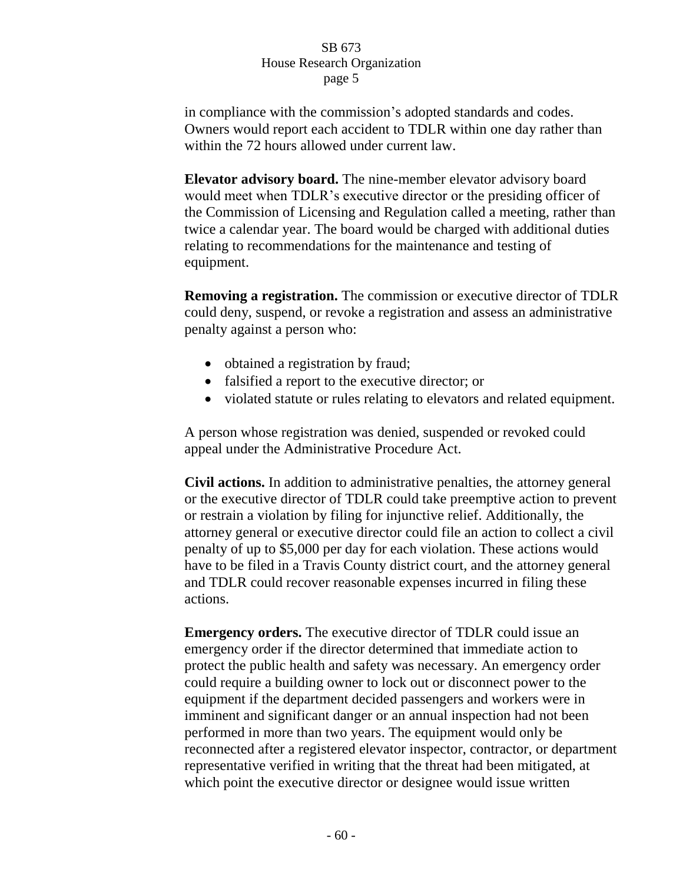in compliance with the commission's adopted standards and codes. Owners would report each accident to TDLR within one day rather than within the 72 hours allowed under current law.

**Elevator advisory board.** The nine-member elevator advisory board would meet when TDLR's executive director or the presiding officer of the Commission of Licensing and Regulation called a meeting, rather than twice a calendar year. The board would be charged with additional duties relating to recommendations for the maintenance and testing of equipment.

**Removing a registration.** The commission or executive director of TDLR could deny, suspend, or revoke a registration and assess an administrative penalty against a person who:

- obtained a registration by fraud;
- falsified a report to the executive director; or
- violated statute or rules relating to elevators and related equipment.

A person whose registration was denied, suspended or revoked could appeal under the Administrative Procedure Act.

**Civil actions.** In addition to administrative penalties, the attorney general or the executive director of TDLR could take preemptive action to prevent or restrain a violation by filing for injunctive relief. Additionally, the attorney general or executive director could file an action to collect a civil penalty of up to $5,000 per day for each violation. These actions would have to be filed in a Travis County district court, and the attorney general and TDLR could recover reasonable expenses incurred in filing these actions.

**Emergency orders.** The executive director of TDLR could issue an emergency order if the director determined that immediate action to protect the public health and safety was necessary. An emergency order could require a building owner to lock out or disconnect power to the equipment if the department decided passengers and workers were in imminent and significant danger or an annual inspection had not been performed in more than two years. The equipment would only be reconnected after a registered elevator inspector, contractor, or department representative verified in writing that the threat had been mitigated, at which point the executive director or designee would issue written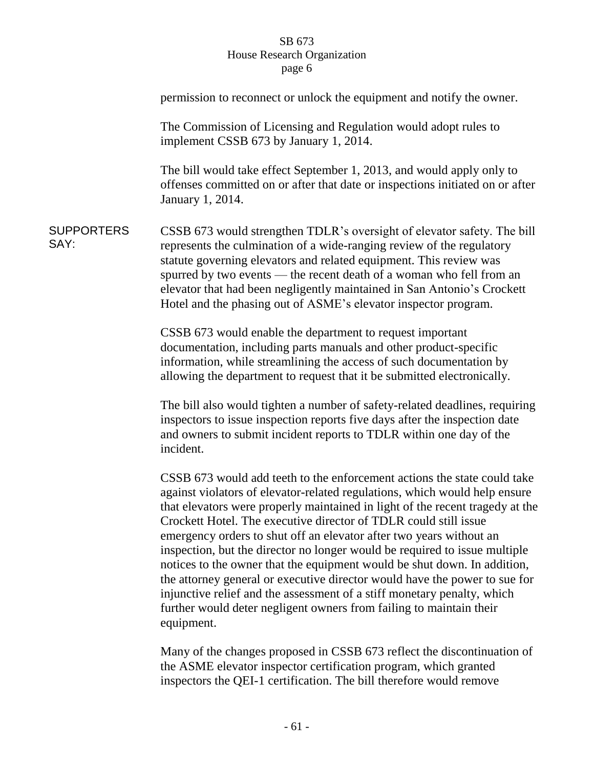permission to reconnect or unlock the equipment and notify the owner.

The Commission of Licensing and Regulation would adopt rules to implement CSSB 673 by January 1, 2014.

The bill would take effect September 1, 2013, and would apply only to offenses committed on or after that date or inspections initiated on or after January 1, 2014.

**SUPPORTERS SAY:**

CSSB 673 would strengthen TDLR's oversight of elevator safety. The bill represents the culmination of a wide-ranging review of the regulatory statute governing elevators and related equipment. This review was spurred by two events — the recent death of a woman who fell from an elevator that had been negligently maintained in San Antonio's Crockett Hotel and the phasing out of ASME's elevator inspector program.

CSSB 673 would enable the department to request important documentation, including parts manuals and other product-specific information, while streamlining the access of such documentation by allowing the department to request that it be submitted electronically.

The bill also would tighten a number of safety-related deadlines, requiring inspectors to issue inspection reports five days after the inspection date and owners to submit incident reports to TDLR within one day of the incident.

CSSB 673 would add teeth to the enforcement actions the state could take against violators of elevator-related regulations, which would help ensure that elevators were properly maintained in light of the recent tragedy at the Crockett Hotel. The executive director of TDLR could still issue emergency orders to shut off an elevator after two years without an inspection, but the director no longer would be required to issue multiple notices to the owner that the equipment would be shut down. In addition, the attorney general or executive director would have the power to sue for injunctive relief and the assessment of a stiff monetary penalty, which further would deter negligent owners from failing to maintain their equipment.

Many of the changes proposed in CSSB 673 reflect the discontinuation of the ASME elevator inspector certification program, which granted inspectors the QEI-1 certification. The bill therefore would remove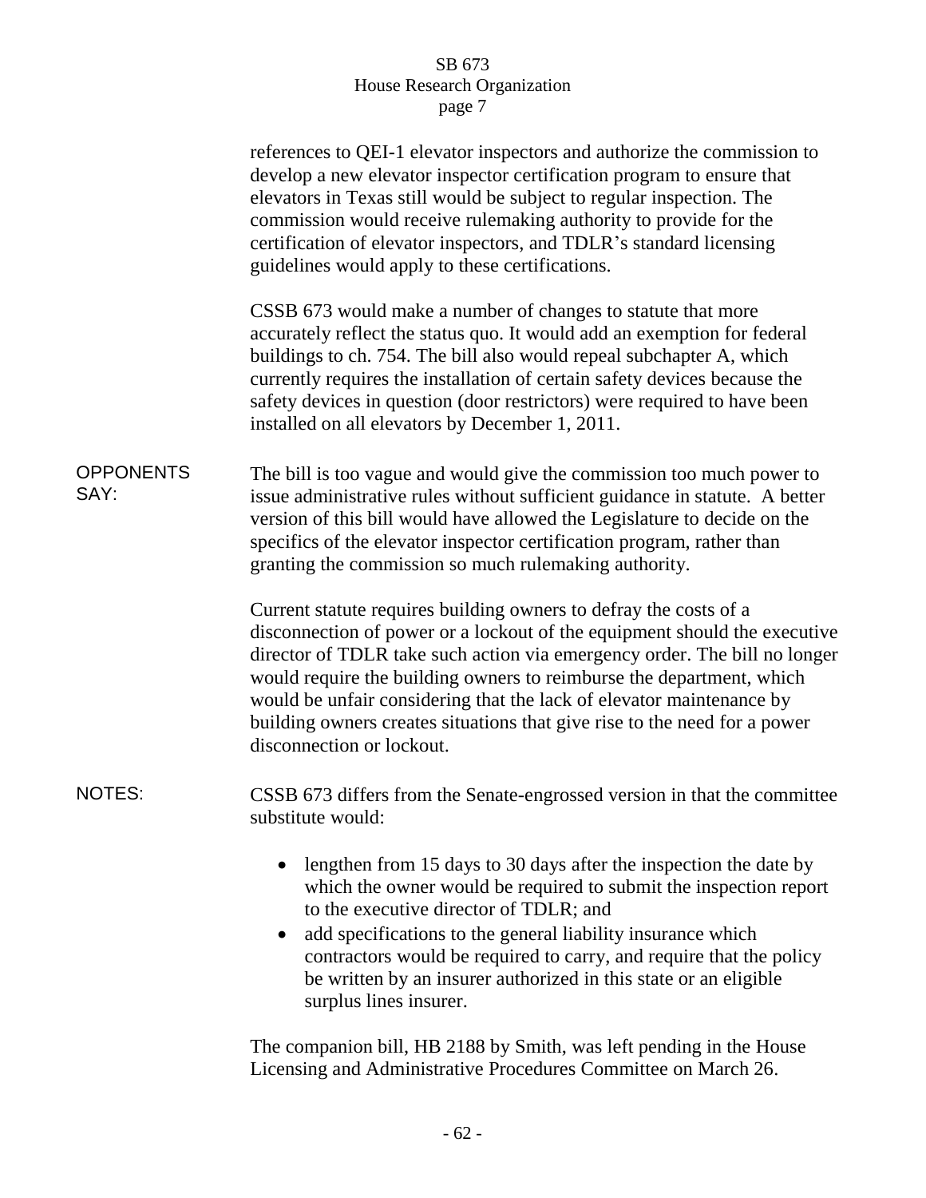references to QEI-1 elevator inspectors and authorize the commission to develop a new elevator inspector certification program to ensure that elevators in Texas still would be subject to regular inspection. The commission would receive rulemaking authority to provide for the certification of elevator inspectors, and TDLR's standard licensing guidelines would apply to these certifications.

CSSB 673 would make a number of changes to statute that more accurately reflect the status quo. It would add an exemption for federal buildings to ch. 754. The bill also would repeal subchapter A, which currently requires the installation of certain safety devices because the safety devices in question (door restrictors) were required to have been installed on all elevators by December 1, 2011.

**OPPONENTS SAY:**

The bill is too vague and would give the commission too much power to issue administrative rules without sufficient guidance in statute. A better version of this bill would have allowed the Legislature to decide on the specifics of the elevator inspector certification program, rather than granting the commission so much rulemaking authority.

Current statute requires building owners to defray the costs of a disconnection of power or a lockout of the equipment should the executive director of TDLR take such action via emergency order. The bill no longer would require the building owners to reimburse the department, which would be unfair considering that the lack of elevator maintenance by building owners creates situations that give rise to the need for a power disconnection or lockout.

**NOTES:**

CSSB 673 differs from the Senate-engrossed version in that the committee substitute would:

- lengthen from 15 days to 30 days after the inspection the date by which the owner would be required to submit the inspection report to the executive director of TDLR; and
- add specifications to the general liability insurance which contractors would be required to carry, and require that the policy be written by an insurer authorized in this state or an eligible surplus lines insurer.

The companion bill, HB 2188 by Smith, was left pending in the House Licensing and Administrative Procedures Committee on March 26.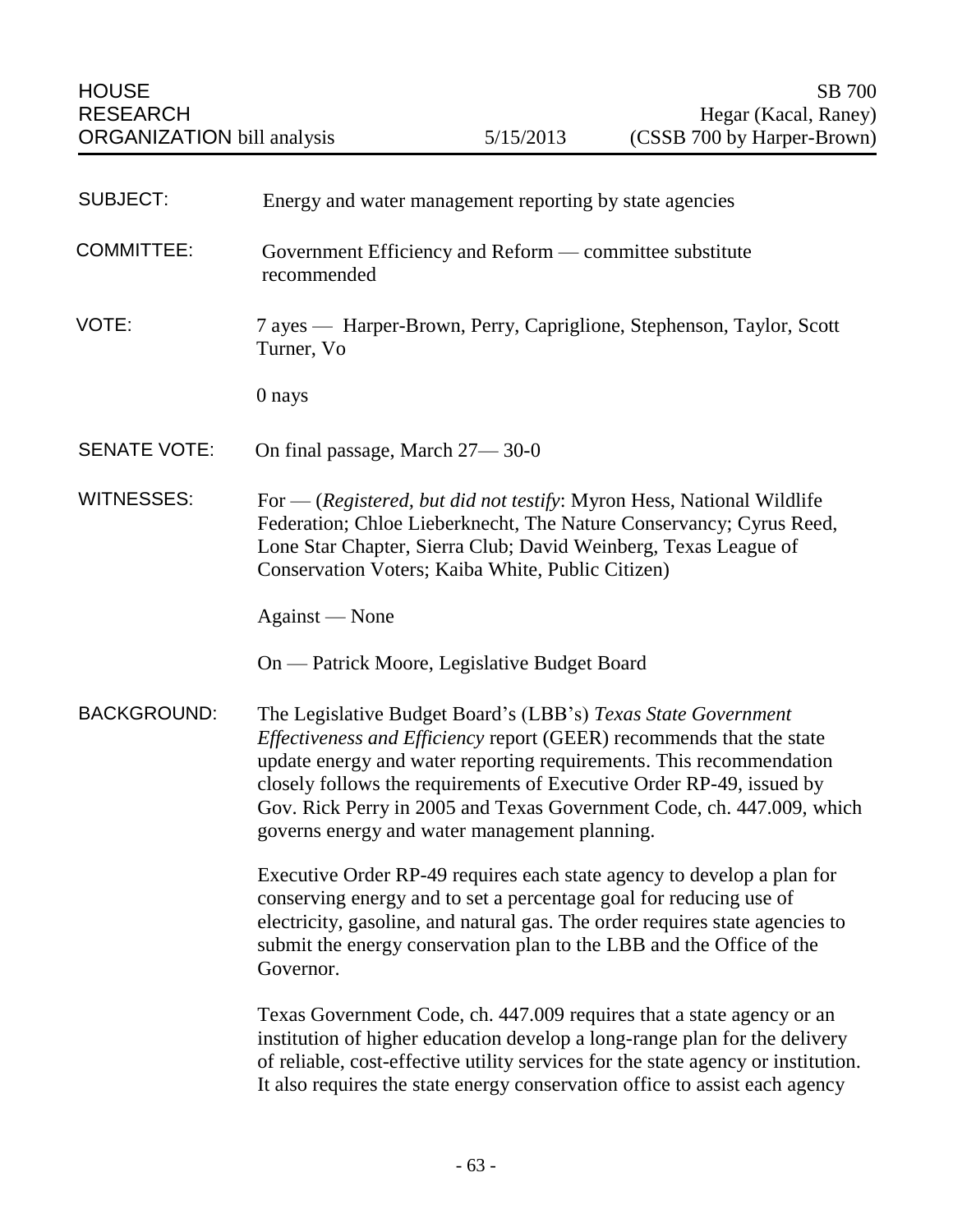HOUSE RESEARCH ORGANIZATION bill analysis — 5/15/2013 — SB 700 Hegar (Kacal, Raney) (CSSB 700 by Harper-Brown)

**SUBJECT:** Energy and water management reporting by state agencies

**COMMITTEE:** Government Efficiency and Reform — committee substitute recommended

**VOTE:** 7 ayes — Harper-Brown, Perry, Capriglione, Stephenson, Taylor, Scott Turner, Vo

0 nays

**SENATE VOTE:** On final passage, March 27— 30-0

**WITNESSES:** For — (*Registered, but did not testify*: Myron Hess, National Wildlife Federation; Chloe Lieberknecht, The Nature Conservancy; Cyrus Reed, Lone Star Chapter, Sierra Club; David Weinberg, Texas League of Conservation Voters; Kaiba White, Public Citizen)

Against — None

On — Patrick Moore, Legislative Budget Board

**BACKGROUND:** The Legislative Budget Board's (LBB's) *Texas State Government Effectiveness and Efficiency* report (GEER) recommends that the state update energy and water reporting requirements. This recommendation closely follows the requirements of Executive Order RP-49, issued by Gov. Rick Perry in 2005 and Texas Government Code, ch. 447.009, which governs energy and water management planning.

Executive Order RP-49 requires each state agency to develop a plan for conserving energy and to set a percentage goal for reducing use of electricity, gasoline, and natural gas. The order requires state agencies to submit the energy conservation plan to the LBB and the Office of the Governor.

Texas Government Code, ch. 447.009 requires that a state agency or an institution of higher education develop a long-range plan for the delivery of reliable, cost-effective utility services for the state agency or institution. It also requires the state energy conservation office to assist each agency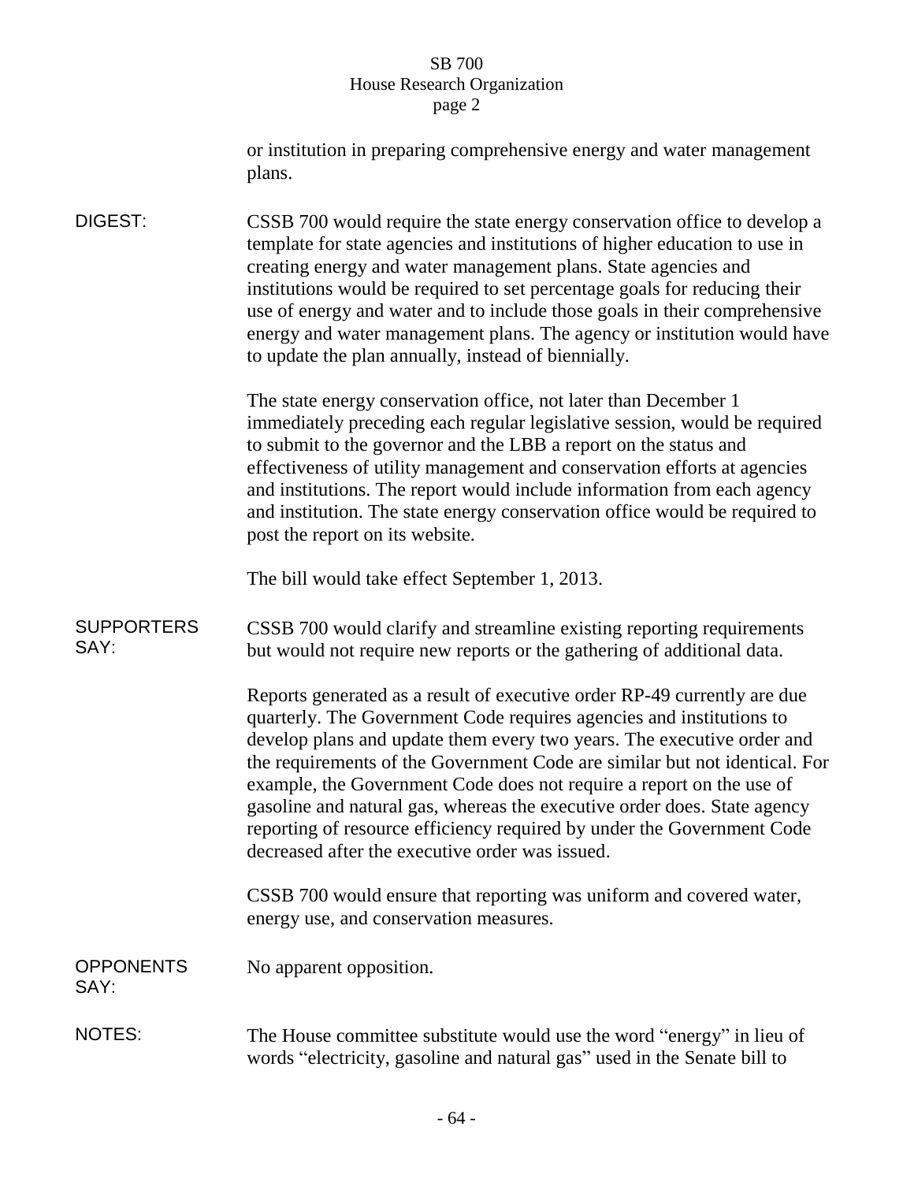or institution in preparing comprehensive energy and water management plans.

**DIGEST:**

CSSB 700 would require the state energy conservation office to develop a template for state agencies and institutions of higher education to use in creating energy and water management plans. State agencies and institutions would be required to set percentage goals for reducing their use of energy and water and to include those goals in their comprehensive energy and water management plans. The agency or institution would have to update the plan annually, instead of biennially.

The state energy conservation office, not later than December 1 immediately preceding each regular legislative session, would be required to submit to the governor and the LBB a report on the status and effectiveness of utility management and conservation efforts at agencies and institutions. The report would include information from each agency and institution. The state energy conservation office would be required to post the report on its website.

The bill would take effect September 1, 2013.

**SUPPORTERS SAY:**

CSSB 700 would clarify and streamline existing reporting requirements but would not require new reports or the gathering of additional data.

Reports generated as a result of executive order RP-49 currently are due quarterly. The Government Code requires agencies and institutions to develop plans and update them every two years. The executive order and the requirements of the Government Code are similar but not identical. For example, the Government Code does not require a report on the use of gasoline and natural gas, whereas the executive order does. State agency reporting of resource efficiency required by under the Government Code decreased after the executive order was issued.

CSSB 700 would ensure that reporting was uniform and covered water, energy use, and conservation measures.

**OPPONENTS SAY:**

No apparent opposition.

**NOTES:**

The House committee substitute would use the word "energy" in lieu of words "electricity, gasoline and natural gas" used in the Senate bill to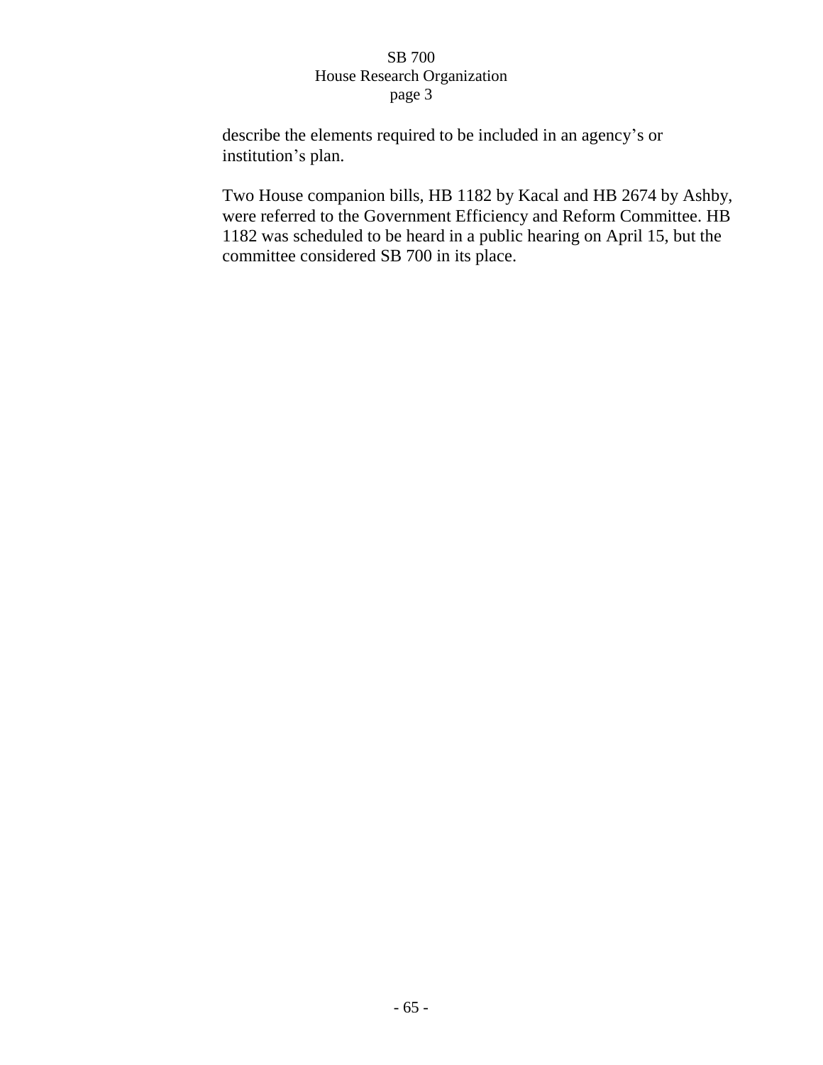describe the elements required to be included in an agency's or institution's plan.

Two House companion bills, HB 1182 by Kacal and HB 2674 by Ashby, were referred to the Government Efficiency and Reform Committee. HB 1182 was scheduled to be heard in a public hearing on April 15, but the committee considered SB 700 in its place.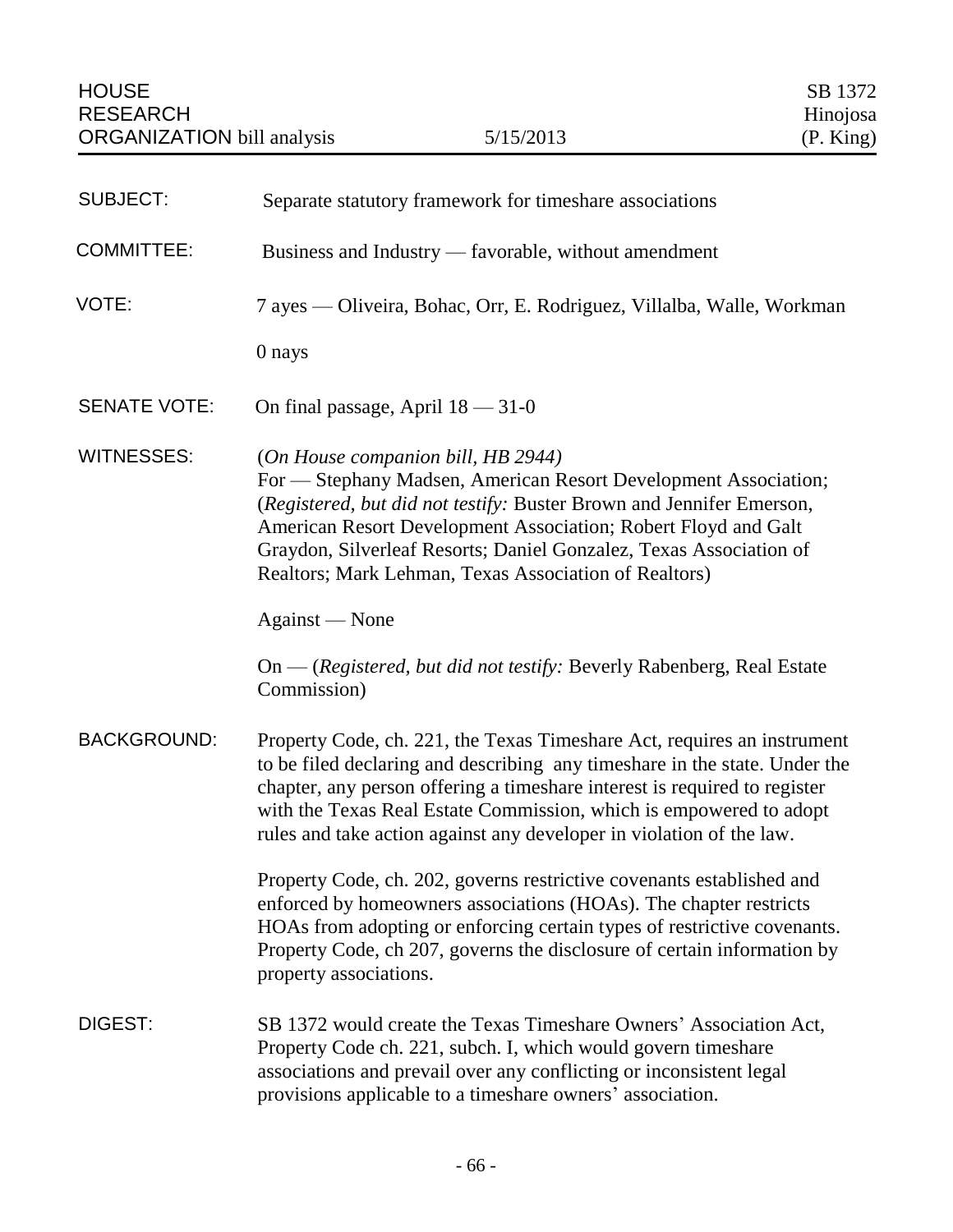HOUSE RESEARCH ORGANIZATION bill analysis — 5/15/2013 — SB 1372 Hinojosa (P. King)

**SUBJECT:** Separate statutory framework for timeshare associations

**COMMITTEE:** Business and Industry — favorable, without amendment

**VOTE:** 7 ayes — Oliveira, Bohac, Orr, E. Rodriguez, Villalba, Walle, Workman

0 nays

**SENATE VOTE:** On final passage, April 18 — 31-0

**WITNESSES:** (*On House companion bill, HB 2944)*
For — Stephany Madsen, American Resort Development Association; (*Registered, but did not testify:* Buster Brown and Jennifer Emerson, American Resort Development Association; Robert Floyd and Galt Graydon, Silverleaf Resorts; Daniel Gonzalez, Texas Association of Realtors; Mark Lehman, Texas Association of Realtors)

Against — None

On — (*Registered, but did not testify:* Beverly Rabenberg, Real Estate Commission)

**BACKGROUND:** Property Code, ch. 221, the Texas Timeshare Act, requires an instrument to be filed declaring and describing any timeshare in the state. Under the chapter, any person offering a timeshare interest is required to register with the Texas Real Estate Commission, which is empowered to adopt rules and take action against any developer in violation of the law.

Property Code, ch. 202, governs restrictive covenants established and enforced by homeowners associations (HOAs). The chapter restricts HOAs from adopting or enforcing certain types of restrictive covenants. Property Code, ch 207, governs the disclosure of certain information by property associations.

**DIGEST:** SB 1372 would create the Texas Timeshare Owners' Association Act, Property Code ch. 221, subch. I, which would govern timeshare associations and prevail over any conflicting or inconsistent legal provisions applicable to a timeshare owners' association.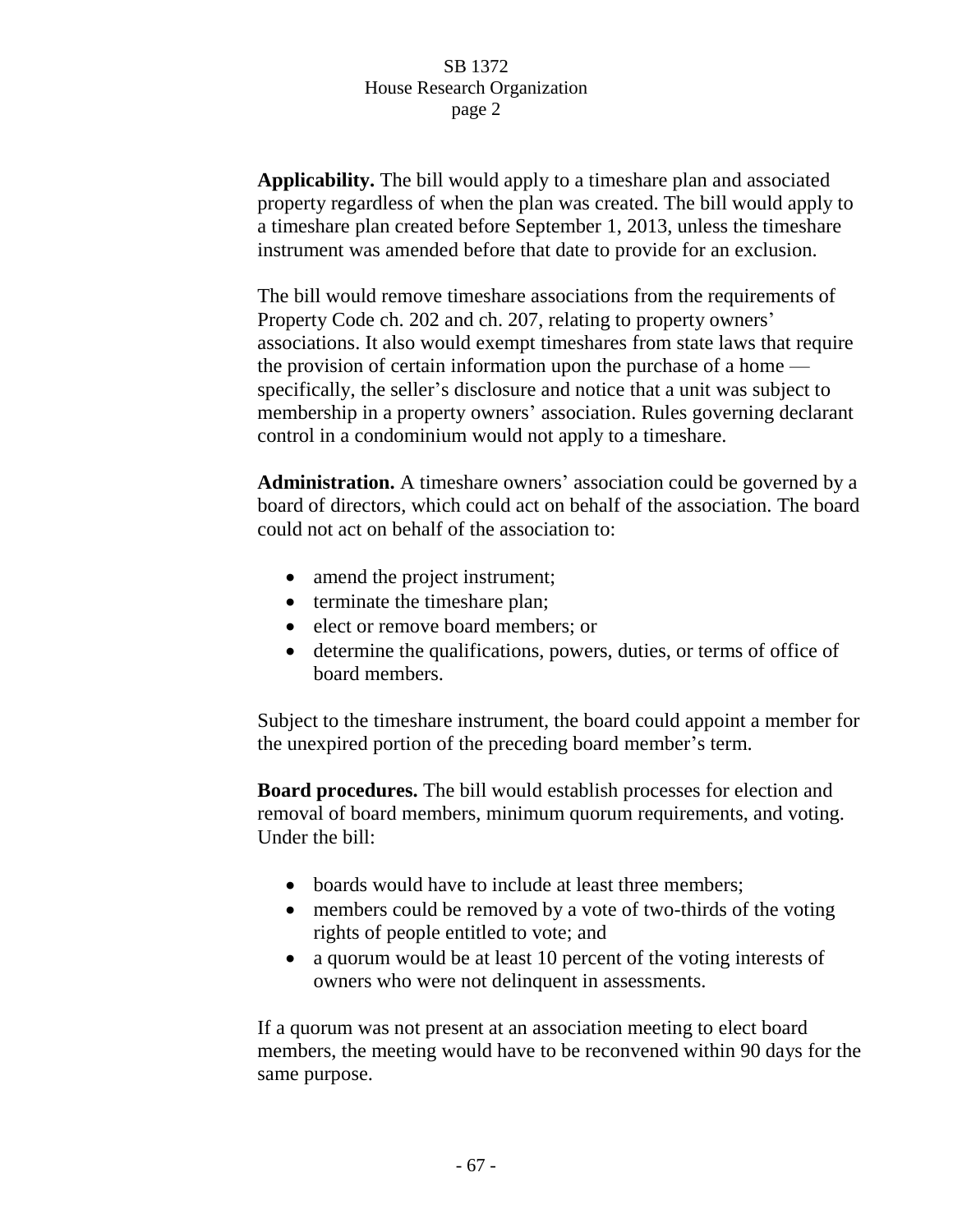**Applicability.** The bill would apply to a timeshare plan and associated property regardless of when the plan was created. The bill would apply to a timeshare plan created before September 1, 2013, unless the timeshare instrument was amended before that date to provide for an exclusion.

The bill would remove timeshare associations from the requirements of Property Code ch. 202 and ch. 207, relating to property owners' associations. It also would exempt timeshares from state laws that require the provision of certain information upon the purchase of a home — specifically, the seller's disclosure and notice that a unit was subject to membership in a property owners' association. Rules governing declarant control in a condominium would not apply to a timeshare.

**Administration.** A timeshare owners' association could be governed by a board of directors, which could act on behalf of the association. The board could not act on behalf of the association to:

- amend the project instrument;
- terminate the timeshare plan;
- elect or remove board members; or
- determine the qualifications, powers, duties, or terms of office of board members.

Subject to the timeshare instrument, the board could appoint a member for the unexpired portion of the preceding board member's term.

**Board procedures.** The bill would establish processes for election and removal of board members, minimum quorum requirements, and voting. Under the bill:

- boards would have to include at least three members;
- members could be removed by a vote of two-thirds of the voting rights of people entitled to vote; and
- a quorum would be at least 10 percent of the voting interests of owners who were not delinquent in assessments.

If a quorum was not present at an association meeting to elect board members, the meeting would have to be reconvened within 90 days for the same purpose.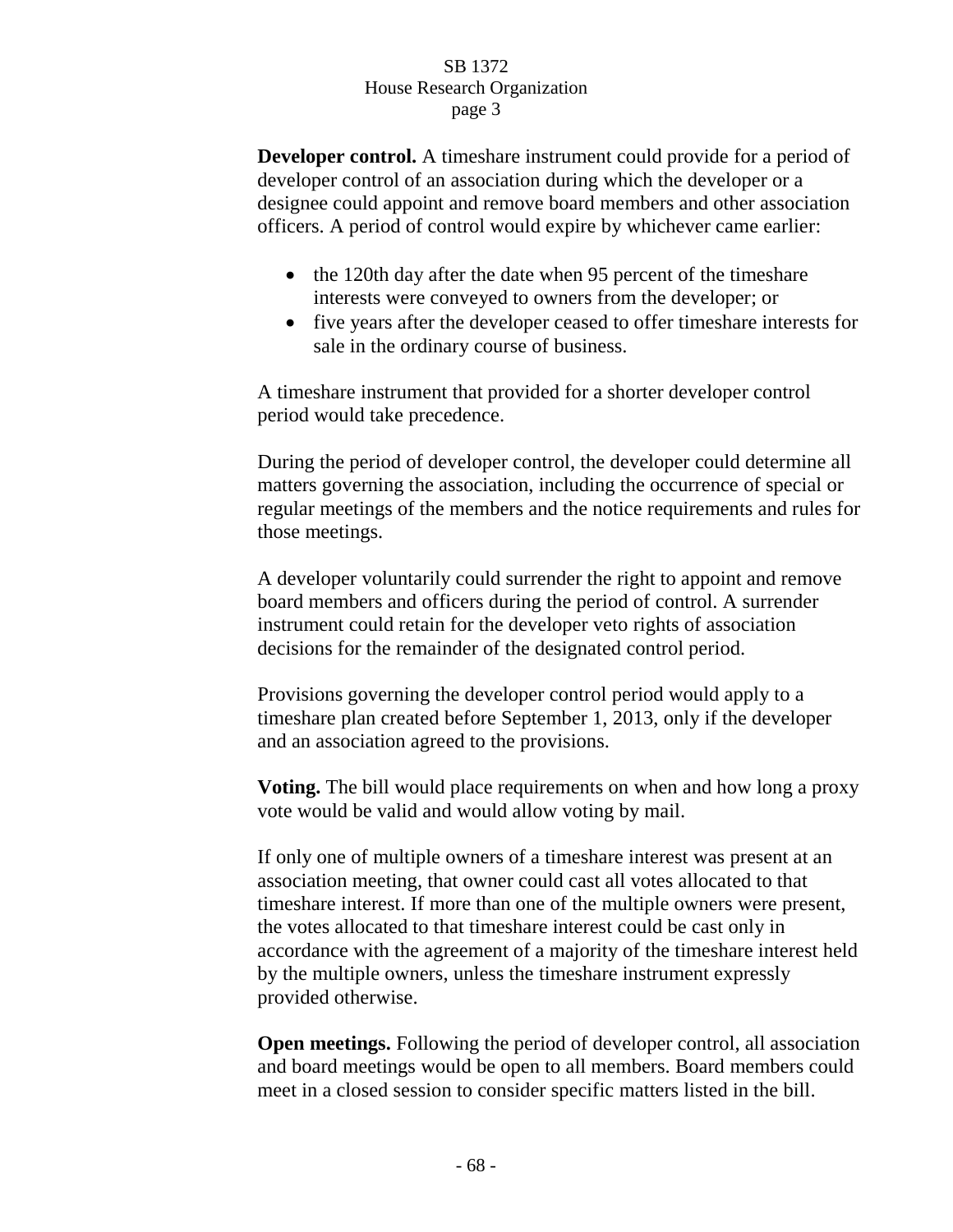**Developer control.** A timeshare instrument could provide for a period of developer control of an association during which the developer or a designee could appoint and remove board members and other association officers. A period of control would expire by whichever came earlier:

- the 120th day after the date when 95 percent of the timeshare interests were conveyed to owners from the developer; or
- five years after the developer ceased to offer timeshare interests for sale in the ordinary course of business.

A timeshare instrument that provided for a shorter developer control period would take precedence.

During the period of developer control, the developer could determine all matters governing the association, including the occurrence of special or regular meetings of the members and the notice requirements and rules for those meetings.

A developer voluntarily could surrender the right to appoint and remove board members and officers during the period of control. A surrender instrument could retain for the developer veto rights of association decisions for the remainder of the designated control period.

Provisions governing the developer control period would apply to a timeshare plan created before September 1, 2013, only if the developer and an association agreed to the provisions.

**Voting.** The bill would place requirements on when and how long a proxy vote would be valid and would allow voting by mail.

If only one of multiple owners of a timeshare interest was present at an association meeting, that owner could cast all votes allocated to that timeshare interest. If more than one of the multiple owners were present, the votes allocated to that timeshare interest could be cast only in accordance with the agreement of a majority of the timeshare interest held by the multiple owners, unless the timeshare instrument expressly provided otherwise.

**Open meetings.** Following the period of developer control, all association and board meetings would be open to all members. Board members could meet in a closed session to consider specific matters listed in the bill.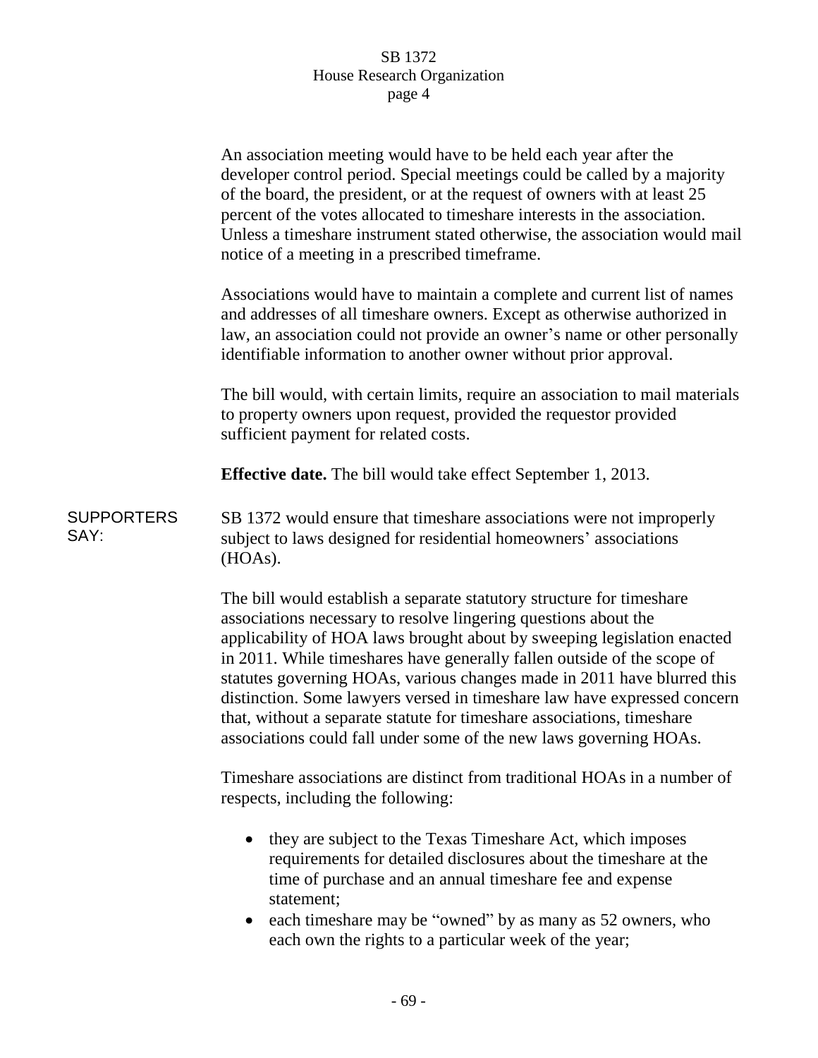An association meeting would have to be held each year after the developer control period. Special meetings could be called by a majority of the board, the president, or at the request of owners with at least 25 percent of the votes allocated to timeshare interests in the association. Unless a timeshare instrument stated otherwise, the association would mail notice of a meeting in a prescribed timeframe.

Associations would have to maintain a complete and current list of names and addresses of all timeshare owners. Except as otherwise authorized in law, an association could not provide an owner's name or other personally identifiable information to another owner without prior approval.

The bill would, with certain limits, require an association to mail materials to property owners upon request, provided the requestor provided sufficient payment for related costs.

**Effective date.** The bill would take effect September 1, 2013.

SUPPORTERS SAY:

SB 1372 would ensure that timeshare associations were not improperly subject to laws designed for residential homeowners' associations (HOAs).

The bill would establish a separate statutory structure for timeshare associations necessary to resolve lingering questions about the applicability of HOA laws brought about by sweeping legislation enacted in 2011. While timeshares have generally fallen outside of the scope of statutes governing HOAs, various changes made in 2011 have blurred this distinction. Some lawyers versed in timeshare law have expressed concern that, without a separate statute for timeshare associations, timeshare associations could fall under some of the new laws governing HOAs.

Timeshare associations are distinct from traditional HOAs in a number of respects, including the following:

- they are subject to the Texas Timeshare Act, which imposes requirements for detailed disclosures about the timeshare at the time of purchase and an annual timeshare fee and expense statement;
- each timeshare may be "owned" by as many as 52 owners, who each own the rights to a particular week of the year;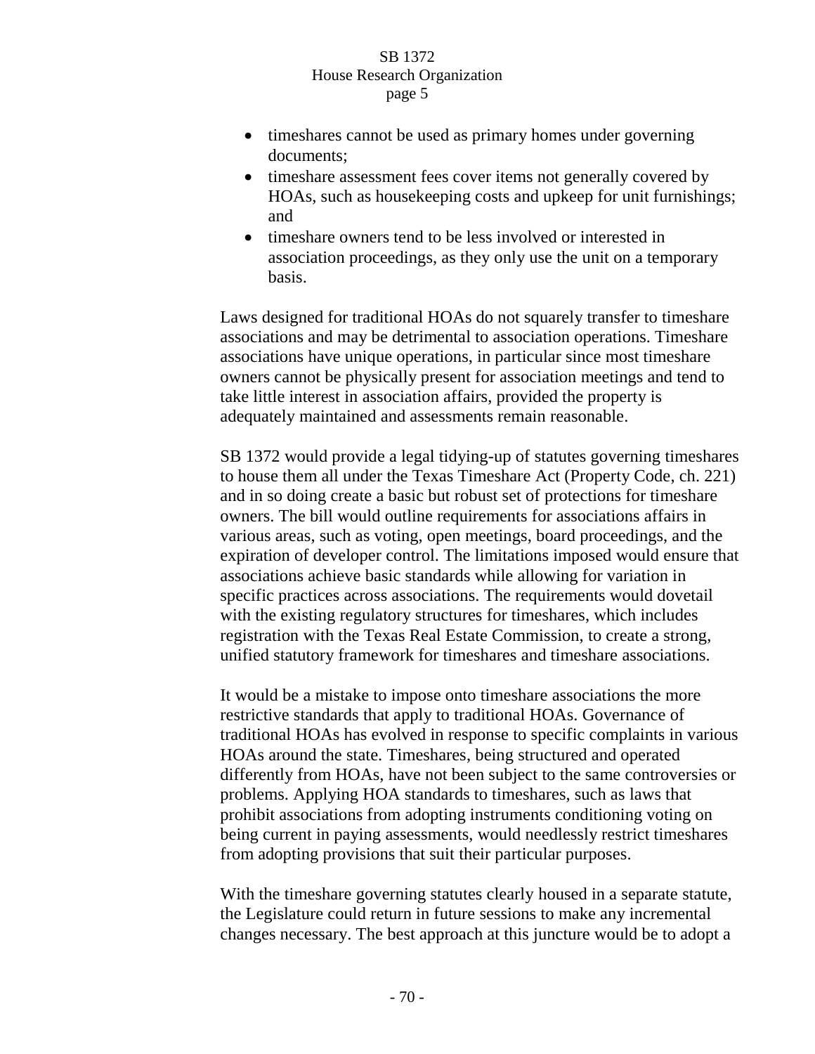- timeshares cannot be used as primary homes under governing documents;
- timeshare assessment fees cover items not generally covered by HOAs, such as housekeeping costs and upkeep for unit furnishings; and
- timeshare owners tend to be less involved or interested in association proceedings, as they only use the unit on a temporary basis.

Laws designed for traditional HOAs do not squarely transfer to timeshare associations and may be detrimental to association operations. Timeshare associations have unique operations, in particular since most timeshare owners cannot be physically present for association meetings and tend to take little interest in association affairs, provided the property is adequately maintained and assessments remain reasonable.

SB 1372 would provide a legal tidying-up of statutes governing timeshares to house them all under the Texas Timeshare Act (Property Code, ch. 221) and in so doing create a basic but robust set of protections for timeshare owners. The bill would outline requirements for associations affairs in various areas, such as voting, open meetings, board proceedings, and the expiration of developer control. The limitations imposed would ensure that associations achieve basic standards while allowing for variation in specific practices across associations. The requirements would dovetail with the existing regulatory structures for timeshares, which includes registration with the Texas Real Estate Commission, to create a strong, unified statutory framework for timeshares and timeshare associations.

It would be a mistake to impose onto timeshare associations the more restrictive standards that apply to traditional HOAs. Governance of traditional HOAs has evolved in response to specific complaints in various HOAs around the state. Timeshares, being structured and operated differently from HOAs, have not been subject to the same controversies or problems. Applying HOA standards to timeshares, such as laws that prohibit associations from adopting instruments conditioning voting on being current in paying assessments, would needlessly restrict timeshares from adopting provisions that suit their particular purposes.

With the timeshare governing statutes clearly housed in a separate statute, the Legislature could return in future sessions to make any incremental changes necessary. The best approach at this juncture would be to adopt a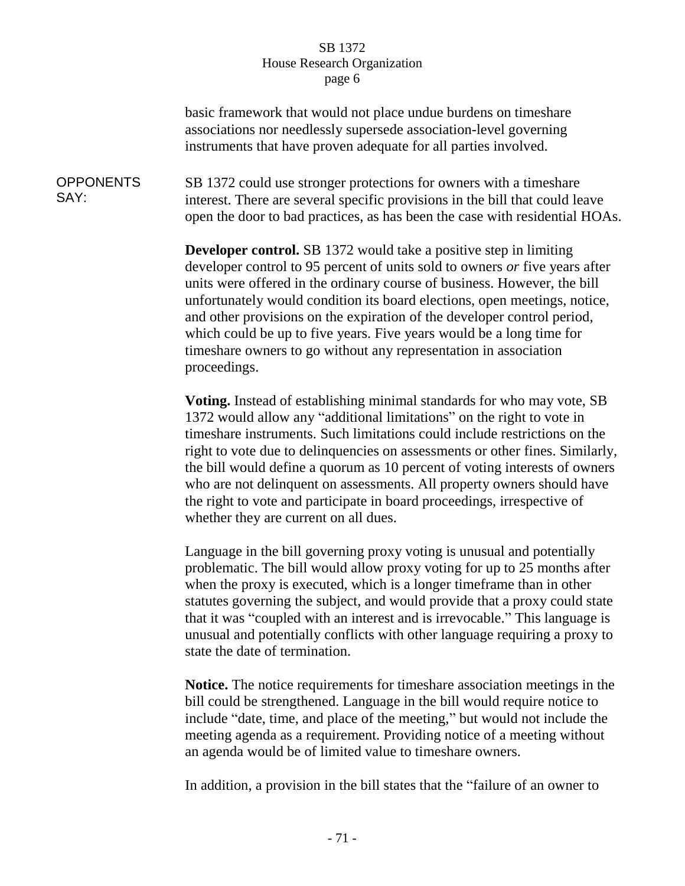basic framework that would not place undue burdens on timeshare associations nor needlessly supersede association-level governing instruments that have proven adequate for all parties involved.

OPPONENTS SAY: SB 1372 could use stronger protections for owners with a timeshare interest. There are several specific provisions in the bill that could leave open the door to bad practices, as has been the case with residential HOAs.

**Developer control.** SB 1372 would take a positive step in limiting developer control to 95 percent of units sold to owners *or* five years after units were offered in the ordinary course of business. However, the bill unfortunately would condition its board elections, open meetings, notice, and other provisions on the expiration of the developer control period, which could be up to five years. Five years would be a long time for timeshare owners to go without any representation in association proceedings.

**Voting.** Instead of establishing minimal standards for who may vote, SB 1372 would allow any "additional limitations" on the right to vote in timeshare instruments. Such limitations could include restrictions on the right to vote due to delinquencies on assessments or other fines. Similarly, the bill would define a quorum as 10 percent of voting interests of owners who are not delinquent on assessments. All property owners should have the right to vote and participate in board proceedings, irrespective of whether they are current on all dues.

Language in the bill governing proxy voting is unusual and potentially problematic. The bill would allow proxy voting for up to 25 months after when the proxy is executed, which is a longer timeframe than in other statutes governing the subject, and would provide that a proxy could state that it was "coupled with an interest and is irrevocable." This language is unusual and potentially conflicts with other language requiring a proxy to state the date of termination.

**Notice.** The notice requirements for timeshare association meetings in the bill could be strengthened. Language in the bill would require notice to include "date, time, and place of the meeting," but would not include the meeting agenda as a requirement. Providing notice of a meeting without an agenda would be of limited value to timeshare owners.

In addition, a provision in the bill states that the "failure of an owner to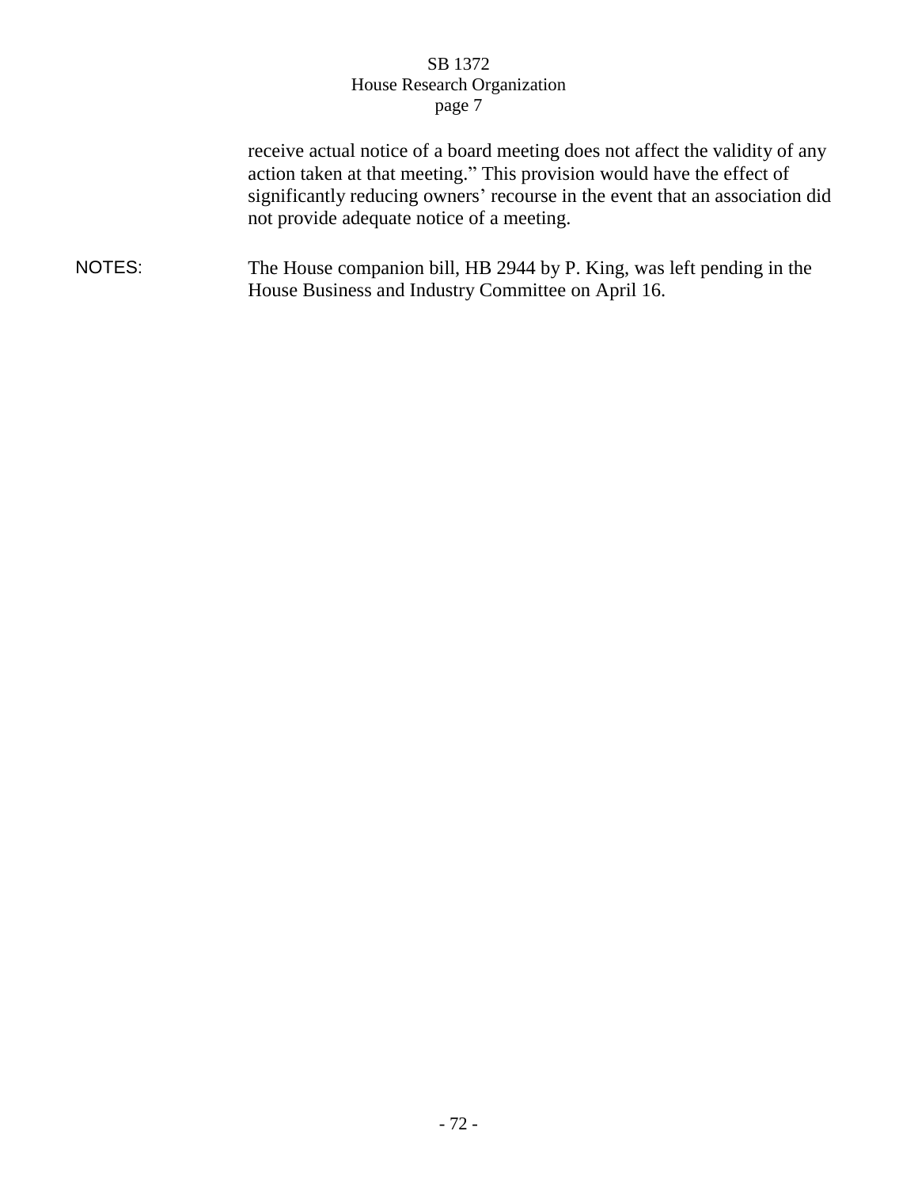receive actual notice of a board meeting does not affect the validity of any action taken at that meeting." This provision would have the effect of significantly reducing owners' recourse in the event that an association did not provide adequate notice of a meeting.

NOTES: The House companion bill, HB 2944 by P. King, was left pending in the House Business and Industry Committee on April 16.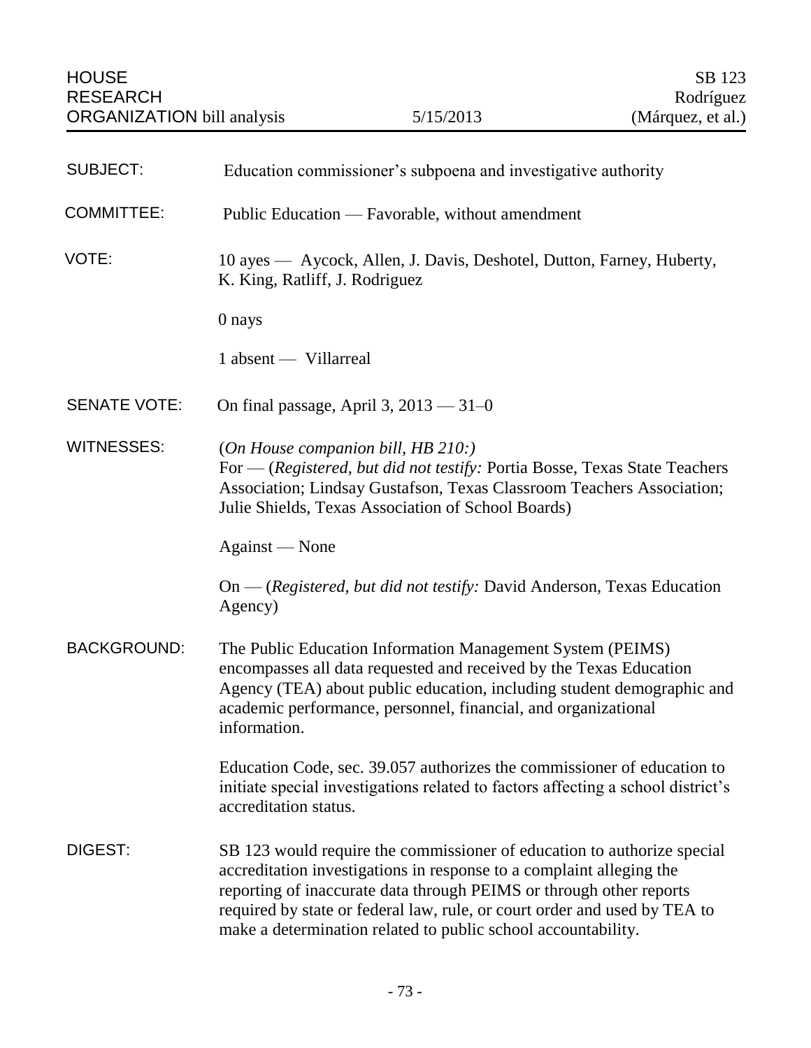HOUSE RESEARCH ORGANIZATION bill analysis | 5/15/2013 | SB 123 Rodríguez (Márquez, et al.)

**SUBJECT:** Education commissioner's subpoena and investigative authority

**COMMITTEE:** Public Education — Favorable, without amendment

**VOTE:** 10 ayes — Aycock, Allen, J. Davis, Deshotel, Dutton, Farney, Huberty, K. King, Ratliff, J. Rodriguez

0 nays

1 absent — Villarreal

**SENATE VOTE:** On final passage, April 3, 2013 — 31–0

**WITNESSES:** (*On House companion bill, HB 210:*)
For — (*Registered, but did not testify:* Portia Bosse, Texas State Teachers Association; Lindsay Gustafson, Texas Classroom Teachers Association; Julie Shields, Texas Association of School Boards)

Against — None

On — (*Registered, but did not testify:* David Anderson, Texas Education Agency)

**BACKGROUND:** The Public Education Information Management System (PEIMS) encompasses all data requested and received by the Texas Education Agency (TEA) about public education, including student demographic and academic performance, personnel, financial, and organizational information.

Education Code, sec. 39.057 authorizes the commissioner of education to initiate special investigations related to factors affecting a school district's accreditation status.

**DIGEST:** SB 123 would require the commissioner of education to authorize special accreditation investigations in response to a complaint alleging the reporting of inaccurate data through PEIMS or through other reports required by state or federal law, rule, or court order and used by TEA to make a determination related to public school accountability.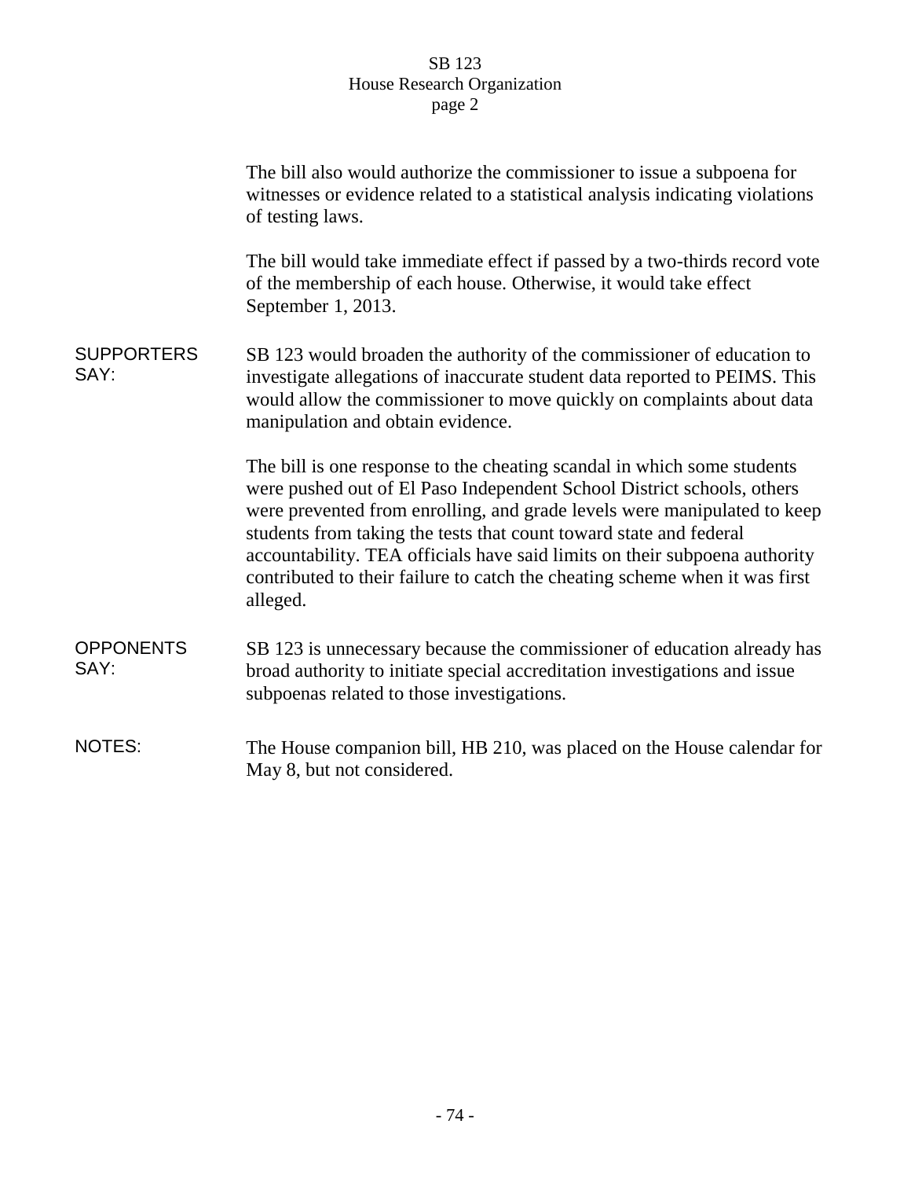The bill also would authorize the commissioner to issue a subpoena for witnesses or evidence related to a statistical analysis indicating violations of testing laws.

The bill would take immediate effect if passed by a two-thirds record vote of the membership of each house. Otherwise, it would take effect September 1, 2013.

**SUPPORTERS SAY:**

SB 123 would broaden the authority of the commissioner of education to investigate allegations of inaccurate student data reported to PEIMS. This would allow the commissioner to move quickly on complaints about data manipulation and obtain evidence.

The bill is one response to the cheating scandal in which some students were pushed out of El Paso Independent School District schools, others were prevented from enrolling, and grade levels were manipulated to keep students from taking the tests that count toward state and federal accountability. TEA officials have said limits on their subpoena authority contributed to their failure to catch the cheating scheme when it was first alleged.

**OPPONENTS SAY:**

SB 123 is unnecessary because the commissioner of education already has broad authority to initiate special accreditation investigations and issue subpoenas related to those investigations.

**NOTES:**

The House companion bill, HB 210, was placed on the House calendar for May 8, but not considered.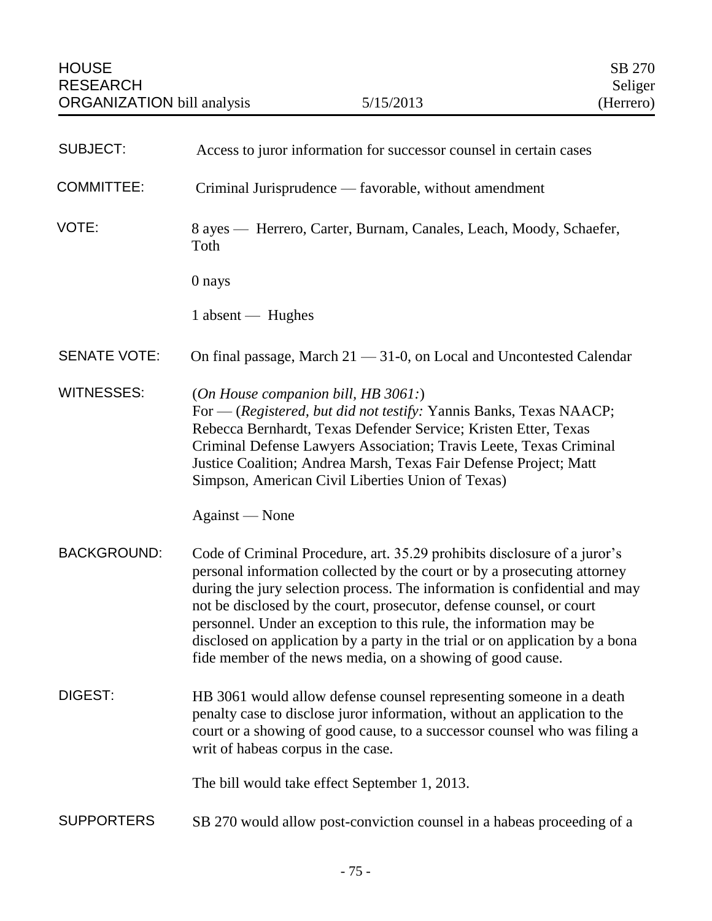HOUSE RESEARCH ORGANIZATION bill analysis | 5/15/2013 | SB 270 Seliger (Herrero)

| | |
|---|---|
| SUBJECT: | Access to juror information for successor counsel in certain cases |
| COMMITTEE: | Criminal Jurisprudence — favorable, without amendment |
| VOTE: | 8 ayes — Herrero, Carter, Burnam, Canales, Leach, Moody, Schaefer, Toth<br><br>0 nays<br><br>1 absent — Hughes |
| SENATE VOTE: | On final passage, March 21 — 31-0, on Local and Uncontested Calendar |
| WITNESSES: | (*On House companion bill, HB 3061:*)<br>For — (*Registered, but did not testify:* Yannis Banks, Texas NAACP; Rebecca Bernhardt, Texas Defender Service; Kristen Etter, Texas Criminal Defense Lawyers Association; Travis Leete, Texas Criminal Justice Coalition; Andrea Marsh, Texas Fair Defense Project; Matt Simpson, American Civil Liberties Union of Texas)<br><br>Against — None |
| BACKGROUND: | Code of Criminal Procedure, art. 35.29 prohibits disclosure of a juror's personal information collected by the court or by a prosecuting attorney during the jury selection process. The information is confidential and may not be disclosed by the court, prosecutor, defense counsel, or court personnel. Under an exception to this rule, the information may be disclosed on application by a party in the trial or on application by a bona fide member of the news media, on a showing of good cause. |
| DIGEST: | HB 3061 would allow defense counsel representing someone in a death penalty case to disclose juror information, without an application to the court or a showing of good cause, to a successor counsel who was filing a writ of habeas corpus in the case.<br><br>The bill would take effect September 1, 2013. |
| SUPPORTERS | SB 270 would allow post-conviction counsel in a habeas proceeding of a |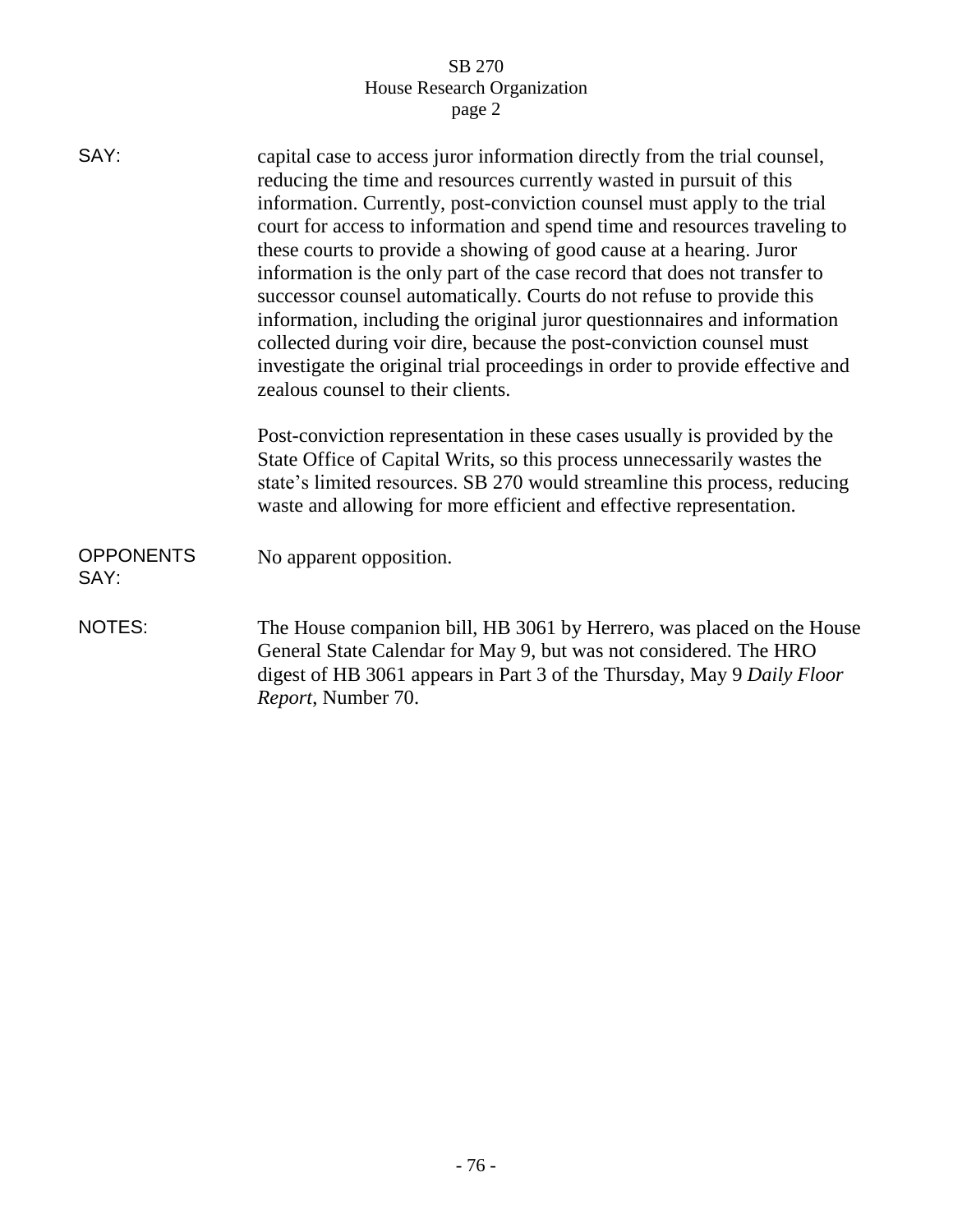SAY: capital case to access juror information directly from the trial counsel, reducing the time and resources currently wasted in pursuit of this information. Currently, post-conviction counsel must apply to the trial court for access to information and spend time and resources traveling to these courts to provide a showing of good cause at a hearing. Juror information is the only part of the case record that does not transfer to successor counsel automatically. Courts do not refuse to provide this information, including the original juror questionnaires and information collected during voir dire, because the post-conviction counsel must investigate the original trial proceedings in order to provide effective and zealous counsel to their clients.

Post-conviction representation in these cases usually is provided by the State Office of Capital Writs, so this process unnecessarily wastes the state's limited resources. SB 270 would streamline this process, reducing waste and allowing for more efficient and effective representation.

OPPONENTS SAY: No apparent opposition.

NOTES: The House companion bill, HB 3061 by Herrero, was placed on the House General State Calendar for May 9, but was not considered. The HRO digest of HB 3061 appears in Part 3 of the Thursday, May 9 *Daily Floor Report*, Number 70.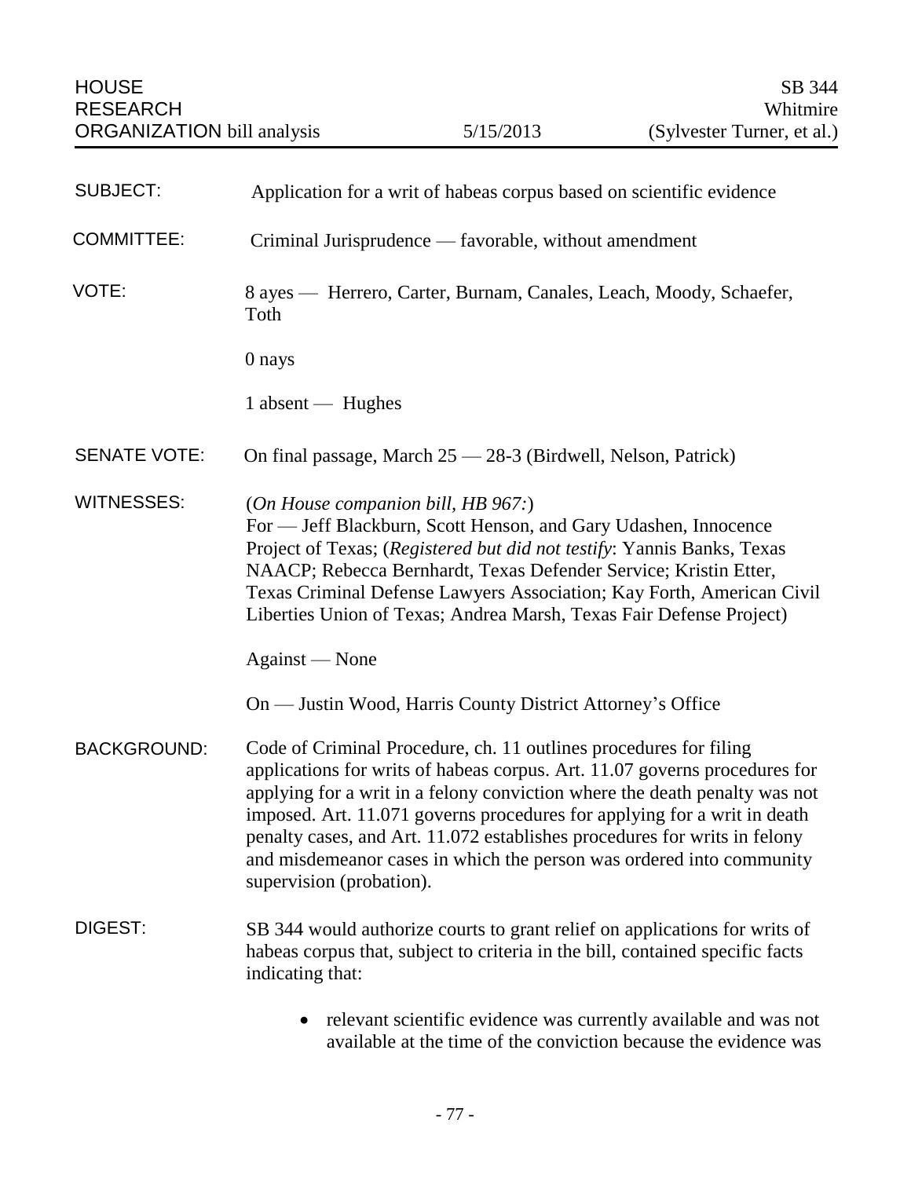HOUSE RESEARCH ORGANIZATION bill analysis | 5/15/2013 | SB 344 Whitmire (Sylvester Turner, et al.)

| | |
|---|---|
| SUBJECT: | Application for a writ of habeas corpus based on scientific evidence |
| COMMITTEE: | Criminal Jurisprudence — favorable, without amendment |
| VOTE: | 8 ayes — Herrero, Carter, Burnam, Canales, Leach, Moody, Schaefer, Toth<br><br>0 nays<br><br>1 absent — Hughes |
| SENATE VOTE: | On final passage, March 25 — 28-3 (Birdwell, Nelson, Patrick) |
| WITNESSES: | (*On House companion bill, HB 967:*)<br>For — Jeff Blackburn, Scott Henson, and Gary Udashen, Innocence Project of Texas; (*Registered but did not testify*: Yannis Banks, Texas NAACP; Rebecca Bernhardt, Texas Defender Service; Kristin Etter, Texas Criminal Defense Lawyers Association; Kay Forth, American Civil Liberties Union of Texas; Andrea Marsh, Texas Fair Defense Project)<br><br>Against — None<br><br>On — Justin Wood, Harris County District Attorney's Office |
| BACKGROUND: | Code of Criminal Procedure, ch. 11 outlines procedures for filing applications for writs of habeas corpus. Art. 11.07 governs procedures for applying for a writ in a felony conviction where the death penalty was not imposed. Art. 11.071 governs procedures for applying for a writ in death penalty cases, and Art. 11.072 establishes procedures for writs in felony and misdemeanor cases in which the person was ordered into community supervision (probation). |
| DIGEST: | SB 344 would authorize courts to grant relief on applications for writs of habeas corpus that, subject to criteria in the bill, contained specific facts indicating that: |

- relevant scientific evidence was currently available and was not available at the time of the conviction because the evidence was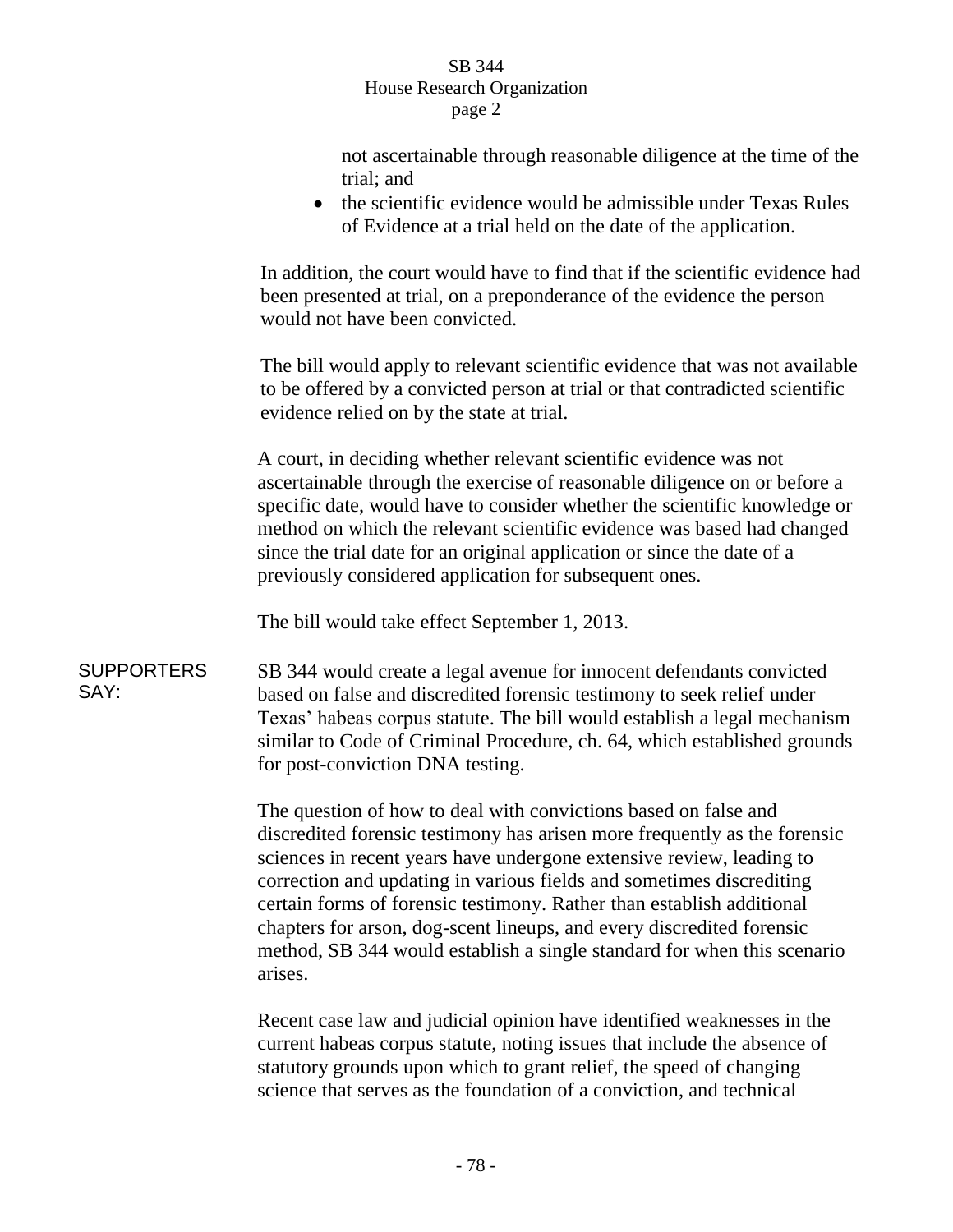not ascertainable through reasonable diligence at the time of the trial; and

- the scientific evidence would be admissible under Texas Rules of Evidence at a trial held on the date of the application.

In addition, the court would have to find that if the scientific evidence had been presented at trial, on a preponderance of the evidence the person would not have been convicted.

The bill would apply to relevant scientific evidence that was not available to be offered by a convicted person at trial or that contradicted scientific evidence relied on by the state at trial.

A court, in deciding whether relevant scientific evidence was not ascertainable through the exercise of reasonable diligence on or before a specific date, would have to consider whether the scientific knowledge or method on which the relevant scientific evidence was based had changed since the trial date for an original application or since the date of a previously considered application for subsequent ones.

The bill would take effect September 1, 2013.

**SUPPORTERS SAY:**

SB 344 would create a legal avenue for innocent defendants convicted based on false and discredited forensic testimony to seek relief under Texas' habeas corpus statute. The bill would establish a legal mechanism similar to Code of Criminal Procedure, ch. 64, which established grounds for post-conviction DNA testing.

The question of how to deal with convictions based on false and discredited forensic testimony has arisen more frequently as the forensic sciences in recent years have undergone extensive review, leading to correction and updating in various fields and sometimes discrediting certain forms of forensic testimony. Rather than establish additional chapters for arson, dog-scent lineups, and every discredited forensic method, SB 344 would establish a single standard for when this scenario arises.

Recent case law and judicial opinion have identified weaknesses in the current habeas corpus statute, noting issues that include the absence of statutory grounds upon which to grant relief, the speed of changing science that serves as the foundation of a conviction, and technical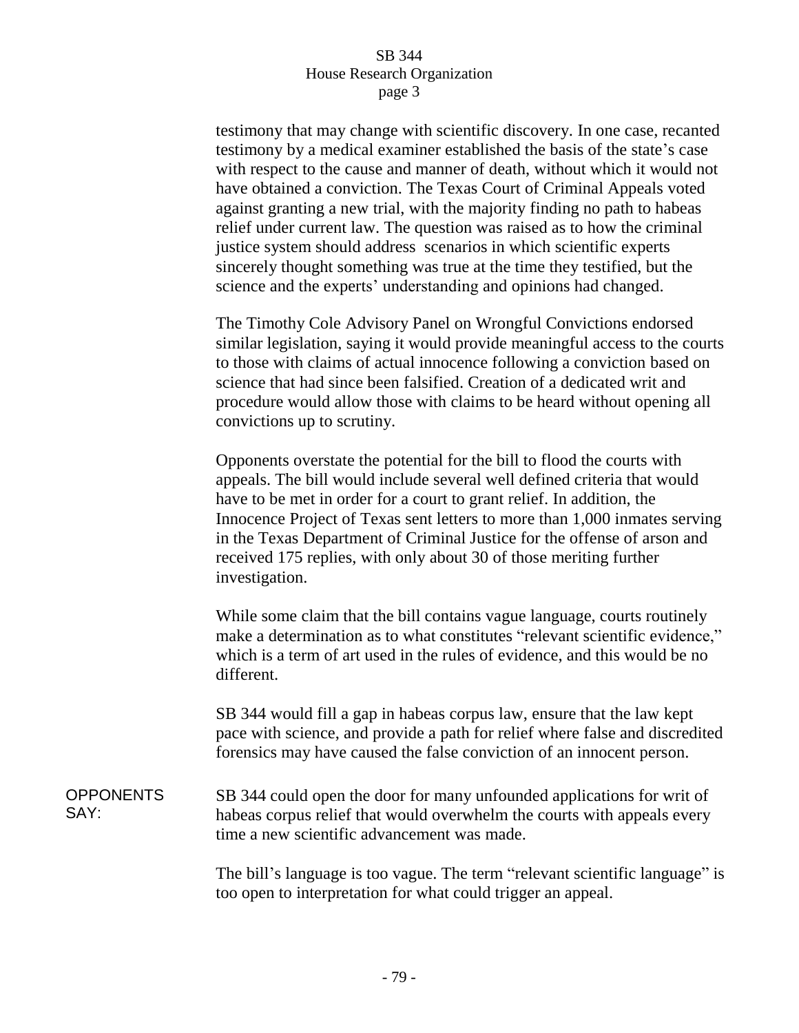testimony that may change with scientific discovery. In one case, recanted testimony by a medical examiner established the basis of the state's case with respect to the cause and manner of death, without which it would not have obtained a conviction. The Texas Court of Criminal Appeals voted against granting a new trial, with the majority finding no path to habeas relief under current law. The question was raised as to how the criminal justice system should address scenarios in which scientific experts sincerely thought something was true at the time they testified, but the science and the experts' understanding and opinions had changed.

The Timothy Cole Advisory Panel on Wrongful Convictions endorsed similar legislation, saying it would provide meaningful access to the courts to those with claims of actual innocence following a conviction based on science that had since been falsified. Creation of a dedicated writ and procedure would allow those with claims to be heard without opening all convictions up to scrutiny.

Opponents overstate the potential for the bill to flood the courts with appeals. The bill would include several well defined criteria that would have to be met in order for a court to grant relief. In addition, the Innocence Project of Texas sent letters to more than 1,000 inmates serving in the Texas Department of Criminal Justice for the offense of arson and received 175 replies, with only about 30 of those meriting further investigation.

While some claim that the bill contains vague language, courts routinely make a determination as to what constitutes "relevant scientific evidence," which is a term of art used in the rules of evidence, and this would be no different.

SB 344 would fill a gap in habeas corpus law, ensure that the law kept pace with science, and provide a path for relief where false and discredited forensics may have caused the false conviction of an innocent person.

**OPPONENTS SAY:**

SB 344 could open the door for many unfounded applications for writ of habeas corpus relief that would overwhelm the courts with appeals every time a new scientific advancement was made.

The bill's language is too vague. The term "relevant scientific language" is too open to interpretation for what could trigger an appeal.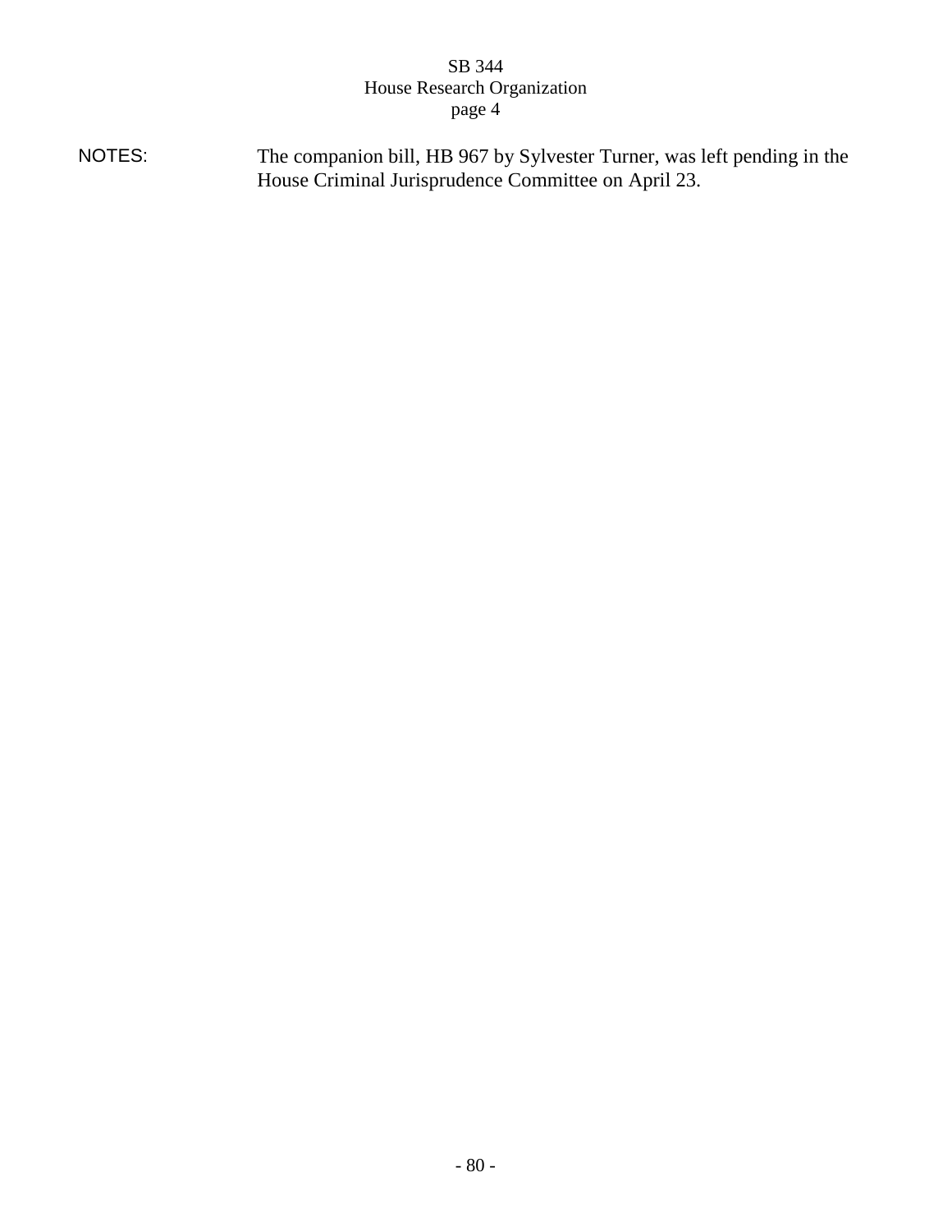NOTES: The companion bill, HB 967 by Sylvester Turner, was left pending in the House Criminal Jurisprudence Committee on April 23.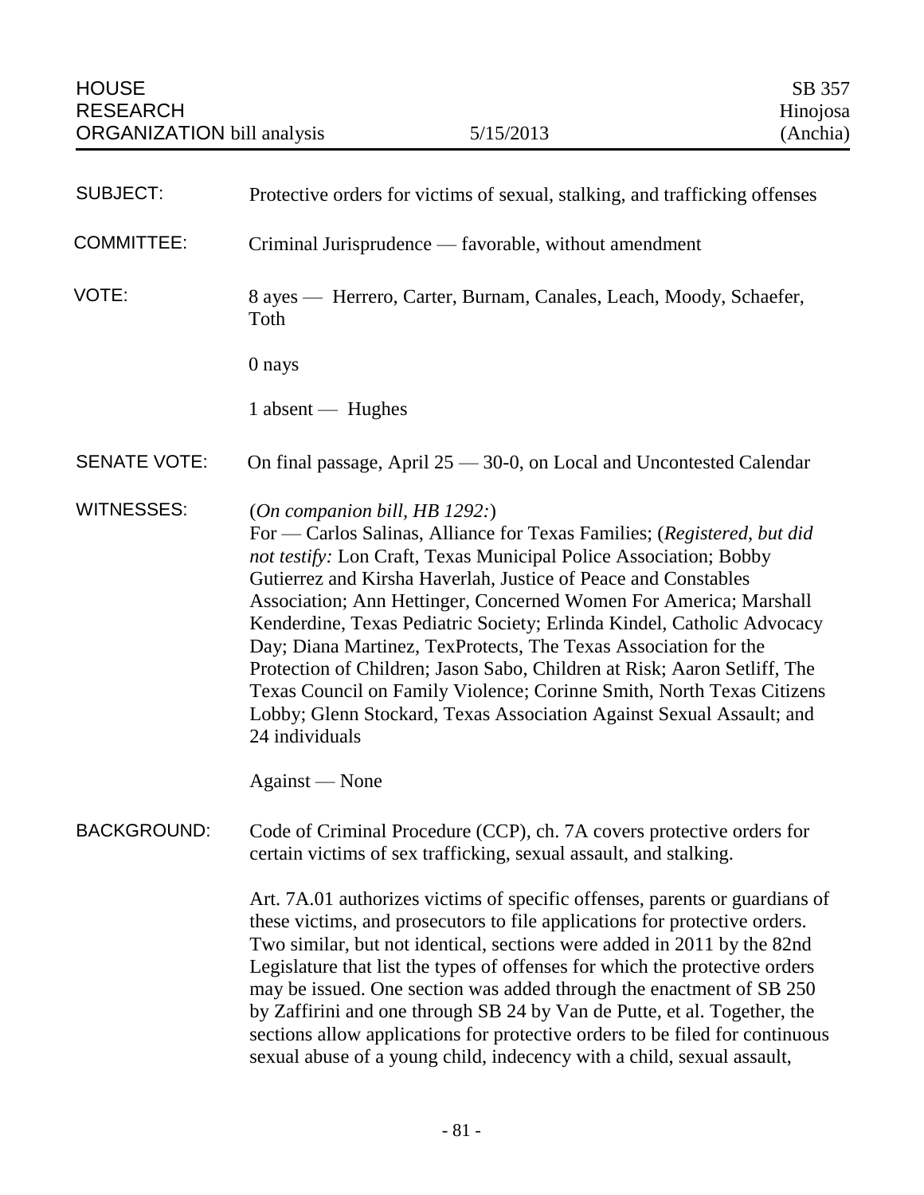HOUSE RESEARCH ORGANIZATION bill analysis — 5/15/2013 — SB 357 Hinojosa (Anchia)

| | |
|---|---|
| SUBJECT: | Protective orders for victims of sexual, stalking, and trafficking offenses |
| COMMITTEE: | Criminal Jurisprudence — favorable, without amendment |
| VOTE: | 8 ayes — Herrero, Carter, Burnam, Canales, Leach, Moody, Schaefer, Toth<br><br>0 nays<br><br>1 absent — Hughes |
| SENATE VOTE: | On final passage, April 25 — 30-0, on Local and Uncontested Calendar |
| WITNESSES: | (*On companion bill, HB 1292:*)<br>For — Carlos Salinas, Alliance for Texas Families; (*Registered, but did not testify:* Lon Craft, Texas Municipal Police Association; Bobby Gutierrez and Kirsha Haverlah, Justice of Peace and Constables Association; Ann Hettinger, Concerned Women For America; Marshall Kenderdine, Texas Pediatric Society; Erlinda Kindel, Catholic Advocacy Day; Diana Martinez, TexProtects, The Texas Association for the Protection of Children; Jason Sabo, Children at Risk; Aaron Setliff, The Texas Council on Family Violence; Corinne Smith, North Texas Citizens Lobby; Glenn Stockard, Texas Association Against Sexual Assault; and 24 individuals<br><br>Against — None |
| BACKGROUND: | Code of Criminal Procedure (CCP), ch. 7A covers protective orders for certain victims of sex trafficking, sexual assault, and stalking.<br><br>Art. 7A.01 authorizes victims of specific offenses, parents or guardians of these victims, and prosecutors to file applications for protective orders. Two similar, but not identical, sections were added in 2011 by the 82nd Legislature that list the types of offenses for which the protective orders may be issued. One section was added through the enactment of SB 250 by Zaffirini and one through SB 24 by Van de Putte, et al. Together, the sections allow applications for protective orders to be filed for continuous sexual abuse of a young child, indecency with a child, sexual assault, |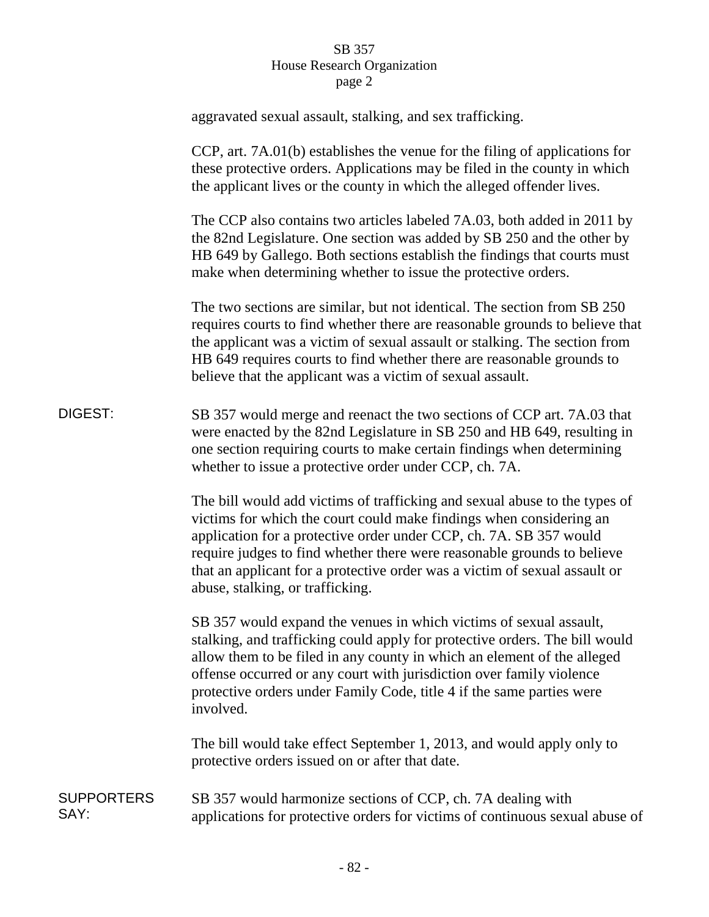aggravated sexual assault, stalking, and sex trafficking.

CCP, art. 7A.01(b) establishes the venue for the filing of applications for these protective orders. Applications may be filed in the county in which the applicant lives or the county in which the alleged offender lives.

The CCP also contains two articles labeled 7A.03, both added in 2011 by the 82nd Legislature. One section was added by SB 250 and the other by HB 649 by Gallego. Both sections establish the findings that courts must make when determining whether to issue the protective orders.

The two sections are similar, but not identical. The section from SB 250 requires courts to find whether there are reasonable grounds to believe that the applicant was a victim of sexual assault or stalking. The section from HB 649 requires courts to find whether there are reasonable grounds to believe that the applicant was a victim of sexual assault.

**DIGEST:**

SB 357 would merge and reenact the two sections of CCP art. 7A.03 that were enacted by the 82nd Legislature in SB 250 and HB 649, resulting in one section requiring courts to make certain findings when determining whether to issue a protective order under CCP, ch. 7A.

The bill would add victims of trafficking and sexual abuse to the types of victims for which the court could make findings when considering an application for a protective order under CCP, ch. 7A. SB 357 would require judges to find whether there were reasonable grounds to believe that an applicant for a protective order was a victim of sexual assault or abuse, stalking, or trafficking.

SB 357 would expand the venues in which victims of sexual assault, stalking, and trafficking could apply for protective orders. The bill would allow them to be filed in any county in which an element of the alleged offense occurred or any court with jurisdiction over family violence protective orders under Family Code, title 4 if the same parties were involved.

The bill would take effect September 1, 2013, and would apply only to protective orders issued on or after that date.

**SUPPORTERS SAY:**

SB 357 would harmonize sections of CCP, ch. 7A dealing with applications for protective orders for victims of continuous sexual abuse of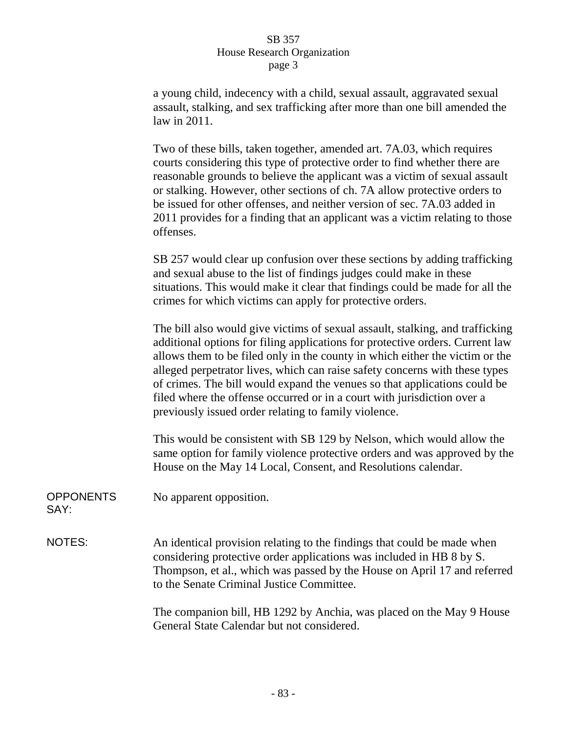a young child, indecency with a child, sexual assault, aggravated sexual assault, stalking, and sex trafficking after more than one bill amended the law in 2011.

Two of these bills, taken together, amended art. 7A.03, which requires courts considering this type of protective order to find whether there are reasonable grounds to believe the applicant was a victim of sexual assault or stalking. However, other sections of ch. 7A allow protective orders to be issued for other offenses, and neither version of sec. 7A.03 added in 2011 provides for a finding that an applicant was a victim relating to those offenses.

SB 257 would clear up confusion over these sections by adding trafficking and sexual abuse to the list of findings judges could make in these situations. This would make it clear that findings could be made for all the crimes for which victims can apply for protective orders.

The bill also would give victims of sexual assault, stalking, and trafficking additional options for filing applications for protective orders. Current law allows them to be filed only in the county in which either the victim or the alleged perpetrator lives, which can raise safety concerns with these types of crimes. The bill would expand the venues so that applications could be filed where the offense occurred or in a court with jurisdiction over a previously issued order relating to family violence.

This would be consistent with SB 129 by Nelson, which would allow the same option for family violence protective orders and was approved by the House on the May 14 Local, Consent, and Resolutions calendar.

**OPPONENTS SAY:** No apparent opposition.

**NOTES:** An identical provision relating to the findings that could be made when considering protective order applications was included in HB 8 by S. Thompson, et al., which was passed by the House on April 17 and referred to the Senate Criminal Justice Committee.

The companion bill, HB 1292 by Anchia, was placed on the May 9 House General State Calendar but not considered.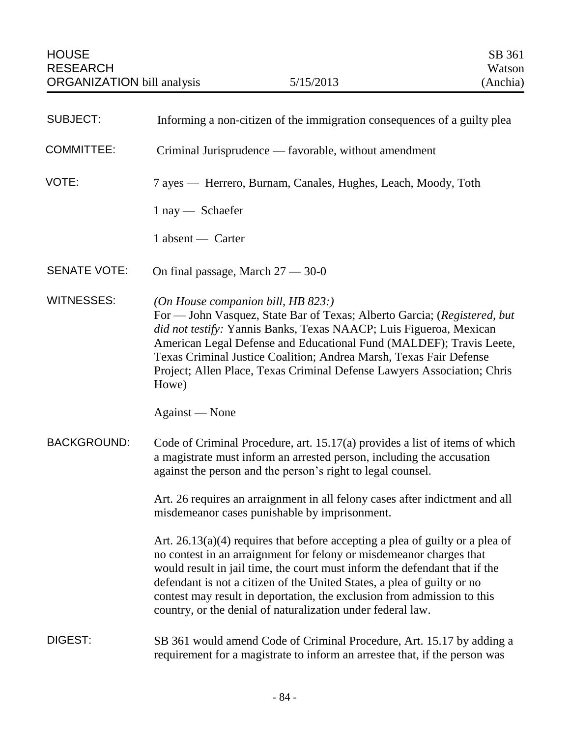HOUSE RESEARCH ORGANIZATION bill analysis — 5/15/2013 — SB 361 Watson (Anchia)

**SUBJECT:** Informing a non-citizen of the immigration consequences of a guilty plea

**COMMITTEE:** Criminal Jurisprudence — favorable, without amendment

**VOTE:** 7 ayes — Herrero, Burnam, Canales, Hughes, Leach, Moody, Toth

1 nay — Schaefer

1 absent — Carter

**SENATE VOTE:** On final passage, March 27 — 30-0

**WITNESSES:** *(On House companion bill, HB 823:)*
For — John Vasquez, State Bar of Texas; Alberto Garcia; (*Registered, but did not testify:* Yannis Banks, Texas NAACP; Luis Figueroa, Mexican American Legal Defense and Educational Fund (MALDEF); Travis Leete, Texas Criminal Justice Coalition; Andrea Marsh, Texas Fair Defense Project; Allen Place, Texas Criminal Defense Lawyers Association; Chris Howe)

Against — None

**BACKGROUND:** Code of Criminal Procedure, art. 15.17(a) provides a list of items of which a magistrate must inform an arrested person, including the accusation against the person and the person's right to legal counsel.

Art. 26 requires an arraignment in all felony cases after indictment and all misdemeanor cases punishable by imprisonment.

Art. 26.13(a)(4) requires that before accepting a plea of guilty or a plea of no contest in an arraignment for felony or misdemeanor charges that would result in jail time, the court must inform the defendant that if the defendant is not a citizen of the United States, a plea of guilty or no contest may result in deportation, the exclusion from admission to this country, or the denial of naturalization under federal law.

**DIGEST:** SB 361 would amend Code of Criminal Procedure, Art. 15.17 by adding a requirement for a magistrate to inform an arrestee that, if the person was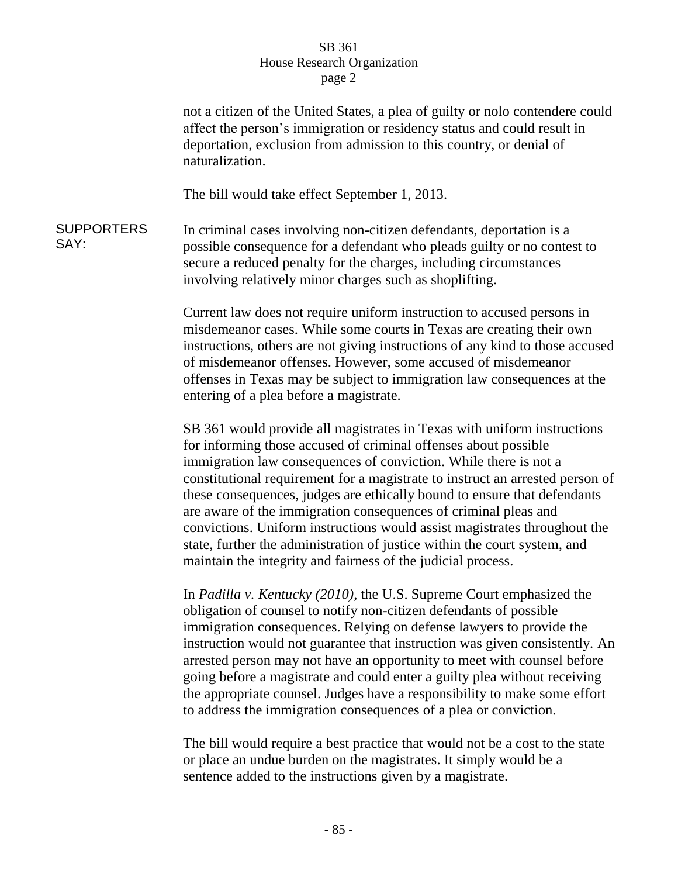not a citizen of the United States, a plea of guilty or nolo contendere could affect the person's immigration or residency status and could result in deportation, exclusion from admission to this country, or denial of naturalization.

The bill would take effect September 1, 2013.

**SUPPORTERS SAY:**

In criminal cases involving non-citizen defendants, deportation is a possible consequence for a defendant who pleads guilty or no contest to secure a reduced penalty for the charges, including circumstances involving relatively minor charges such as shoplifting.

Current law does not require uniform instruction to accused persons in misdemeanor cases. While some courts in Texas are creating their own instructions, others are not giving instructions of any kind to those accused of misdemeanor offenses. However, some accused of misdemeanor offenses in Texas may be subject to immigration law consequences at the entering of a plea before a magistrate.

SB 361 would provide all magistrates in Texas with uniform instructions for informing those accused of criminal offenses about possible immigration law consequences of conviction. While there is not a constitutional requirement for a magistrate to instruct an arrested person of these consequences, judges are ethically bound to ensure that defendants are aware of the immigration consequences of criminal pleas and convictions. Uniform instructions would assist magistrates throughout the state, further the administration of justice within the court system, and maintain the integrity and fairness of the judicial process.

In *Padilla v. Kentucky (2010)*, the U.S. Supreme Court emphasized the obligation of counsel to notify non-citizen defendants of possible immigration consequences. Relying on defense lawyers to provide the instruction would not guarantee that instruction was given consistently. An arrested person may not have an opportunity to meet with counsel before going before a magistrate and could enter a guilty plea without receiving the appropriate counsel. Judges have a responsibility to make some effort to address the immigration consequences of a plea or conviction.

The bill would require a best practice that would not be a cost to the state or place an undue burden on the magistrates. It simply would be a sentence added to the instructions given by a magistrate.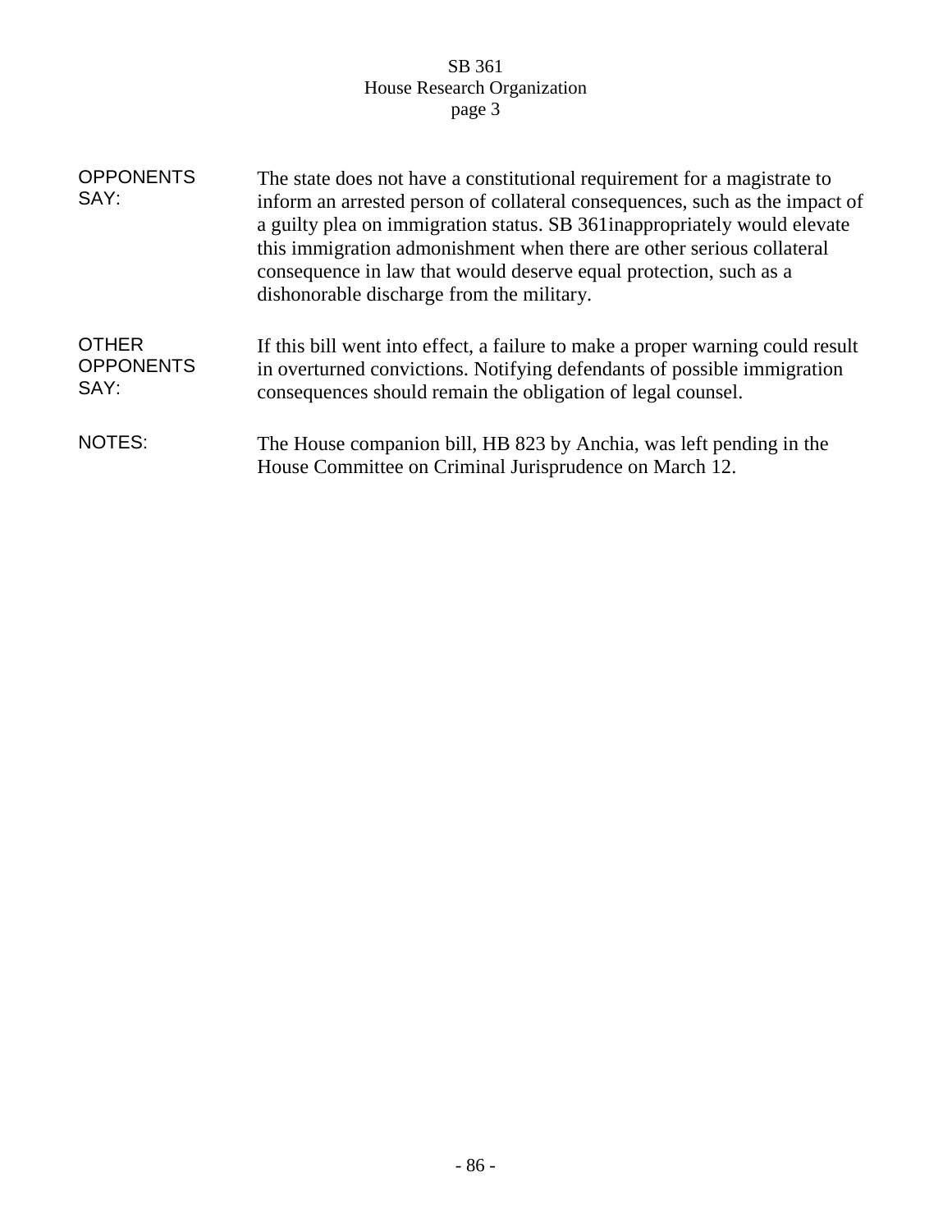**OPPONENTS SAY:** The state does not have a constitutional requirement for a magistrate to inform an arrested person of collateral consequences, such as the impact of a guilty plea on immigration status. SB 361inappropriately would elevate this immigration admonishment when there are other serious collateral consequence in law that would deserve equal protection, such as a dishonorable discharge from the military.

**OTHER OPPONENTS SAY:** If this bill went into effect, a failure to make a proper warning could result in overturned convictions. Notifying defendants of possible immigration consequences should remain the obligation of legal counsel.

**NOTES:** The House companion bill, HB 823 by Anchia, was left pending in the House Committee on Criminal Jurisprudence on March 12.